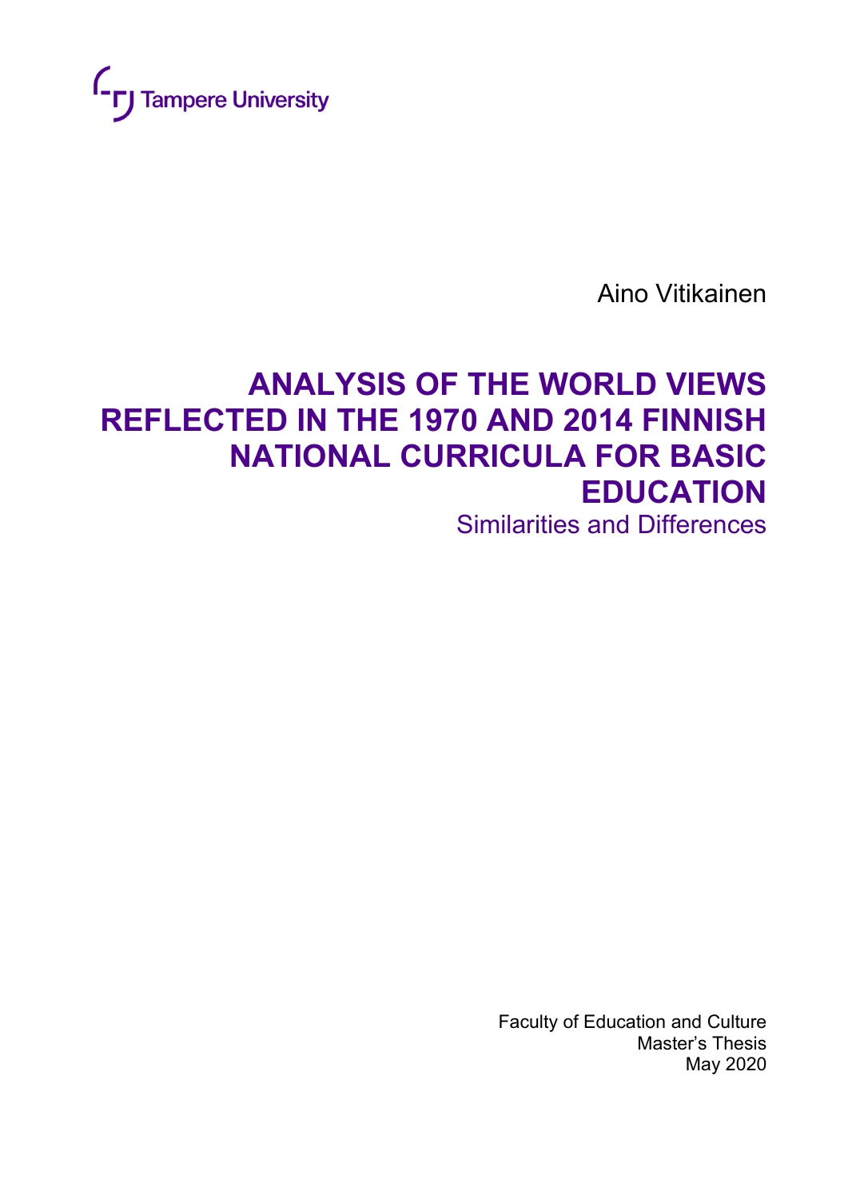Tampere University

Aino Vitikainen

# ANALYSIS OF THE WORLD VIEWS REFLECTED IN THE 1970 AND 2014 FINNISH NATIONAL CURRICULA FOR BASIC EDUCATION

## Similarities and Differences

Faculty of Education and Culture
Master's Thesis
May 2020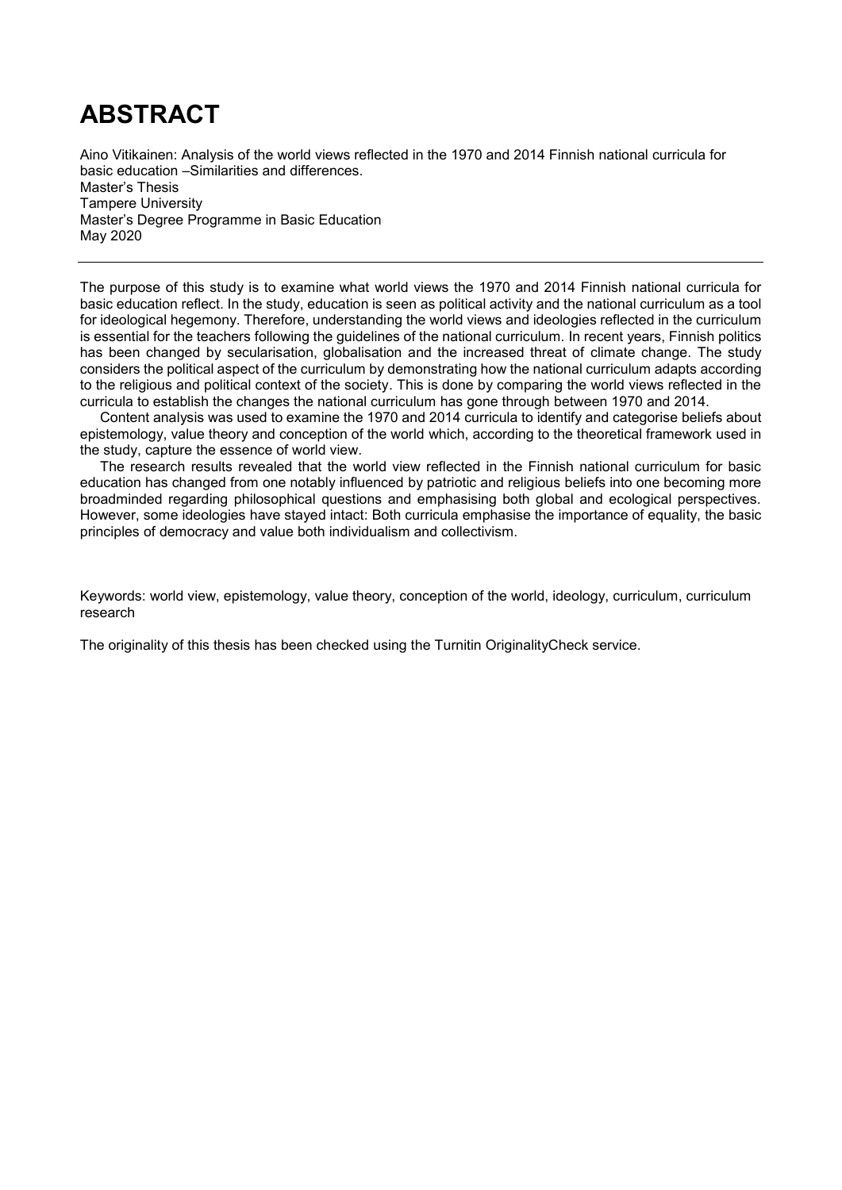# ABSTRACT

Aino Vitikainen: Analysis of the world views reflected in the 1970 and 2014 Finnish national curricula for basic education –Similarities and differences.
Master's Thesis
Tampere University
Master's Degree Programme in Basic Education
May 2020

---

The purpose of this study is to examine what world views the 1970 and 2014 Finnish national curricula for basic education reflect. In the study, education is seen as political activity and the national curriculum as a tool for ideological hegemony. Therefore, understanding the world views and ideologies reflected in the curriculum is essential for the teachers following the guidelines of the national curriculum. In recent years, Finnish politics has been changed by secularisation, globalisation and the increased threat of climate change. The study considers the political aspect of the curriculum by demonstrating how the national curriculum adapts according to the religious and political context of the society. This is done by comparing the world views reflected in the curricula to establish the changes the national curriculum has gone through between 1970 and 2014.

Content analysis was used to examine the 1970 and 2014 curricula to identify and categorise beliefs about epistemology, value theory and conception of the world which, according to the theoretical framework used in the study, capture the essence of world view.

The research results revealed that the world view reflected in the Finnish national curriculum for basic education has changed from one notably influenced by patriotic and religious beliefs into one becoming more broadminded regarding philosophical questions and emphasising both global and ecological perspectives. However, some ideologies have stayed intact: Both curricula emphasise the importance of equality, the basic principles of democracy and value both individualism and collectivism.

Keywords: world view, epistemology, value theory, conception of the world, ideology, curriculum, curriculum research

The originality of this thesis has been checked using the Turnitin OriginalityCheck service.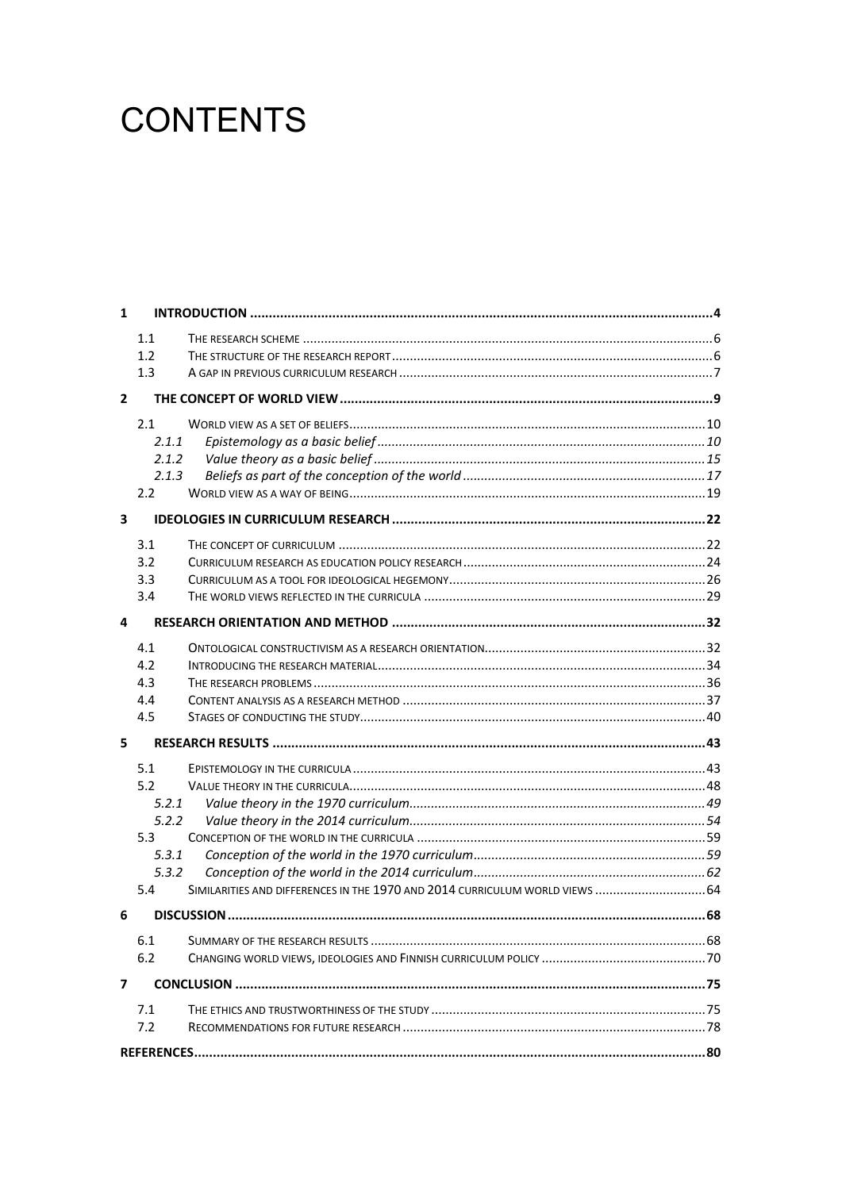# CONTENTS

**1 INTRODUCTION** .......... **4**

- 1.1 THE RESEARCH SCHEME .......... 6
- 1.2 THE STRUCTURE OF THE RESEARCH REPORT .......... 6
- 1.3 A GAP IN PREVIOUS CURRICULUM RESEARCH .......... 7

**2 THE CONCEPT OF WORLD VIEW** .......... **9**

- 2.1 WORLD VIEW AS A SET OF BELIEFS .......... 10
  - *2.1.1 Epistemology as a basic belief* .......... *10*
  - *2.1.2 Value theory as a basic belief* .......... *15*
  - *2.1.3 Beliefs as part of the conception of the world* .......... *17*
- 2.2 WORLD VIEW AS A WAY OF BEING .......... 19

**3 IDEOLOGIES IN CURRICULUM RESEARCH** .......... **22**

- 3.1 THE CONCEPT OF CURRICULUM .......... 22
- 3.2 CURRICULUM RESEARCH AS EDUCATION POLICY RESEARCH .......... 24
- 3.3 CURRICULUM AS A TOOL FOR IDEOLOGICAL HEGEMONY .......... 26
- 3.4 THE WORLD VIEWS REFLECTED IN THE CURRICULA .......... 29

**4 RESEARCH ORIENTATION AND METHOD** .......... **32**

- 4.1 ONTOLOGICAL CONSTRUCTIVISM AS A RESEARCH ORIENTATION .......... 32
- 4.2 INTRODUCING THE RESEARCH MATERIAL .......... 34
- 4.3 THE RESEARCH PROBLEMS .......... 36
- 4.4 CONTENT ANALYSIS AS A RESEARCH METHOD .......... 37
- 4.5 STAGES OF CONDUCTING THE STUDY .......... 40

**5 RESEARCH RESULTS** .......... **43**

- 5.1 EPISTEMOLOGY IN THE CURRICULA .......... 43
- 5.2 VALUE THEORY IN THE CURRICULA .......... 48
  - *5.2.1 Value theory in the 1970 curriculum* .......... *49*
  - *5.2.2 Value theory in the 2014 curriculum* .......... *54*
- 5.3 CONCEPTION OF THE WORLD IN THE CURRICULA .......... 59
  - *5.3.1 Conception of the world in the 1970 curriculum* .......... *59*
  - *5.3.2 Conception of the world in the 2014 curriculum* .......... *62*
- 5.4 SIMILARITIES AND DIFFERENCES IN THE 1970 AND 2014 CURRICULUM WORLD VIEWS .......... 64

**6 DISCUSSION** .......... **68**

- 6.1 SUMMARY OF THE RESEARCH RESULTS .......... 68
- 6.2 CHANGING WORLD VIEWS, IDEOLOGIES AND FINNISH CURRICULUM POLICY .......... 70

**7 CONCLUSION** .......... **75**

- 7.1 THE ETHICS AND TRUSTWORTHINESS OF THE STUDY .......... 75
- 7.2 RECOMMENDATIONS FOR FUTURE RESEARCH .......... 78

**REFERENCES** .......... **80**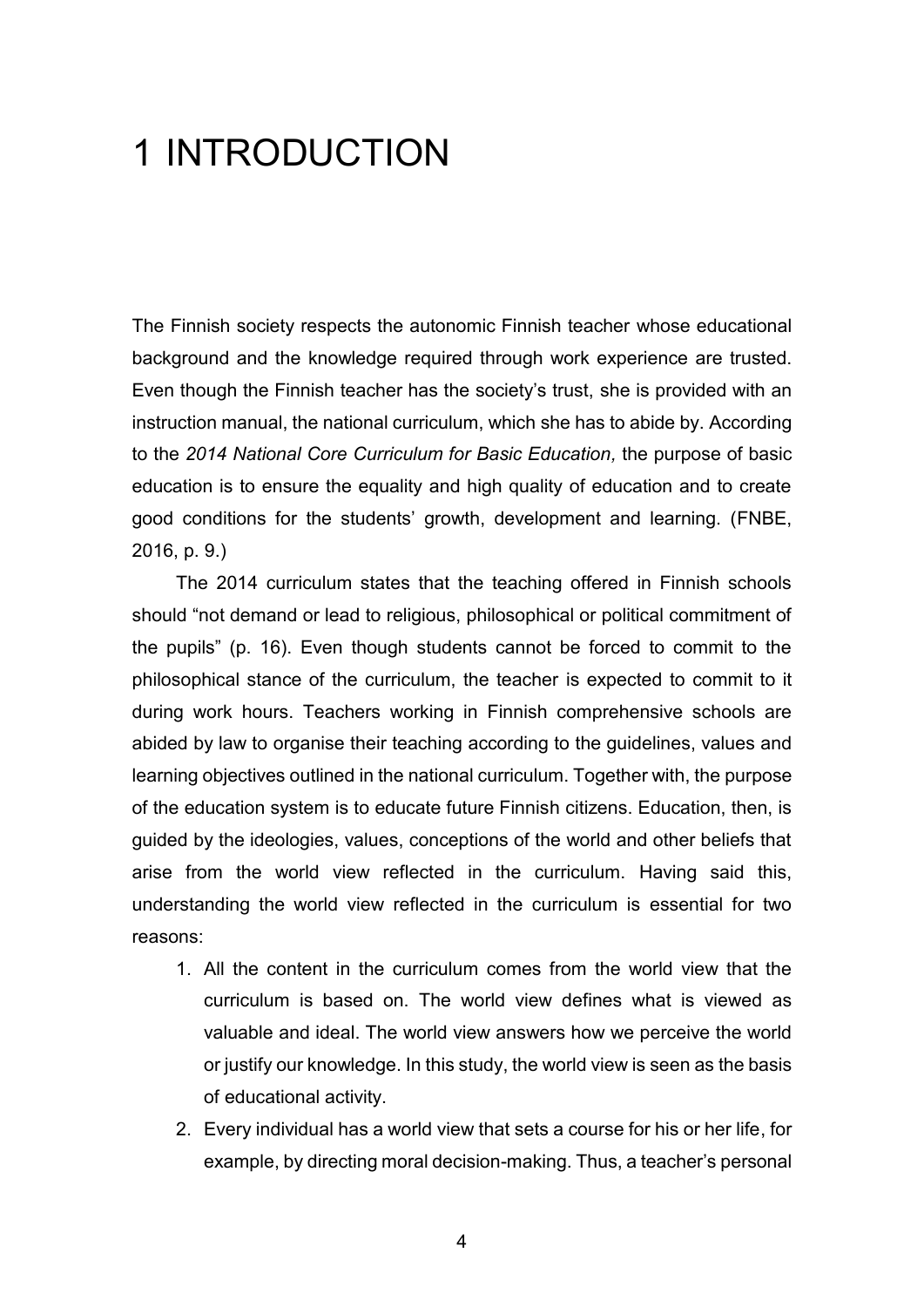# 1 INTRODUCTION

The Finnish society respects the autonomic Finnish teacher whose educational background and the knowledge required through work experience are trusted. Even though the Finnish teacher has the society's trust, she is provided with an instruction manual, the national curriculum, which she has to abide by. According to the *2014 National Core Curriculum for Basic Education,* the purpose of basic education is to ensure the equality and high quality of education and to create good conditions for the students' growth, development and learning. (FNBE, 2016, p. 9.)

The 2014 curriculum states that the teaching offered in Finnish schools should "not demand or lead to religious, philosophical or political commitment of the pupils" (p. 16). Even though students cannot be forced to commit to the philosophical stance of the curriculum, the teacher is expected to commit to it during work hours. Teachers working in Finnish comprehensive schools are abided by law to organise their teaching according to the guidelines, values and learning objectives outlined in the national curriculum. Together with, the purpose of the education system is to educate future Finnish citizens. Education, then, is guided by the ideologies, values, conceptions of the world and other beliefs that arise from the world view reflected in the curriculum. Having said this, understanding the world view reflected in the curriculum is essential for two reasons:

1. All the content in the curriculum comes from the world view that the curriculum is based on. The world view defines what is viewed as valuable and ideal. The world view answers how we perceive the world or justify our knowledge. In this study, the world view is seen as the basis of educational activity.
2. Every individual has a world view that sets a course for his or her life, for example, by directing moral decision-making. Thus, a teacher's personal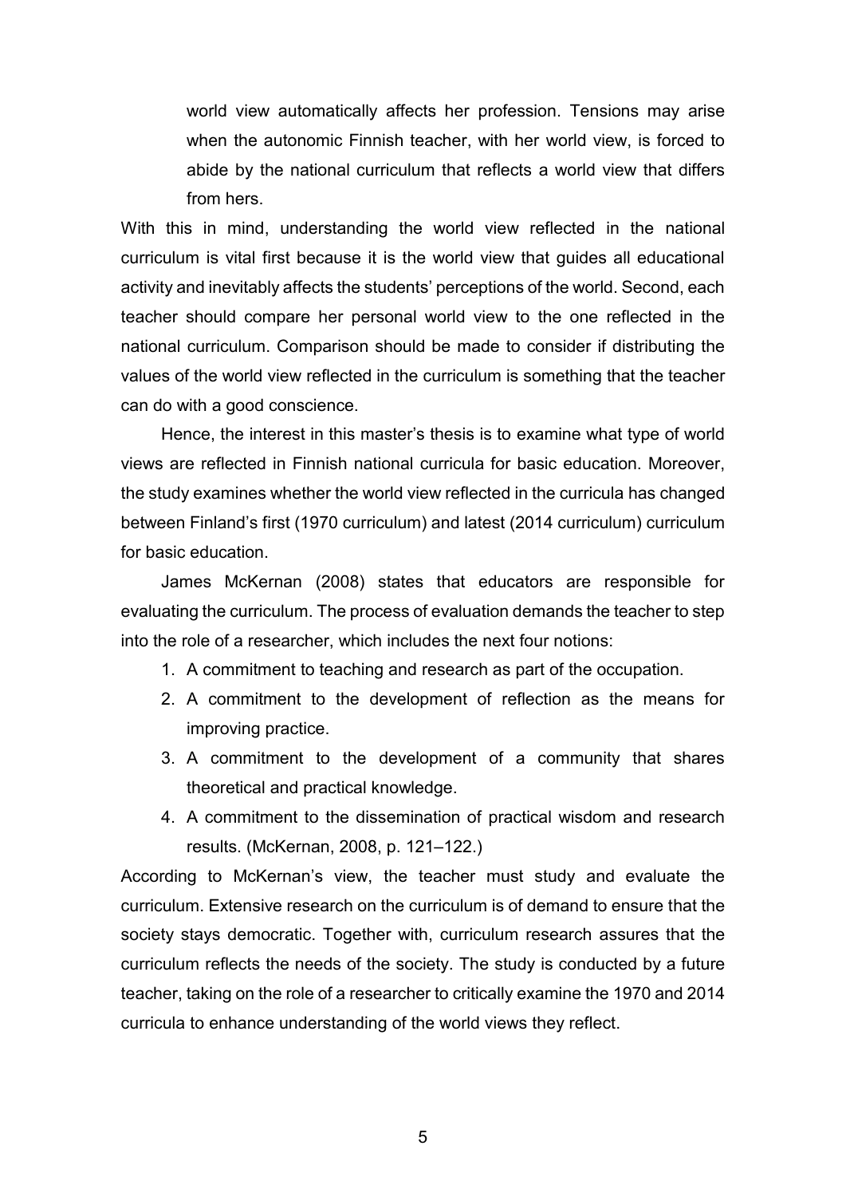> world view automatically affects her profession. Tensions may arise when the autonomic Finnish teacher, with her world view, is forced to abide by the national curriculum that reflects a world view that differs from hers.

With this in mind, understanding the world view reflected in the national curriculum is vital first because it is the world view that guides all educational activity and inevitably affects the students' perceptions of the world. Second, each teacher should compare her personal world view to the one reflected in the national curriculum. Comparison should be made to consider if distributing the values of the world view reflected in the curriculum is something that the teacher can do with a good conscience.

Hence, the interest in this master's thesis is to examine what type of world views are reflected in Finnish national curricula for basic education. Moreover, the study examines whether the world view reflected in the curricula has changed between Finland's first (1970 curriculum) and latest (2014 curriculum) curriculum for basic education.

James McKernan (2008) states that educators are responsible for evaluating the curriculum. The process of evaluation demands the teacher to step into the role of a researcher, which includes the next four notions:

1. A commitment to teaching and research as part of the occupation.
2. A commitment to the development of reflection as the means for improving practice.
3. A commitment to the development of a community that shares theoretical and practical knowledge.
4. A commitment to the dissemination of practical wisdom and research results. (McKernan, 2008, p. 121–122.)

According to McKernan's view, the teacher must study and evaluate the curriculum. Extensive research on the curriculum is of demand to ensure that the society stays democratic. Together with, curriculum research assures that the curriculum reflects the needs of the society. The study is conducted by a future teacher, taking on the role of a researcher to critically examine the 1970 and 2014 curricula to enhance understanding of the world views they reflect.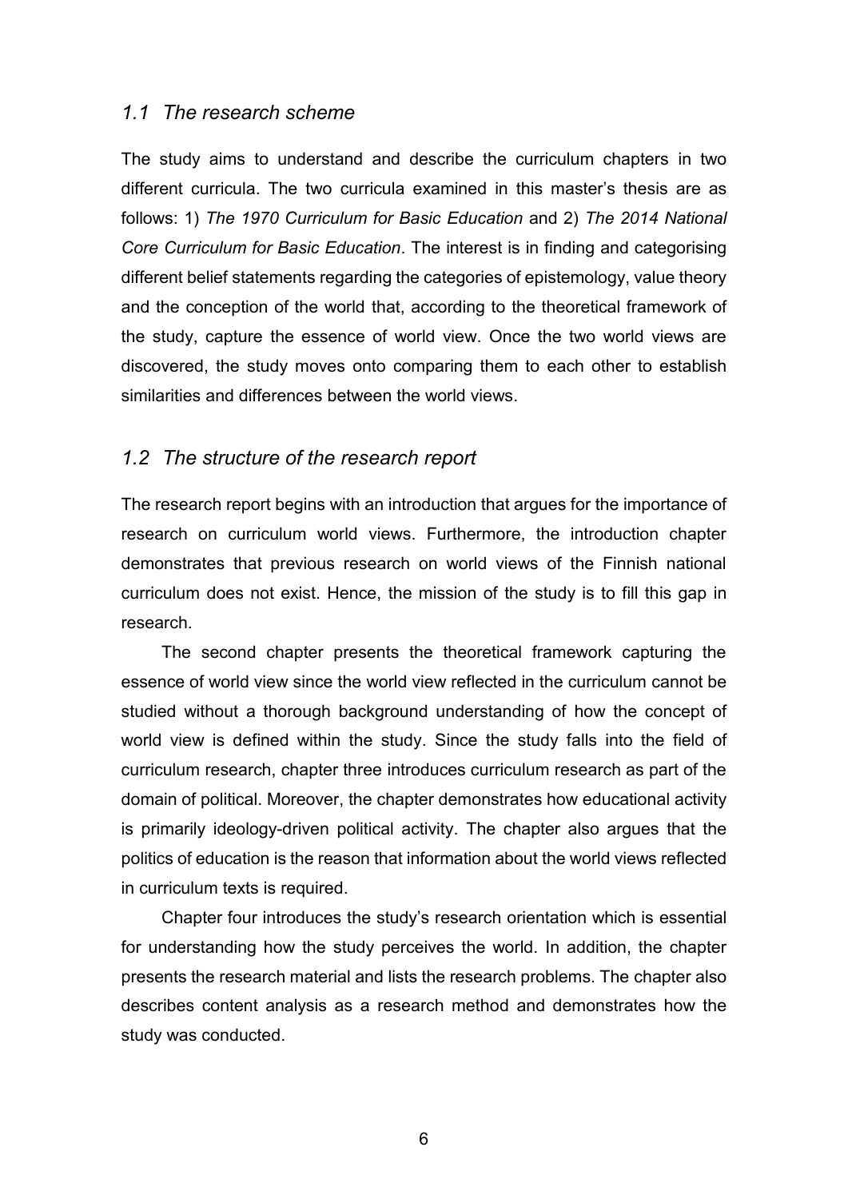## *1.1 The research scheme*

The study aims to understand and describe the curriculum chapters in two different curricula. The two curricula examined in this master's thesis are as follows: 1) *The 1970 Curriculum for Basic Education* and 2) *The 2014 National Core Curriculum for Basic Education*. The interest is in finding and categorising different belief statements regarding the categories of epistemology, value theory and the conception of the world that, according to the theoretical framework of the study, capture the essence of world view. Once the two world views are discovered, the study moves onto comparing them to each other to establish similarities and differences between the world views.

## *1.2 The structure of the research report*

The research report begins with an introduction that argues for the importance of research on curriculum world views. Furthermore, the introduction chapter demonstrates that previous research on world views of the Finnish national curriculum does not exist. Hence, the mission of the study is to fill this gap in research.

The second chapter presents the theoretical framework capturing the essence of world view since the world view reflected in the curriculum cannot be studied without a thorough background understanding of how the concept of world view is defined within the study. Since the study falls into the field of curriculum research, chapter three introduces curriculum research as part of the domain of political. Moreover, the chapter demonstrates how educational activity is primarily ideology-driven political activity. The chapter also argues that the politics of education is the reason that information about the world views reflected in curriculum texts is required.

Chapter four introduces the study's research orientation which is essential for understanding how the study perceives the world. In addition, the chapter presents the research material and lists the research problems. The chapter also describes content analysis as a research method and demonstrates how the study was conducted.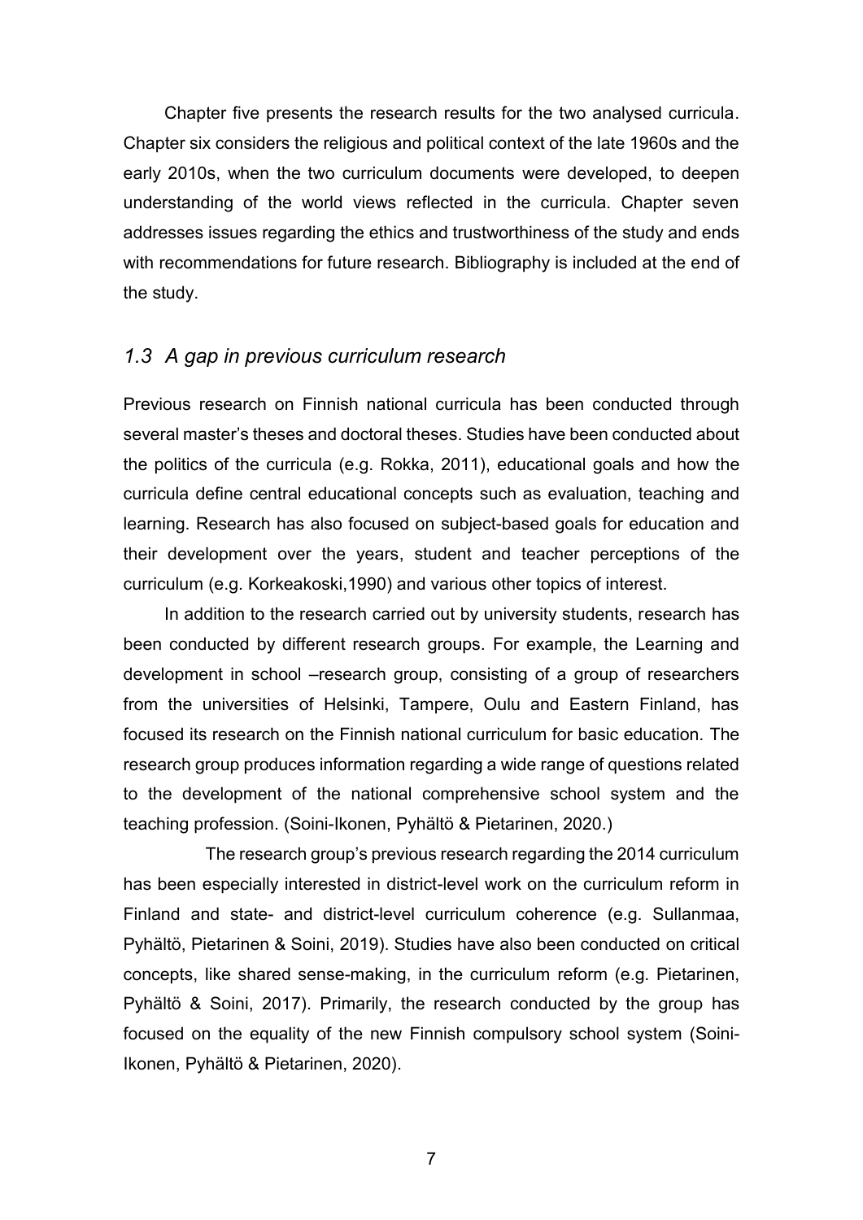Chapter five presents the research results for the two analysed curricula. Chapter six considers the religious and political context of the late 1960s and the early 2010s, when the two curriculum documents were developed, to deepen understanding of the world views reflected in the curricula. Chapter seven addresses issues regarding the ethics and trustworthiness of the study and ends with recommendations for future research. Bibliography is included at the end of the study.

### *1.3 A gap in previous curriculum research*

Previous research on Finnish national curricula has been conducted through several master's theses and doctoral theses. Studies have been conducted about the politics of the curricula (e.g. Rokka, 2011), educational goals and how the curricula define central educational concepts such as evaluation, teaching and learning. Research has also focused on subject-based goals for education and their development over the years, student and teacher perceptions of the curriculum (e.g. Korkeakoski,1990) and various other topics of interest.

In addition to the research carried out by university students, research has been conducted by different research groups. For example, the Learning and development in school –research group, consisting of a group of researchers from the universities of Helsinki, Tampere, Oulu and Eastern Finland, has focused its research on the Finnish national curriculum for basic education. The research group produces information regarding a wide range of questions related to the development of the national comprehensive school system and the teaching profession. (Soini-Ikonen, Pyhältö & Pietarinen, 2020.)

The research group's previous research regarding the 2014 curriculum has been especially interested in district-level work on the curriculum reform in Finland and state- and district-level curriculum coherence (e.g. Sullanmaa, Pyhältö, Pietarinen & Soini, 2019). Studies have also been conducted on critical concepts, like shared sense-making, in the curriculum reform (e.g. Pietarinen, Pyhältö & Soini, 2017). Primarily, the research conducted by the group has focused on the equality of the new Finnish compulsory school system (Soini-Ikonen, Pyhältö & Pietarinen, 2020).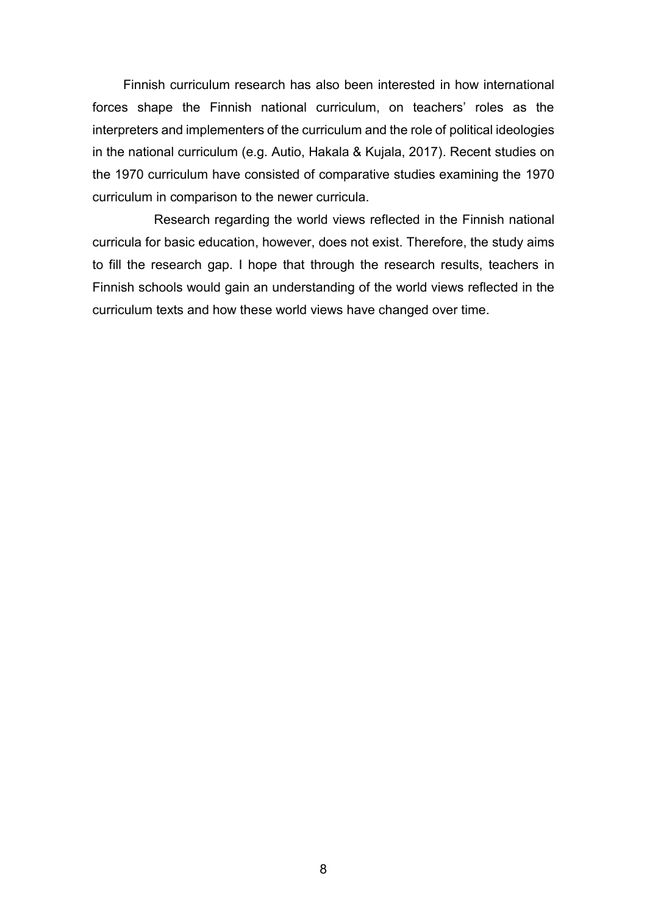Finnish curriculum research has also been interested in how international forces shape the Finnish national curriculum, on teachers' roles as the interpreters and implementers of the curriculum and the role of political ideologies in the national curriculum (e.g. Autio, Hakala & Kujala, 2017). Recent studies on the 1970 curriculum have consisted of comparative studies examining the 1970 curriculum in comparison to the newer curricula.

Research regarding the world views reflected in the Finnish national curricula for basic education, however, does not exist. Therefore, the study aims to fill the research gap. I hope that through the research results, teachers in Finnish schools would gain an understanding of the world views reflected in the curriculum texts and how these world views have changed over time.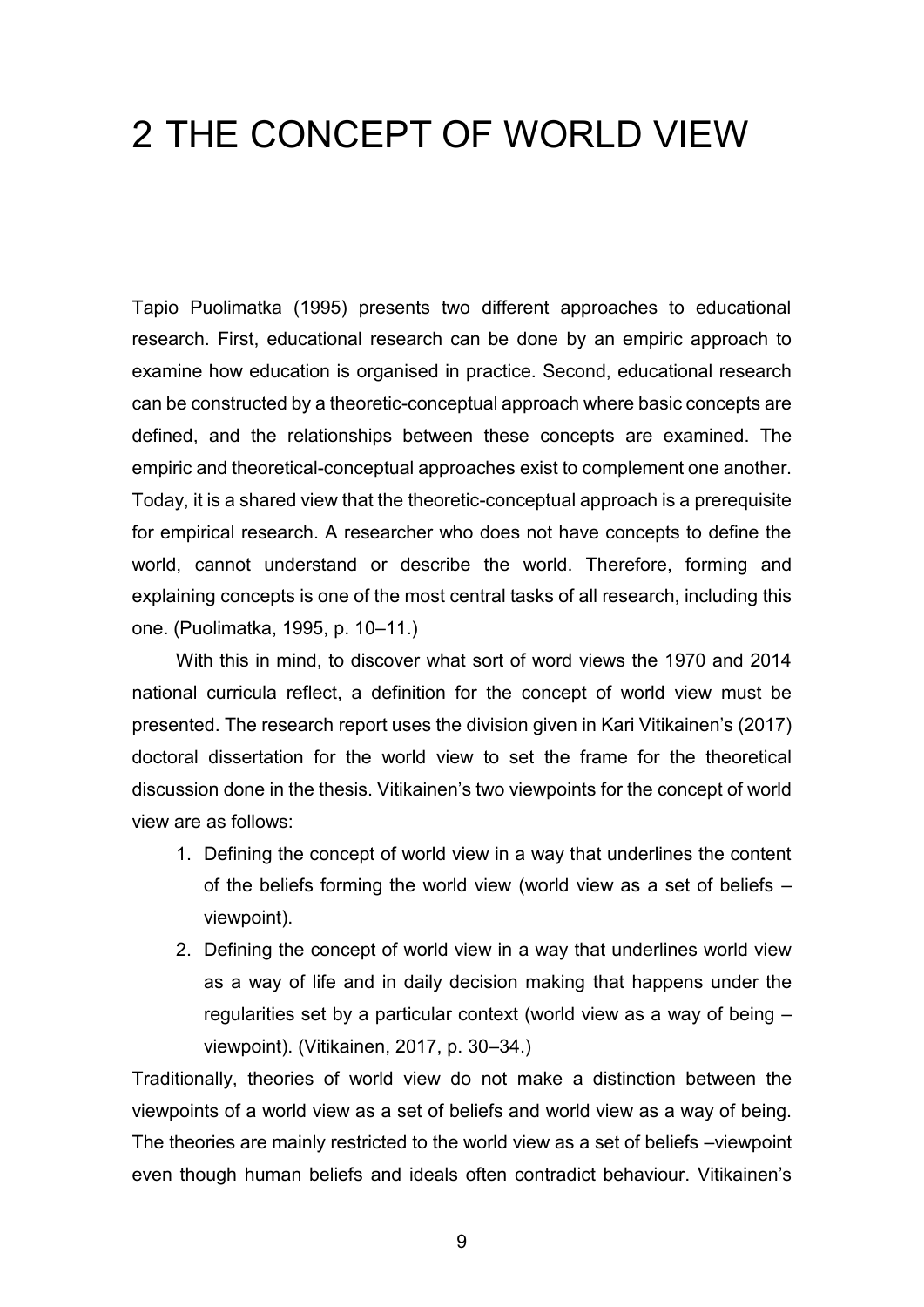# 2 THE CONCEPT OF WORLD VIEW

Tapio Puolimatka (1995) presents two different approaches to educational research. First, educational research can be done by an empiric approach to examine how education is organised in practice. Second, educational research can be constructed by a theoretic-conceptual approach where basic concepts are defined, and the relationships between these concepts are examined. The empiric and theoretical-conceptual approaches exist to complement one another. Today, it is a shared view that the theoretic-conceptual approach is a prerequisite for empirical research. A researcher who does not have concepts to define the world, cannot understand or describe the world. Therefore, forming and explaining concepts is one of the most central tasks of all research, including this one. (Puolimatka, 1995, p. 10–11.)

With this in mind, to discover what sort of word views the 1970 and 2014 national curricula reflect, a definition for the concept of world view must be presented. The research report uses the division given in Kari Vitikainen's (2017) doctoral dissertation for the world view to set the frame for the theoretical discussion done in the thesis. Vitikainen's two viewpoints for the concept of world view are as follows:

1. Defining the concept of world view in a way that underlines the content of the beliefs forming the world view (world view as a set of beliefs – viewpoint).
2. Defining the concept of world view in a way that underlines world view as a way of life and in daily decision making that happens under the regularities set by a particular context (world view as a way of being – viewpoint). (Vitikainen, 2017, p. 30–34.)

Traditionally, theories of world view do not make a distinction between the viewpoints of a world view as a set of beliefs and world view as a way of being. The theories are mainly restricted to the world view as a set of beliefs –viewpoint even though human beliefs and ideals often contradict behaviour. Vitikainen's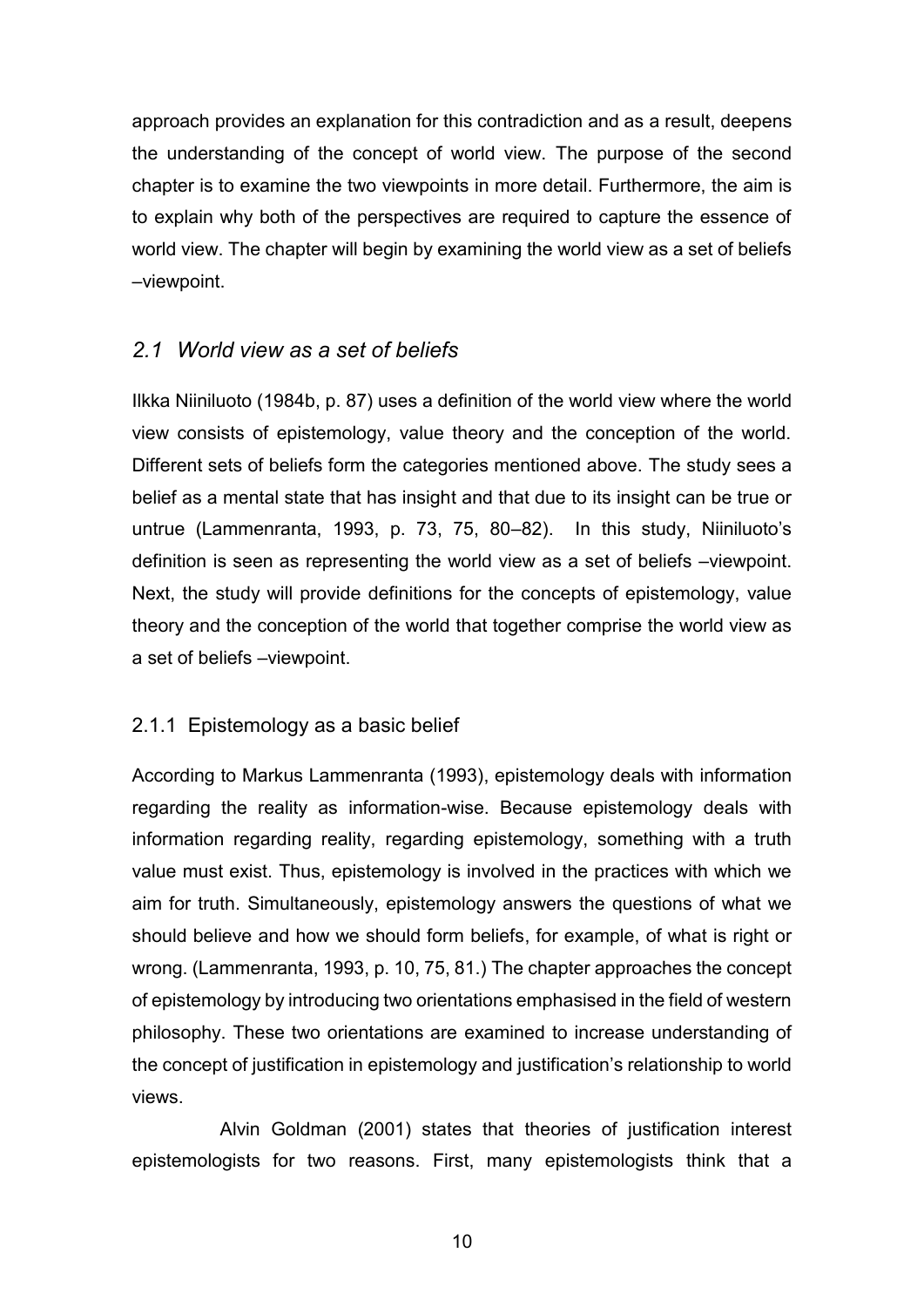approach provides an explanation for this contradiction and as a result, deepens the understanding of the concept of world view. The purpose of the second chapter is to examine the two viewpoints in more detail. Furthermore, the aim is to explain why both of the perspectives are required to capture the essence of world view. The chapter will begin by examining the world view as a set of beliefs –viewpoint.

## *2.1 World view as a set of beliefs*

Ilkka Niiniluoto (1984b, p. 87) uses a definition of the world view where the world view consists of epistemology, value theory and the conception of the world. Different sets of beliefs form the categories mentioned above. The study sees a belief as a mental state that has insight and that due to its insight can be true or untrue (Lammenranta, 1993, p. 73, 75, 80–82). In this study, Niiniluoto's definition is seen as representing the world view as a set of beliefs –viewpoint. Next, the study will provide definitions for the concepts of epistemology, value theory and the conception of the world that together comprise the world view as a set of beliefs –viewpoint.

### 2.1.1 Epistemology as a basic belief

According to Markus Lammenranta (1993), epistemology deals with information regarding the reality as information-wise. Because epistemology deals with information regarding reality, regarding epistemology, something with a truth value must exist. Thus, epistemology is involved in the practices with which we aim for truth. Simultaneously, epistemology answers the questions of what we should believe and how we should form beliefs, for example, of what is right or wrong. (Lammenranta, 1993, p. 10, 75, 81.) The chapter approaches the concept of epistemology by introducing two orientations emphasised in the field of western philosophy. These two orientations are examined to increase understanding of the concept of justification in epistemology and justification's relationship to world views.

Alvin Goldman (2001) states that theories of justification interest epistemologists for two reasons. First, many epistemologists think that a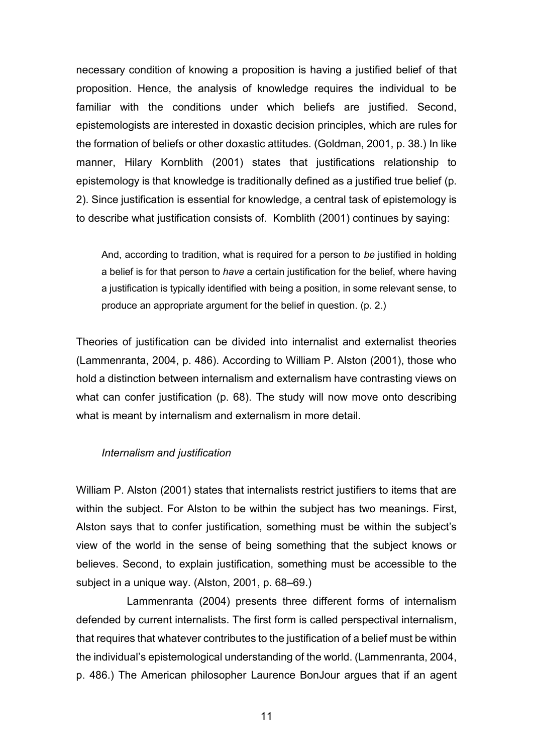necessary condition of knowing a proposition is having a justified belief of that proposition. Hence, the analysis of knowledge requires the individual to be familiar with the conditions under which beliefs are justified. Second, epistemologists are interested in doxastic decision principles, which are rules for the formation of beliefs or other doxastic attitudes. (Goldman, 2001, p. 38.) In like manner, Hilary Kornblith (2001) states that justifications relationship to epistemology is that knowledge is traditionally defined as a justified true belief (p. 2). Since justification is essential for knowledge, a central task of epistemology is to describe what justification consists of. Kornblith (2001) continues by saying:

> And, according to tradition, what is required for a person to *be* justified in holding a belief is for that person to *have* a certain justification for the belief, where having a justification is typically identified with being a position, in some relevant sense, to produce an appropriate argument for the belief in question. (p. 2.)

Theories of justification can be divided into internalist and externalist theories (Lammenranta, 2004, p. 486). According to William P. Alston (2001), those who hold a distinction between internalism and externalism have contrasting views on what can confer justification (p. 68). The study will now move onto describing what is meant by internalism and externalism in more detail.

### *Internalism and justification*

William P. Alston (2001) states that internalists restrict justifiers to items that are within the subject. For Alston to be within the subject has two meanings. First, Alston says that to confer justification, something must be within the subject's view of the world in the sense of being something that the subject knows or believes. Second, to explain justification, something must be accessible to the subject in a unique way. (Alston, 2001, p. 68–69.)

Lammenranta (2004) presents three different forms of internalism defended by current internalists. The first form is called perspectival internalism, that requires that whatever contributes to the justification of a belief must be within the individual's epistemological understanding of the world. (Lammenranta, 2004, p. 486.) The American philosopher Laurence BonJour argues that if an agent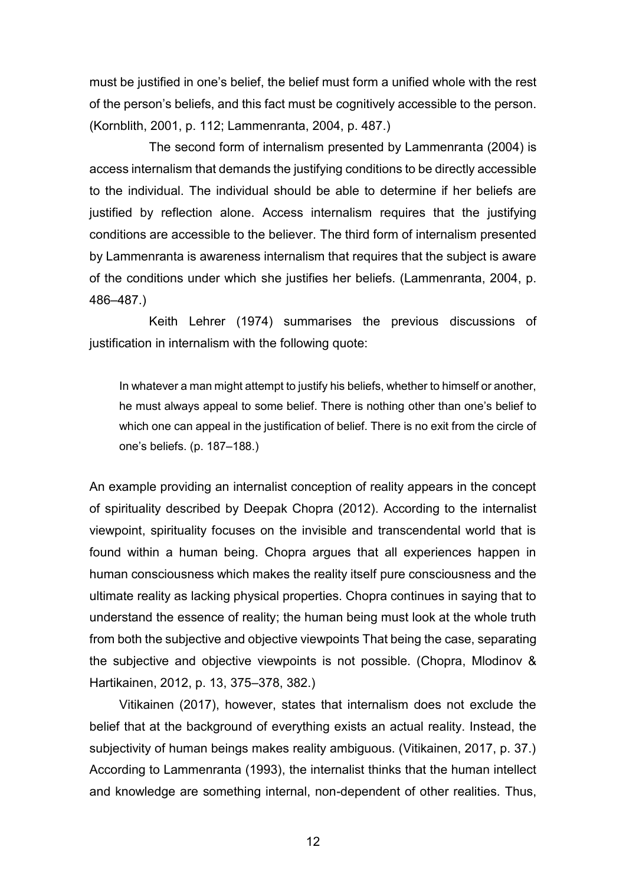must be justified in one's belief, the belief must form a unified whole with the rest of the person's beliefs, and this fact must be cognitively accessible to the person. (Kornblith, 2001, p. 112; Lammenranta, 2004, p. 487.)

The second form of internalism presented by Lammenranta (2004) is access internalism that demands the justifying conditions to be directly accessible to the individual. The individual should be able to determine if her beliefs are justified by reflection alone. Access internalism requires that the justifying conditions are accessible to the believer. The third form of internalism presented by Lammenranta is awareness internalism that requires that the subject is aware of the conditions under which she justifies her beliefs. (Lammenranta, 2004, p. 486–487.)

Keith Lehrer (1974) summarises the previous discussions of justification in internalism with the following quote:

> In whatever a man might attempt to justify his beliefs, whether to himself or another, he must always appeal to some belief. There is nothing other than one's belief to which one can appeal in the justification of belief. There is no exit from the circle of one's beliefs. (p. 187–188.)

An example providing an internalist conception of reality appears in the concept of spirituality described by Deepak Chopra (2012). According to the internalist viewpoint, spirituality focuses on the invisible and transcendental world that is found within a human being. Chopra argues that all experiences happen in human consciousness which makes the reality itself pure consciousness and the ultimate reality as lacking physical properties. Chopra continues in saying that to understand the essence of reality; the human being must look at the whole truth from both the subjective and objective viewpoints That being the case, separating the subjective and objective viewpoints is not possible. (Chopra, Mlodinov & Hartikainen, 2012, p. 13, 375–378, 382.)

Vitikainen (2017), however, states that internalism does not exclude the belief that at the background of everything exists an actual reality. Instead, the subjectivity of human beings makes reality ambiguous. (Vitikainen, 2017, p. 37.) According to Lammenranta (1993), the internalist thinks that the human intellect and knowledge are something internal, non-dependent of other realities. Thus,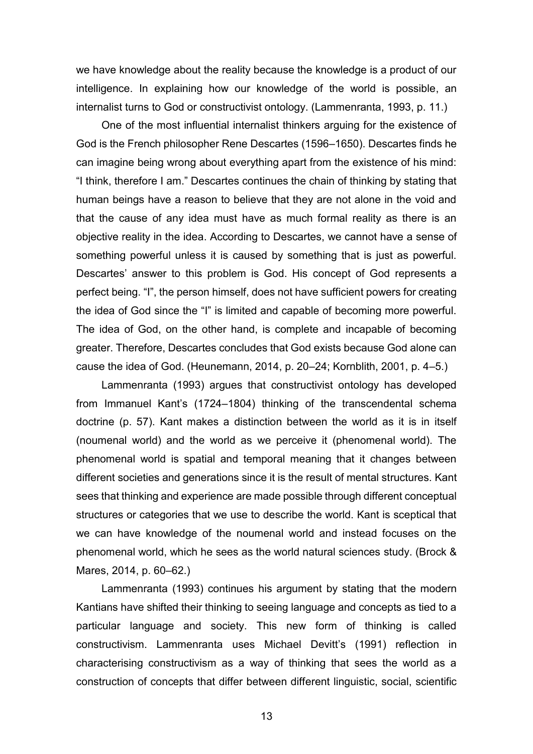we have knowledge about the reality because the knowledge is a product of our intelligence. In explaining how our knowledge of the world is possible, an internalist turns to God or constructivist ontology. (Lammenranta, 1993, p. 11.)

One of the most influential internalist thinkers arguing for the existence of God is the French philosopher Rene Descartes (1596–1650). Descartes finds he can imagine being wrong about everything apart from the existence of his mind: "I think, therefore I am." Descartes continues the chain of thinking by stating that human beings have a reason to believe that they are not alone in the void and that the cause of any idea must have as much formal reality as there is an objective reality in the idea. According to Descartes, we cannot have a sense of something powerful unless it is caused by something that is just as powerful. Descartes' answer to this problem is God. His concept of God represents a perfect being. "I", the person himself, does not have sufficient powers for creating the idea of God since the "I" is limited and capable of becoming more powerful. The idea of God, on the other hand, is complete and incapable of becoming greater. Therefore, Descartes concludes that God exists because God alone can cause the idea of God. (Heunemann, 2014, p. 20–24; Kornblith, 2001, p. 4–5.)

Lammenranta (1993) argues that constructivist ontology has developed from Immanuel Kant's (1724–1804) thinking of the transcendental schema doctrine (p. 57). Kant makes a distinction between the world as it is in itself (noumenal world) and the world as we perceive it (phenomenal world). The phenomenal world is spatial and temporal meaning that it changes between different societies and generations since it is the result of mental structures. Kant sees that thinking and experience are made possible through different conceptual structures or categories that we use to describe the world. Kant is sceptical that we can have knowledge of the noumenal world and instead focuses on the phenomenal world, which he sees as the world natural sciences study. (Brock & Mares, 2014, p. 60–62.)

Lammenranta (1993) continues his argument by stating that the modern Kantians have shifted their thinking to seeing language and concepts as tied to a particular language and society. This new form of thinking is called constructivism. Lammenranta uses Michael Devitt's (1991) reflection in characterising constructivism as a way of thinking that sees the world as a construction of concepts that differ between different linguistic, social, scientific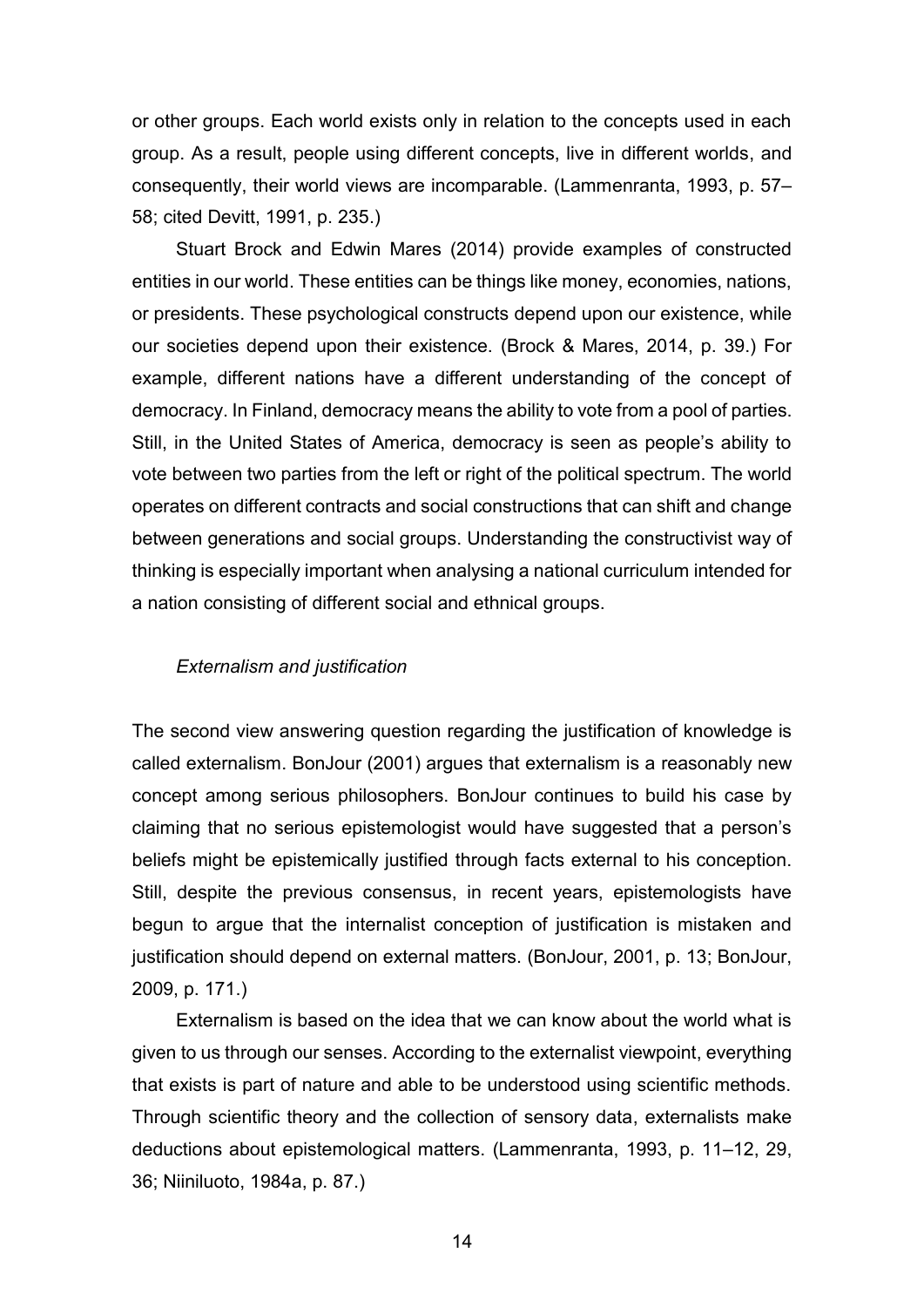or other groups. Each world exists only in relation to the concepts used in each group. As a result, people using different concepts, live in different worlds, and consequently, their world views are incomparable. (Lammenranta, 1993, p. 57–58; cited Devitt, 1991, p. 235.)

Stuart Brock and Edwin Mares (2014) provide examples of constructed entities in our world. These entities can be things like money, economies, nations, or presidents. These psychological constructs depend upon our existence, while our societies depend upon their existence. (Brock & Mares, 2014, p. 39.) For example, different nations have a different understanding of the concept of democracy. In Finland, democracy means the ability to vote from a pool of parties. Still, in the United States of America, democracy is seen as people's ability to vote between two parties from the left or right of the political spectrum. The world operates on different contracts and social constructions that can shift and change between generations and social groups. Understanding the constructivist way of thinking is especially important when analysing a national curriculum intended for a nation consisting of different social and ethnical groups.

### *Externalism and justification*

The second view answering question regarding the justification of knowledge is called externalism. BonJour (2001) argues that externalism is a reasonably new concept among serious philosophers. BonJour continues to build his case by claiming that no serious epistemologist would have suggested that a person's beliefs might be epistemically justified through facts external to his conception. Still, despite the previous consensus, in recent years, epistemologists have begun to argue that the internalist conception of justification is mistaken and justification should depend on external matters. (BonJour, 2001, p. 13; BonJour, 2009, p. 171.)

Externalism is based on the idea that we can know about the world what is given to us through our senses. According to the externalist viewpoint, everything that exists is part of nature and able to be understood using scientific methods. Through scientific theory and the collection of sensory data, externalists make deductions about epistemological matters. (Lammenranta, 1993, p. 11–12, 29, 36; Niiniluoto, 1984a, p. 87.)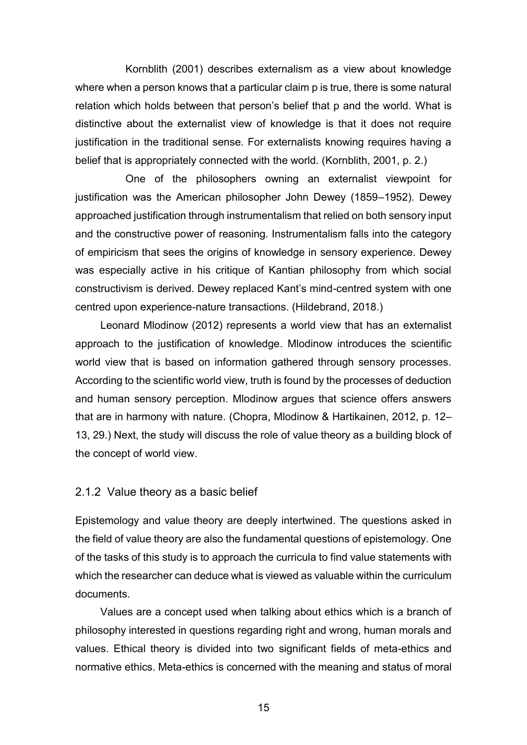Kornblith (2001) describes externalism as a view about knowledge where when a person knows that a particular claim p is true, there is some natural relation which holds between that person's belief that p and the world. What is distinctive about the externalist view of knowledge is that it does not require justification in the traditional sense. For externalists knowing requires having a belief that is appropriately connected with the world. (Kornblith, 2001, p. 2.)

One of the philosophers owning an externalist viewpoint for justification was the American philosopher John Dewey (1859–1952). Dewey approached justification through instrumentalism that relied on both sensory input and the constructive power of reasoning. Instrumentalism falls into the category of empiricism that sees the origins of knowledge in sensory experience. Dewey was especially active in his critique of Kantian philosophy from which social constructivism is derived. Dewey replaced Kant's mind-centred system with one centred upon experience-nature transactions. (Hildebrand, 2018.)

Leonard Mlodinow (2012) represents a world view that has an externalist approach to the justification of knowledge. Mlodinow introduces the scientific world view that is based on information gathered through sensory processes. According to the scientific world view, truth is found by the processes of deduction and human sensory perception. Mlodinow argues that science offers answers that are in harmony with nature. (Chopra, Mlodinow & Hartikainen, 2012, p. 12–13, 29.) Next, the study will discuss the role of value theory as a building block of the concept of world view.

### 2.1.2 Value theory as a basic belief

Epistemology and value theory are deeply intertwined. The questions asked in the field of value theory are also the fundamental questions of epistemology. One of the tasks of this study is to approach the curricula to find value statements with which the researcher can deduce what is viewed as valuable within the curriculum documents.

Values are a concept used when talking about ethics which is a branch of philosophy interested in questions regarding right and wrong, human morals and values. Ethical theory is divided into two significant fields of meta-ethics and normative ethics. Meta-ethics is concerned with the meaning and status of moral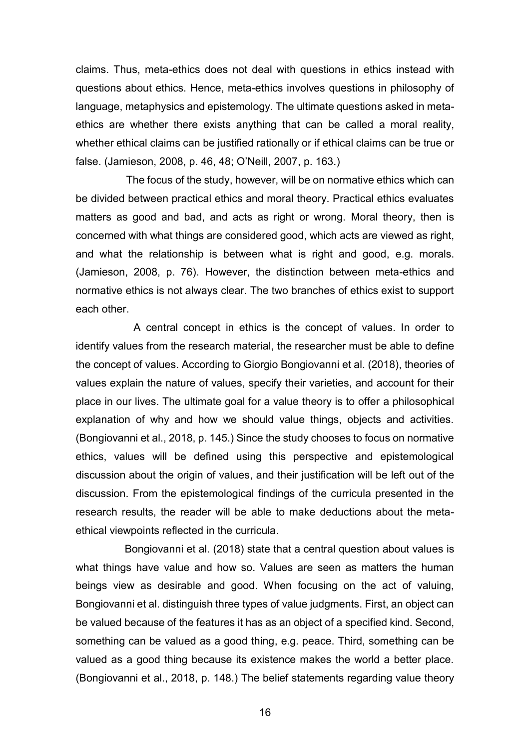claims. Thus, meta-ethics does not deal with questions in ethics instead with questions about ethics. Hence, meta-ethics involves questions in philosophy of language, metaphysics and epistemology. The ultimate questions asked in meta-ethics are whether there exists anything that can be called a moral reality, whether ethical claims can be justified rationally or if ethical claims can be true or false. (Jamieson, 2008, p. 46, 48; O'Neill, 2007, p. 163.)

The focus of the study, however, will be on normative ethics which can be divided between practical ethics and moral theory. Practical ethics evaluates matters as good and bad, and acts as right or wrong. Moral theory, then is concerned with what things are considered good, which acts are viewed as right, and what the relationship is between what is right and good, e.g. morals. (Jamieson, 2008, p. 76). However, the distinction between meta-ethics and normative ethics is not always clear. The two branches of ethics exist to support each other.

A central concept in ethics is the concept of values. In order to identify values from the research material, the researcher must be able to define the concept of values. According to Giorgio Bongiovanni et al. (2018), theories of values explain the nature of values, specify their varieties, and account for their place in our lives. The ultimate goal for a value theory is to offer a philosophical explanation of why and how we should value things, objects and activities. (Bongiovanni et al., 2018, p. 145.) Since the study chooses to focus on normative ethics, values will be defined using this perspective and epistemological discussion about the origin of values, and their justification will be left out of the discussion. From the epistemological findings of the curricula presented in the research results, the reader will be able to make deductions about the meta-ethical viewpoints reflected in the curricula.

Bongiovanni et al. (2018) state that a central question about values is what things have value and how so. Values are seen as matters the human beings view as desirable and good. When focusing on the act of valuing, Bongiovanni et al. distinguish three types of value judgments. First, an object can be valued because of the features it has as an object of a specified kind. Second, something can be valued as a good thing, e.g. peace. Third, something can be valued as a good thing because its existence makes the world a better place. (Bongiovanni et al., 2018, p. 148.) The belief statements regarding value theory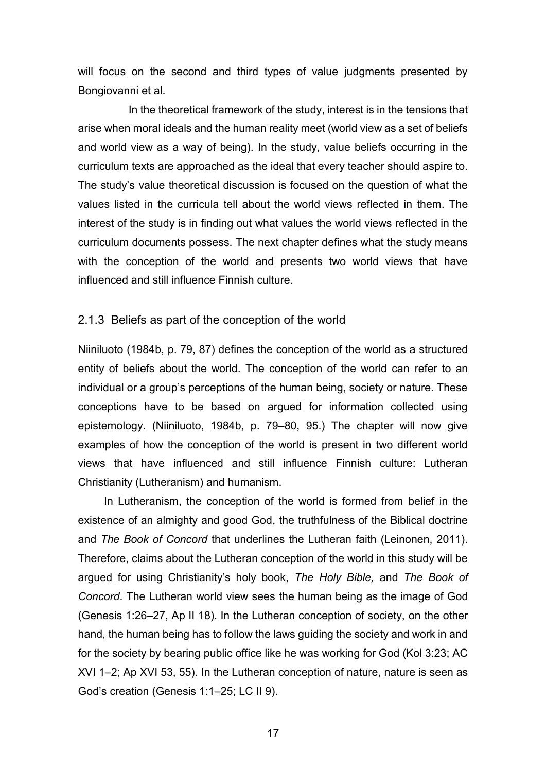will focus on the second and third types of value judgments presented by Bongiovanni et al.

In the theoretical framework of the study, interest is in the tensions that arise when moral ideals and the human reality meet (world view as a set of beliefs and world view as a way of being). In the study, value beliefs occurring in the curriculum texts are approached as the ideal that every teacher should aspire to. The study's value theoretical discussion is focused on the question of what the values listed in the curricula tell about the world views reflected in them. The interest of the study is in finding out what values the world views reflected in the curriculum documents possess. The next chapter defines what the study means with the conception of the world and presents two world views that have influenced and still influence Finnish culture.

### 2.1.3 Beliefs as part of the conception of the world

Niiniluoto (1984b, p. 79, 87) defines the conception of the world as a structured entity of beliefs about the world. The conception of the world can refer to an individual or a group's perceptions of the human being, society or nature. These conceptions have to be based on argued for information collected using epistemology. (Niiniluoto, 1984b, p. 79–80, 95.) The chapter will now give examples of how the conception of the world is present in two different world views that have influenced and still influence Finnish culture: Lutheran Christianity (Lutheranism) and humanism.

In Lutheranism, the conception of the world is formed from belief in the existence of an almighty and good God, the truthfulness of the Biblical doctrine and *The Book of Concord* that underlines the Lutheran faith (Leinonen, 2011). Therefore, claims about the Lutheran conception of the world in this study will be argued for using Christianity's holy book, *The Holy Bible,* and *The Book of Concord*. The Lutheran world view sees the human being as the image of God (Genesis 1:26–27, Ap II 18). In the Lutheran conception of society, on the other hand, the human being has to follow the laws guiding the society and work in and for the society by bearing public office like he was working for God (Kol 3:23; AC XVI 1–2; Ap XVI 53, 55). In the Lutheran conception of nature, nature is seen as God's creation (Genesis 1:1–25; LC II 9).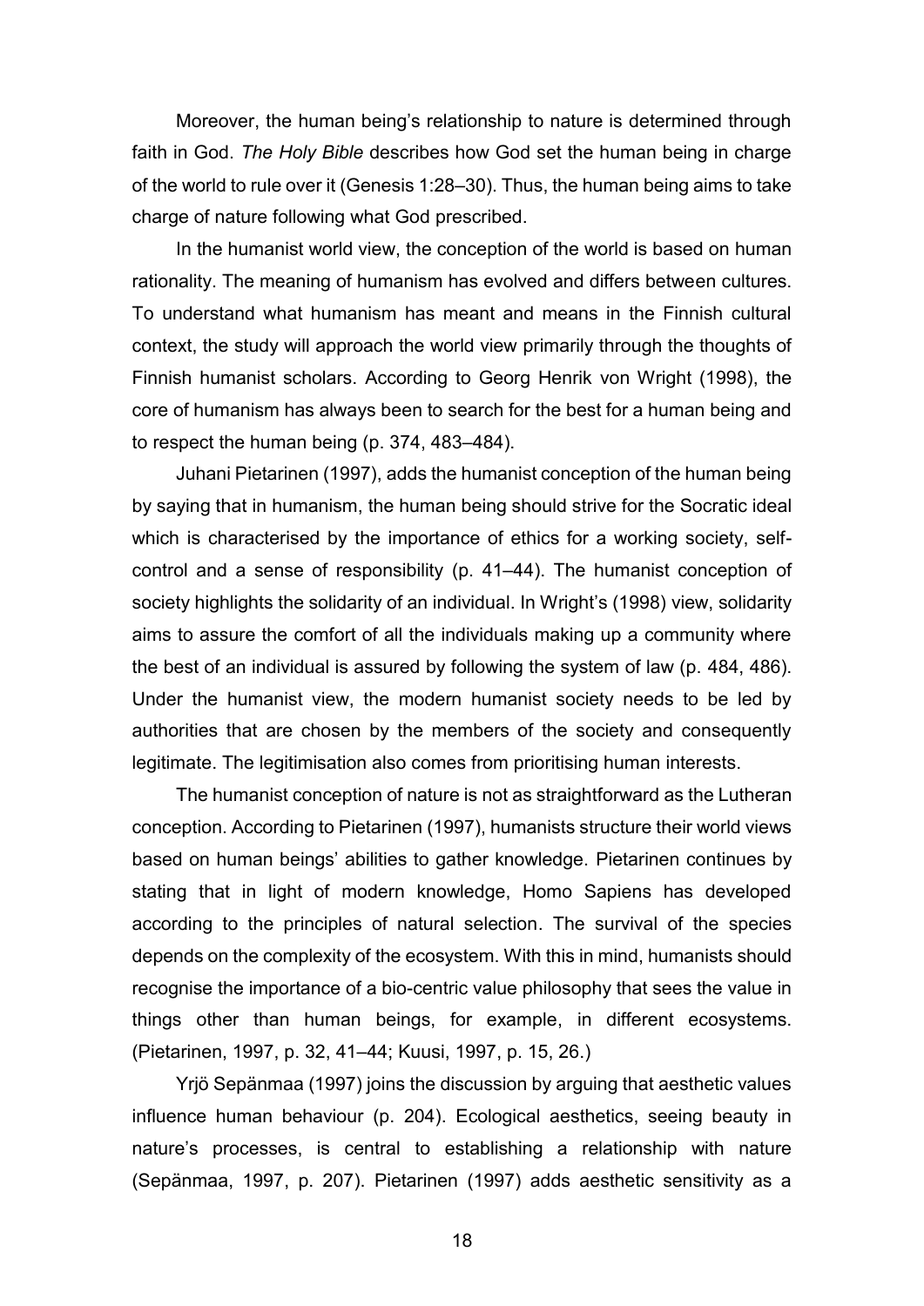Moreover, the human being's relationship to nature is determined through faith in God. *The Holy Bible* describes how God set the human being in charge of the world to rule over it (Genesis 1:28–30). Thus, the human being aims to take charge of nature following what God prescribed.

In the humanist world view, the conception of the world is based on human rationality. The meaning of humanism has evolved and differs between cultures. To understand what humanism has meant and means in the Finnish cultural context, the study will approach the world view primarily through the thoughts of Finnish humanist scholars. According to Georg Henrik von Wright (1998), the core of humanism has always been to search for the best for a human being and to respect the human being (p. 374, 483–484).

Juhani Pietarinen (1997), adds the humanist conception of the human being by saying that in humanism, the human being should strive for the Socratic ideal which is characterised by the importance of ethics for a working society, self-control and a sense of responsibility (p. 41–44). The humanist conception of society highlights the solidarity of an individual. In Wright's (1998) view, solidarity aims to assure the comfort of all the individuals making up a community where the best of an individual is assured by following the system of law (p. 484, 486). Under the humanist view, the modern humanist society needs to be led by authorities that are chosen by the members of the society and consequently legitimate. The legitimisation also comes from prioritising human interests.

The humanist conception of nature is not as straightforward as the Lutheran conception. According to Pietarinen (1997), humanists structure their world views based on human beings' abilities to gather knowledge. Pietarinen continues by stating that in light of modern knowledge, Homo Sapiens has developed according to the principles of natural selection. The survival of the species depends on the complexity of the ecosystem. With this in mind, humanists should recognise the importance of a bio-centric value philosophy that sees the value in things other than human beings, for example, in different ecosystems. (Pietarinen, 1997, p. 32, 41–44; Kuusi, 1997, p. 15, 26.)

Yrjö Sepänmaa (1997) joins the discussion by arguing that aesthetic values influence human behaviour (p. 204). Ecological aesthetics, seeing beauty in nature's processes, is central to establishing a relationship with nature (Sepänmaa, 1997, p. 207). Pietarinen (1997) adds aesthetic sensitivity as a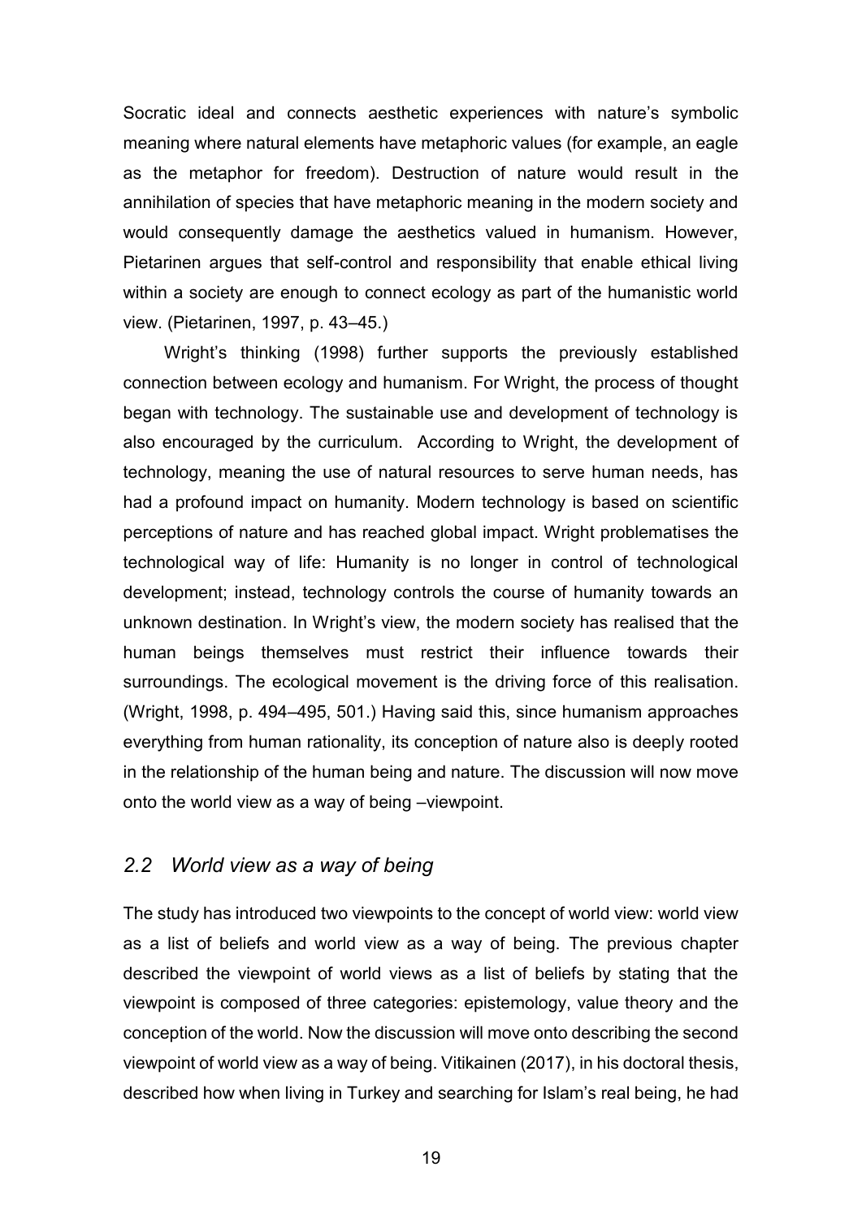Socratic ideal and connects aesthetic experiences with nature's symbolic meaning where natural elements have metaphoric values (for example, an eagle as the metaphor for freedom). Destruction of nature would result in the annihilation of species that have metaphoric meaning in the modern society and would consequently damage the aesthetics valued in humanism. However, Pietarinen argues that self-control and responsibility that enable ethical living within a society are enough to connect ecology as part of the humanistic world view. (Pietarinen, 1997, p. 43–45.)

Wright's thinking (1998) further supports the previously established connection between ecology and humanism. For Wright, the process of thought began with technology. The sustainable use and development of technology is also encouraged by the curriculum. According to Wright, the development of technology, meaning the use of natural resources to serve human needs, has had a profound impact on humanity. Modern technology is based on scientific perceptions of nature and has reached global impact. Wright problematises the technological way of life: Humanity is no longer in control of technological development; instead, technology controls the course of humanity towards an unknown destination. In Wright's view, the modern society has realised that the human beings themselves must restrict their influence towards their surroundings. The ecological movement is the driving force of this realisation. (Wright, 1998, p. 494–495, 501.) Having said this, since humanism approaches everything from human rationality, its conception of nature also is deeply rooted in the relationship of the human being and nature. The discussion will now move onto the world view as a way of being –viewpoint.

## *2.2 World view as a way of being*

The study has introduced two viewpoints to the concept of world view: world view as a list of beliefs and world view as a way of being. The previous chapter described the viewpoint of world views as a list of beliefs by stating that the viewpoint is composed of three categories: epistemology, value theory and the conception of the world. Now the discussion will move onto describing the second viewpoint of world view as a way of being. Vitikainen (2017), in his doctoral thesis, described how when living in Turkey and searching for Islam's real being, he had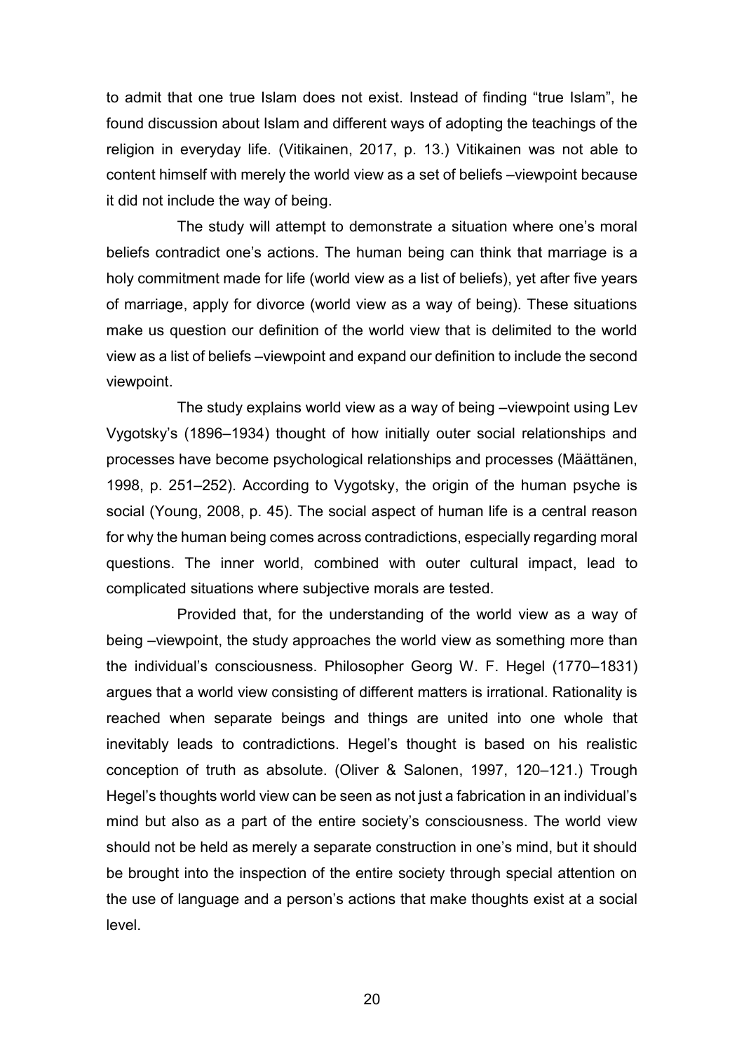to admit that one true Islam does not exist. Instead of finding "true Islam", he found discussion about Islam and different ways of adopting the teachings of the religion in everyday life. (Vitikainen, 2017, p. 13.) Vitikainen was not able to content himself with merely the world view as a set of beliefs –viewpoint because it did not include the way of being.

The study will attempt to demonstrate a situation where one's moral beliefs contradict one's actions. The human being can think that marriage is a holy commitment made for life (world view as a list of beliefs), yet after five years of marriage, apply for divorce (world view as a way of being). These situations make us question our definition of the world view that is delimited to the world view as a list of beliefs –viewpoint and expand our definition to include the second viewpoint.

The study explains world view as a way of being –viewpoint using Lev Vygotsky's (1896–1934) thought of how initially outer social relationships and processes have become psychological relationships and processes (Määttänen, 1998, p. 251–252). According to Vygotsky, the origin of the human psyche is social (Young, 2008, p. 45). The social aspect of human life is a central reason for why the human being comes across contradictions, especially regarding moral questions. The inner world, combined with outer cultural impact, lead to complicated situations where subjective morals are tested.

Provided that, for the understanding of the world view as a way of being –viewpoint, the study approaches the world view as something more than the individual's consciousness. Philosopher Georg W. F. Hegel (1770–1831) argues that a world view consisting of different matters is irrational. Rationality is reached when separate beings and things are united into one whole that inevitably leads to contradictions. Hegel's thought is based on his realistic conception of truth as absolute. (Oliver & Salonen, 1997, 120–121.) Trough Hegel's thoughts world view can be seen as not just a fabrication in an individual's mind but also as a part of the entire society's consciousness. The world view should not be held as merely a separate construction in one's mind, but it should be brought into the inspection of the entire society through special attention on the use of language and a person's actions that make thoughts exist at a social level.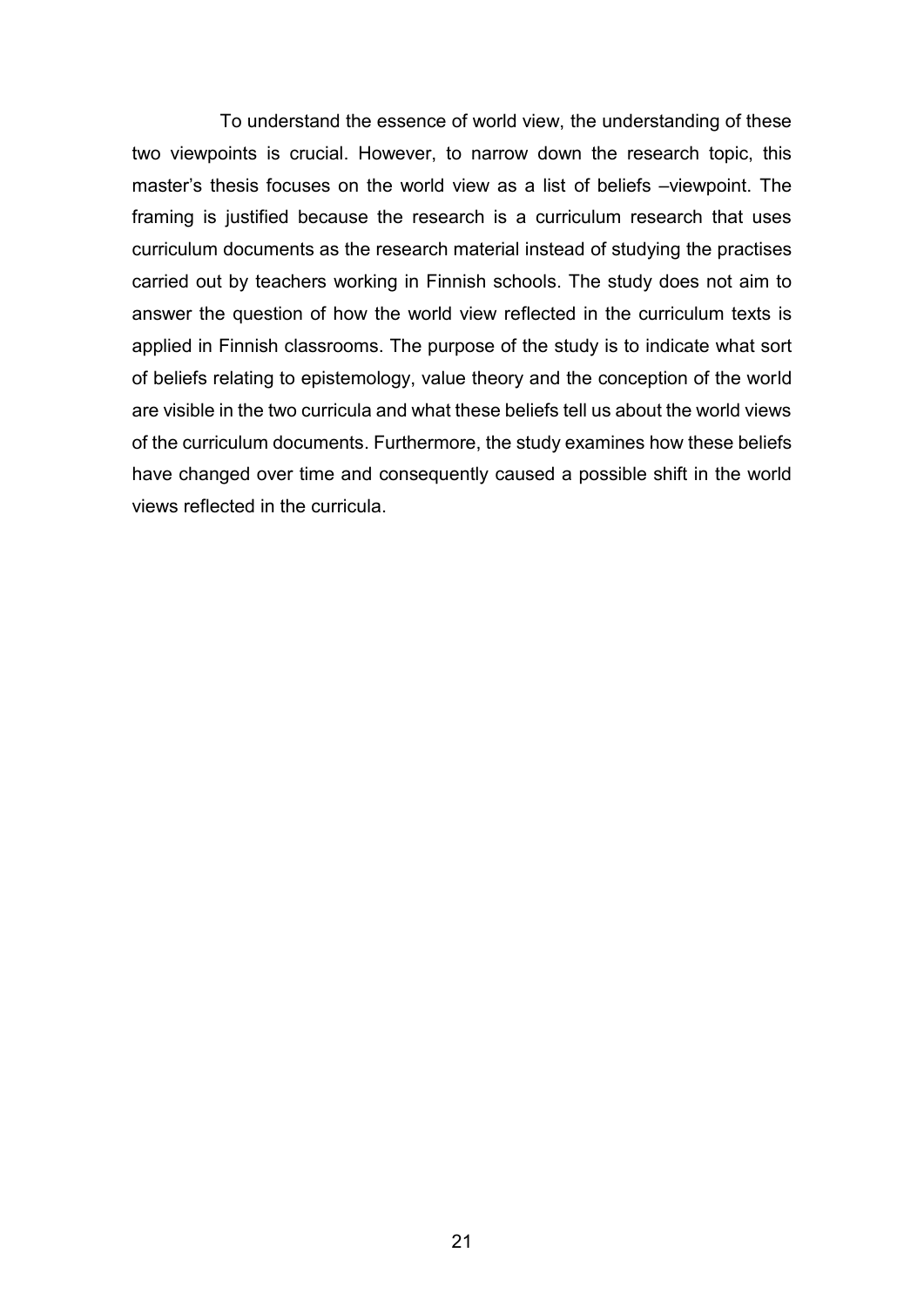To understand the essence of world view, the understanding of these two viewpoints is crucial. However, to narrow down the research topic, this master's thesis focuses on the world view as a list of beliefs –viewpoint. The framing is justified because the research is a curriculum research that uses curriculum documents as the research material instead of studying the practises carried out by teachers working in Finnish schools. The study does not aim to answer the question of how the world view reflected in the curriculum texts is applied in Finnish classrooms. The purpose of the study is to indicate what sort of beliefs relating to epistemology, value theory and the conception of the world are visible in the two curricula and what these beliefs tell us about the world views of the curriculum documents. Furthermore, the study examines how these beliefs have changed over time and consequently caused a possible shift in the world views reflected in the curricula.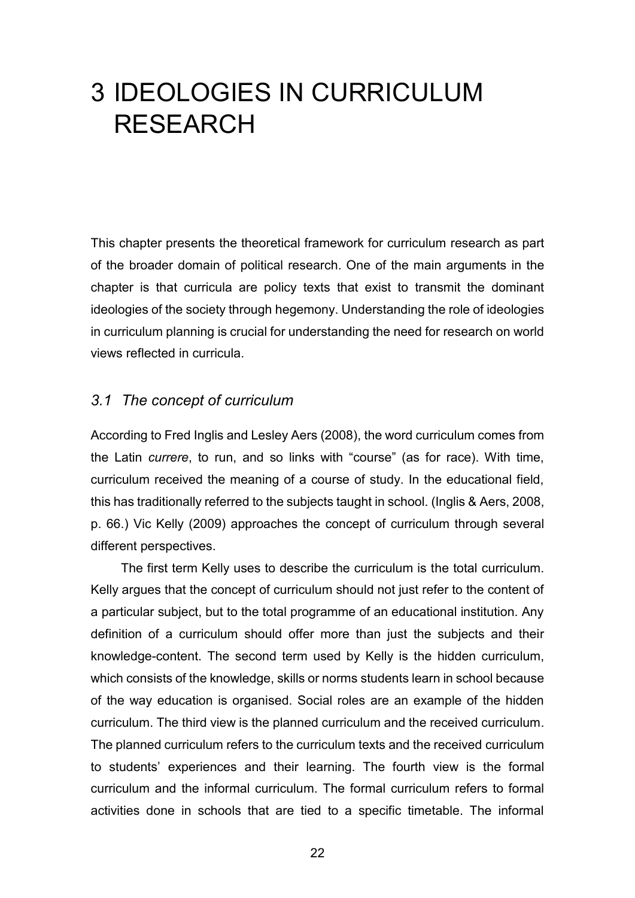# 3 IDEOLOGIES IN CURRICULUM RESEARCH

This chapter presents the theoretical framework for curriculum research as part of the broader domain of political research. One of the main arguments in the chapter is that curricula are policy texts that exist to transmit the dominant ideologies of the society through hegemony. Understanding the role of ideologies in curriculum planning is crucial for understanding the need for research on world views reflected in curricula.

## *3.1 The concept of curriculum*

According to Fred Inglis and Lesley Aers (2008), the word curriculum comes from the Latin *currere*, to run, and so links with "course" (as for race). With time, curriculum received the meaning of a course of study. In the educational field, this has traditionally referred to the subjects taught in school. (Inglis & Aers, 2008, p. 66.) Vic Kelly (2009) approaches the concept of curriculum through several different perspectives.

The first term Kelly uses to describe the curriculum is the total curriculum. Kelly argues that the concept of curriculum should not just refer to the content of a particular subject, but to the total programme of an educational institution. Any definition of a curriculum should offer more than just the subjects and their knowledge-content. The second term used by Kelly is the hidden curriculum, which consists of the knowledge, skills or norms students learn in school because of the way education is organised. Social roles are an example of the hidden curriculum. The third view is the planned curriculum and the received curriculum. The planned curriculum refers to the curriculum texts and the received curriculum to students' experiences and their learning. The fourth view is the formal curriculum and the informal curriculum. The formal curriculum refers to formal activities done in schools that are tied to a specific timetable. The informal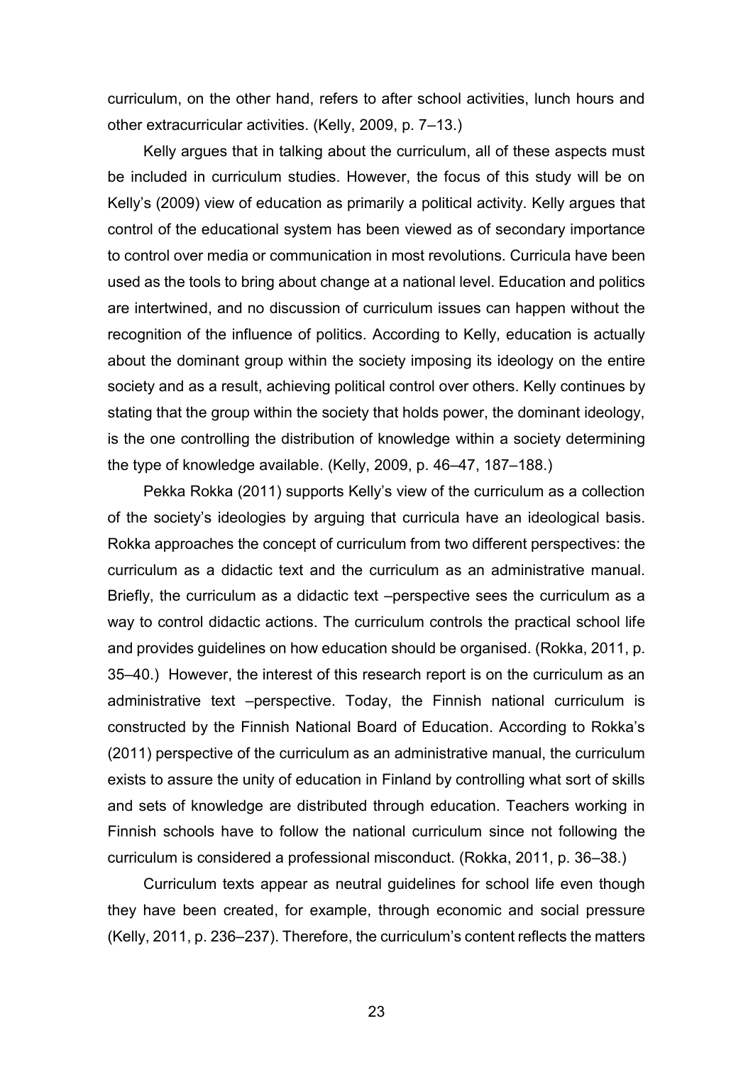curriculum, on the other hand, refers to after school activities, lunch hours and other extracurricular activities. (Kelly, 2009, p. 7–13.)

Kelly argues that in talking about the curriculum, all of these aspects must be included in curriculum studies. However, the focus of this study will be on Kelly's (2009) view of education as primarily a political activity. Kelly argues that control of the educational system has been viewed as of secondary importance to control over media or communication in most revolutions. Curricula have been used as the tools to bring about change at a national level. Education and politics are intertwined, and no discussion of curriculum issues can happen without the recognition of the influence of politics. According to Kelly, education is actually about the dominant group within the society imposing its ideology on the entire society and as a result, achieving political control over others. Kelly continues by stating that the group within the society that holds power, the dominant ideology, is the one controlling the distribution of knowledge within a society determining the type of knowledge available. (Kelly, 2009, p. 46–47, 187–188.)

Pekka Rokka (2011) supports Kelly's view of the curriculum as a collection of the society's ideologies by arguing that curricula have an ideological basis. Rokka approaches the concept of curriculum from two different perspectives: the curriculum as a didactic text and the curriculum as an administrative manual. Briefly, the curriculum as a didactic text –perspective sees the curriculum as a way to control didactic actions. The curriculum controls the practical school life and provides guidelines on how education should be organised. (Rokka, 2011, p. 35–40.) However, the interest of this research report is on the curriculum as an administrative text –perspective. Today, the Finnish national curriculum is constructed by the Finnish National Board of Education. According to Rokka's (2011) perspective of the curriculum as an administrative manual, the curriculum exists to assure the unity of education in Finland by controlling what sort of skills and sets of knowledge are distributed through education. Teachers working in Finnish schools have to follow the national curriculum since not following the curriculum is considered a professional misconduct. (Rokka, 2011, p. 36–38.)

Curriculum texts appear as neutral guidelines for school life even though they have been created, for example, through economic and social pressure (Kelly, 2011, p. 236–237). Therefore, the curriculum's content reflects the matters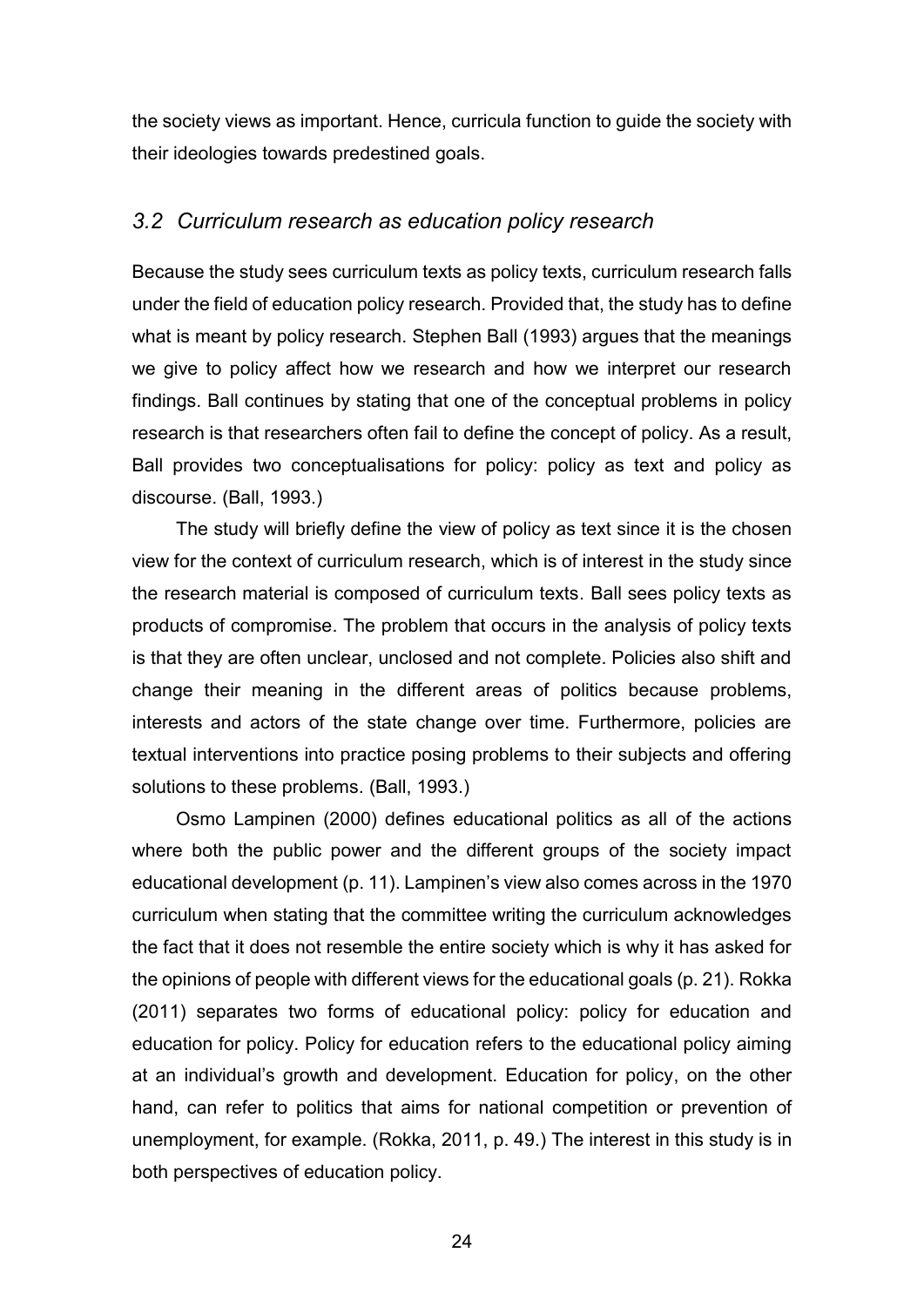the society views as important. Hence, curricula function to guide the society with their ideologies towards predestined goals.

### *3.2 Curriculum research as education policy research*

Because the study sees curriculum texts as policy texts, curriculum research falls under the field of education policy research. Provided that, the study has to define what is meant by policy research. Stephen Ball (1993) argues that the meanings we give to policy affect how we research and how we interpret our research findings. Ball continues by stating that one of the conceptual problems in policy research is that researchers often fail to define the concept of policy. As a result, Ball provides two conceptualisations for policy: policy as text and policy as discourse. (Ball, 1993.)

The study will briefly define the view of policy as text since it is the chosen view for the context of curriculum research, which is of interest in the study since the research material is composed of curriculum texts. Ball sees policy texts as products of compromise. The problem that occurs in the analysis of policy texts is that they are often unclear, unclosed and not complete. Policies also shift and change their meaning in the different areas of politics because problems, interests and actors of the state change over time. Furthermore, policies are textual interventions into practice posing problems to their subjects and offering solutions to these problems. (Ball, 1993.)

Osmo Lampinen (2000) defines educational politics as all of the actions where both the public power and the different groups of the society impact educational development (p. 11). Lampinen's view also comes across in the 1970 curriculum when stating that the committee writing the curriculum acknowledges the fact that it does not resemble the entire society which is why it has asked for the opinions of people with different views for the educational goals (p. 21). Rokka (2011) separates two forms of educational policy: policy for education and education for policy. Policy for education refers to the educational policy aiming at an individual's growth and development. Education for policy, on the other hand, can refer to politics that aims for national competition or prevention of unemployment, for example. (Rokka, 2011, p. 49.) The interest in this study is in both perspectives of education policy.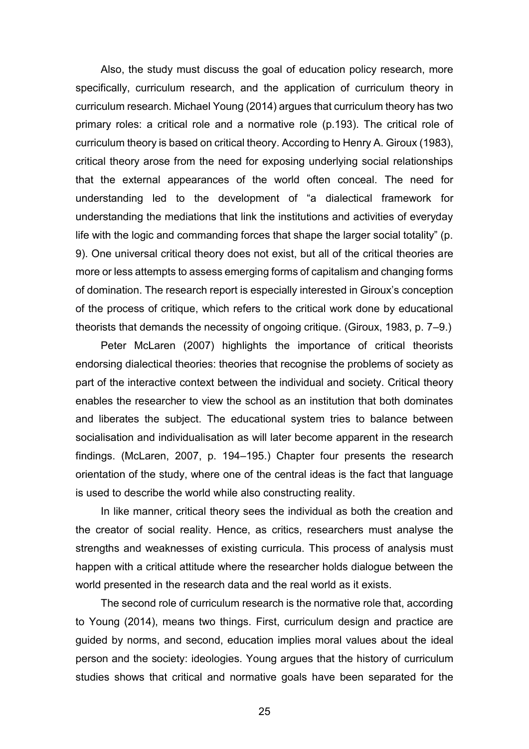Also, the study must discuss the goal of education policy research, more specifically, curriculum research, and the application of curriculum theory in curriculum research. Michael Young (2014) argues that curriculum theory has two primary roles: a critical role and a normative role (p.193). The critical role of curriculum theory is based on critical theory. According to Henry A. Giroux (1983), critical theory arose from the need for exposing underlying social relationships that the external appearances of the world often conceal. The need for understanding led to the development of "a dialectical framework for understanding the mediations that link the institutions and activities of everyday life with the logic and commanding forces that shape the larger social totality" (p. 9). One universal critical theory does not exist, but all of the critical theories are more or less attempts to assess emerging forms of capitalism and changing forms of domination. The research report is especially interested in Giroux's conception of the process of critique, which refers to the critical work done by educational theorists that demands the necessity of ongoing critique. (Giroux, 1983, p. 7–9.)

Peter McLaren (2007) highlights the importance of critical theorists endorsing dialectical theories: theories that recognise the problems of society as part of the interactive context between the individual and society. Critical theory enables the researcher to view the school as an institution that both dominates and liberates the subject. The educational system tries to balance between socialisation and individualisation as will later become apparent in the research findings. (McLaren, 2007, p. 194–195.) Chapter four presents the research orientation of the study, where one of the central ideas is the fact that language is used to describe the world while also constructing reality.

In like manner, critical theory sees the individual as both the creation and the creator of social reality. Hence, as critics, researchers must analyse the strengths and weaknesses of existing curricula. This process of analysis must happen with a critical attitude where the researcher holds dialogue between the world presented in the research data and the real world as it exists.

The second role of curriculum research is the normative role that, according to Young (2014), means two things. First, curriculum design and practice are guided by norms, and second, education implies moral values about the ideal person and the society: ideologies. Young argues that the history of curriculum studies shows that critical and normative goals have been separated for the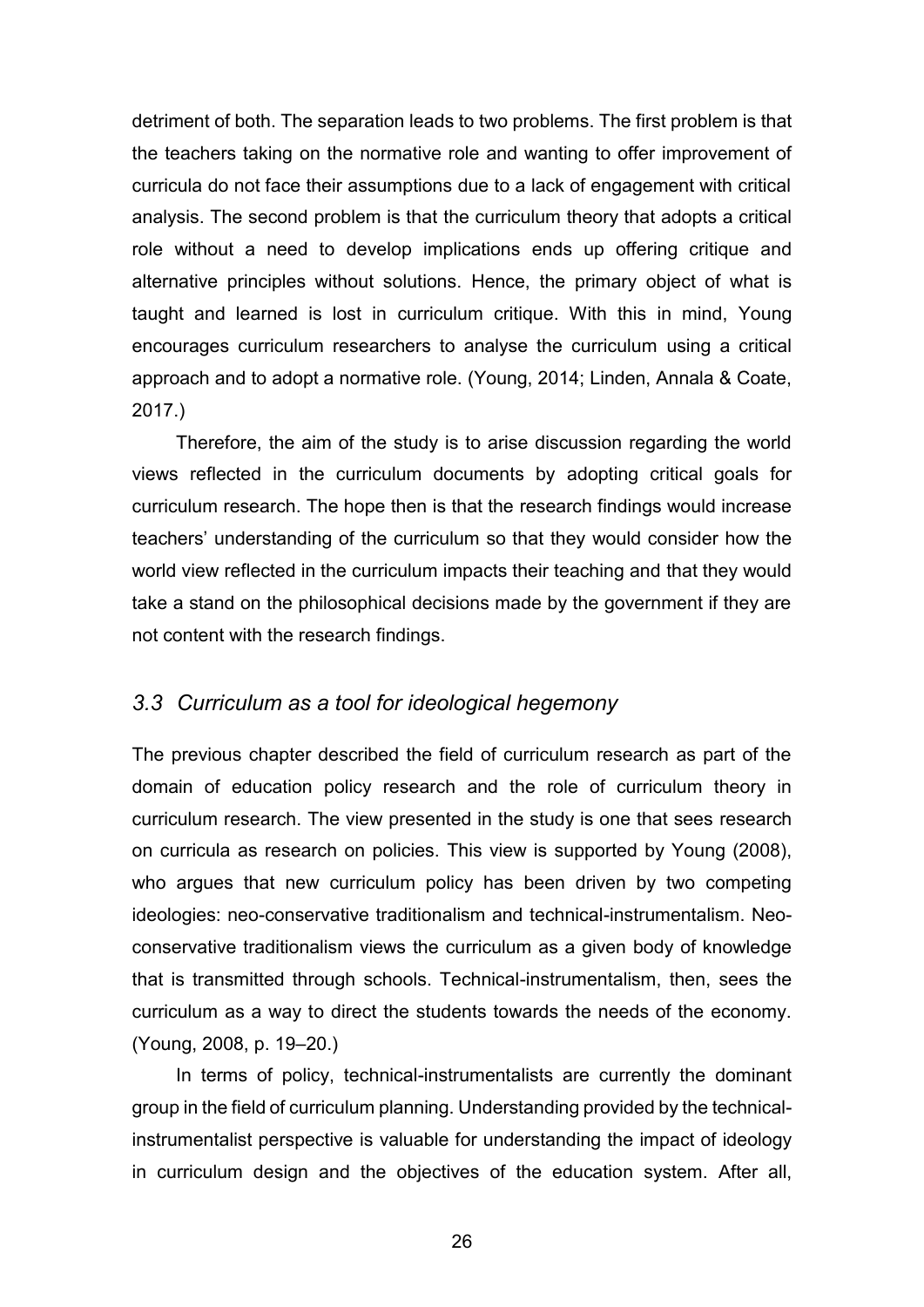detriment of both. The separation leads to two problems. The first problem is that the teachers taking on the normative role and wanting to offer improvement of curricula do not face their assumptions due to a lack of engagement with critical analysis. The second problem is that the curriculum theory that adopts a critical role without a need to develop implications ends up offering critique and alternative principles without solutions. Hence, the primary object of what is taught and learned is lost in curriculum critique. With this in mind, Young encourages curriculum researchers to analyse the curriculum using a critical approach and to adopt a normative role. (Young, 2014; Linden, Annala & Coate, 2017.)

Therefore, the aim of the study is to arise discussion regarding the world views reflected in the curriculum documents by adopting critical goals for curriculum research. The hope then is that the research findings would increase teachers' understanding of the curriculum so that they would consider how the world view reflected in the curriculum impacts their teaching and that they would take a stand on the philosophical decisions made by the government if they are not content with the research findings.

### *3.3 Curriculum as a tool for ideological hegemony*

The previous chapter described the field of curriculum research as part of the domain of education policy research and the role of curriculum theory in curriculum research. The view presented in the study is one that sees research on curricula as research on policies. This view is supported by Young (2008), who argues that new curriculum policy has been driven by two competing ideologies: neo-conservative traditionalism and technical-instrumentalism. Neo-conservative traditionalism views the curriculum as a given body of knowledge that is transmitted through schools. Technical-instrumentalism, then, sees the curriculum as a way to direct the students towards the needs of the economy. (Young, 2008, p. 19–20.)

In terms of policy, technical-instrumentalists are currently the dominant group in the field of curriculum planning. Understanding provided by the technical-instrumentalist perspective is valuable for understanding the impact of ideology in curriculum design and the objectives of the education system. After all,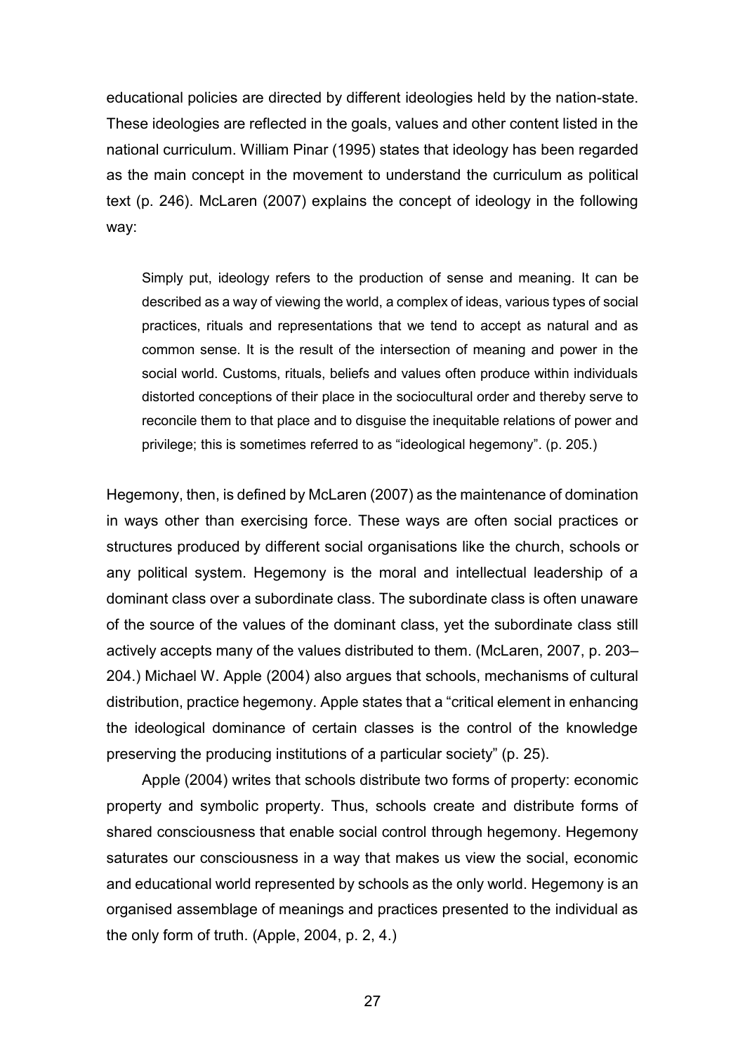educational policies are directed by different ideologies held by the nation-state. These ideologies are reflected in the goals, values and other content listed in the national curriculum. William Pinar (1995) states that ideology has been regarded as the main concept in the movement to understand the curriculum as political text (p. 246). McLaren (2007) explains the concept of ideology in the following way:

> Simply put, ideology refers to the production of sense and meaning. It can be described as a way of viewing the world, a complex of ideas, various types of social practices, rituals and representations that we tend to accept as natural and as common sense. It is the result of the intersection of meaning and power in the social world. Customs, rituals, beliefs and values often produce within individuals distorted conceptions of their place in the sociocultural order and thereby serve to reconcile them to that place and to disguise the inequitable relations of power and privilege; this is sometimes referred to as "ideological hegemony". (p. 205.)

Hegemony, then, is defined by McLaren (2007) as the maintenance of domination in ways other than exercising force. These ways are often social practices or structures produced by different social organisations like the church, schools or any political system. Hegemony is the moral and intellectual leadership of a dominant class over a subordinate class. The subordinate class is often unaware of the source of the values of the dominant class, yet the subordinate class still actively accepts many of the values distributed to them. (McLaren, 2007, p. 203–204.) Michael W. Apple (2004) also argues that schools, mechanisms of cultural distribution, practice hegemony. Apple states that a "critical element in enhancing the ideological dominance of certain classes is the control of the knowledge preserving the producing institutions of a particular society" (p. 25).

Apple (2004) writes that schools distribute two forms of property: economic property and symbolic property. Thus, schools create and distribute forms of shared consciousness that enable social control through hegemony. Hegemony saturates our consciousness in a way that makes us view the social, economic and educational world represented by schools as the only world. Hegemony is an organised assemblage of meanings and practices presented to the individual as the only form of truth. (Apple, 2004, p. 2, 4.)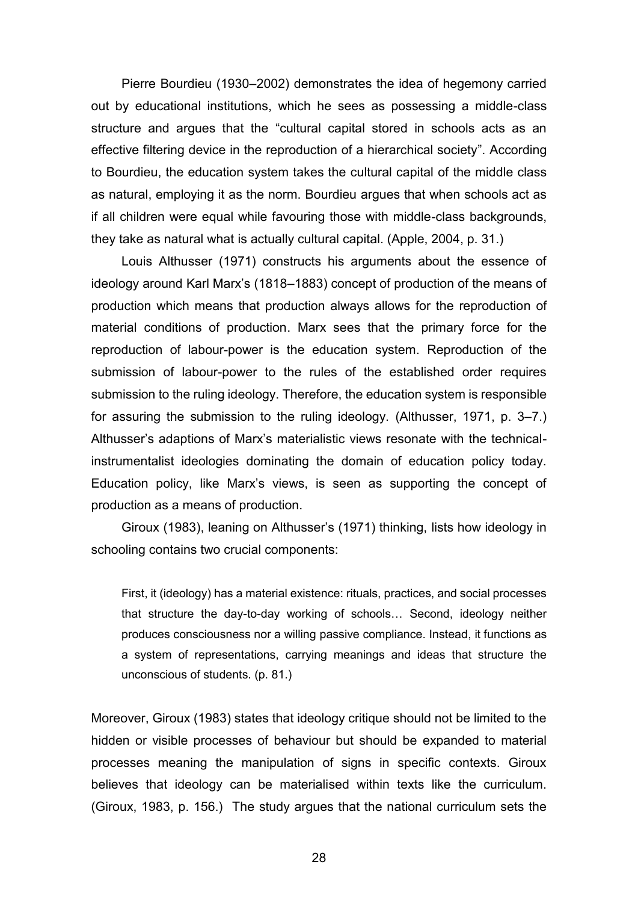Pierre Bourdieu (1930–2002) demonstrates the idea of hegemony carried out by educational institutions, which he sees as possessing a middle-class structure and argues that the "cultural capital stored in schools acts as an effective filtering device in the reproduction of a hierarchical society". According to Bourdieu, the education system takes the cultural capital of the middle class as natural, employing it as the norm. Bourdieu argues that when schools act as if all children were equal while favouring those with middle-class backgrounds, they take as natural what is actually cultural capital. (Apple, 2004, p. 31.)

Louis Althusser (1971) constructs his arguments about the essence of ideology around Karl Marx's (1818–1883) concept of production of the means of production which means that production always allows for the reproduction of material conditions of production. Marx sees that the primary force for the reproduction of labour-power is the education system. Reproduction of the submission of labour-power to the rules of the established order requires submission to the ruling ideology. Therefore, the education system is responsible for assuring the submission to the ruling ideology. (Althusser, 1971, p. 3–7.) Althusser's adaptions of Marx's materialistic views resonate with the technical-instrumentalist ideologies dominating the domain of education policy today. Education policy, like Marx's views, is seen as supporting the concept of production as a means of production.

Giroux (1983), leaning on Althusser's (1971) thinking, lists how ideology in schooling contains two crucial components:

> First, it (ideology) has a material existence: rituals, practices, and social processes that structure the day-to-day working of schools… Second, ideology neither produces consciousness nor a willing passive compliance. Instead, it functions as a system of representations, carrying meanings and ideas that structure the unconscious of students. (p. 81.)

Moreover, Giroux (1983) states that ideology critique should not be limited to the hidden or visible processes of behaviour but should be expanded to material processes meaning the manipulation of signs in specific contexts. Giroux believes that ideology can be materialised within texts like the curriculum. (Giroux, 1983, p. 156.) The study argues that the national curriculum sets the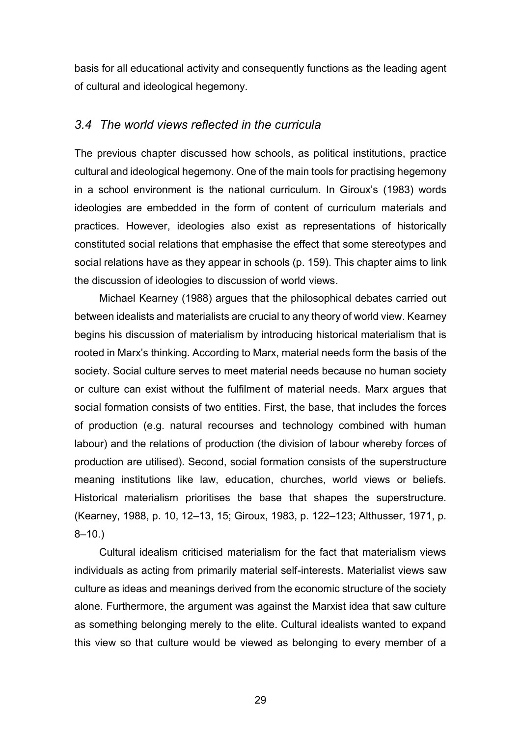basis for all educational activity and consequently functions as the leading agent of cultural and ideological hegemony.

### *3.4 The world views reflected in the curricula*

The previous chapter discussed how schools, as political institutions, practice cultural and ideological hegemony. One of the main tools for practising hegemony in a school environment is the national curriculum. In Giroux's (1983) words ideologies are embedded in the form of content of curriculum materials and practices. However, ideologies also exist as representations of historically constituted social relations that emphasise the effect that some stereotypes and social relations have as they appear in schools (p. 159). This chapter aims to link the discussion of ideologies to discussion of world views.

Michael Kearney (1988) argues that the philosophical debates carried out between idealists and materialists are crucial to any theory of world view. Kearney begins his discussion of materialism by introducing historical materialism that is rooted in Marx's thinking. According to Marx, material needs form the basis of the society. Social culture serves to meet material needs because no human society or culture can exist without the fulfilment of material needs. Marx argues that social formation consists of two entities. First, the base, that includes the forces of production (e.g. natural recourses and technology combined with human labour) and the relations of production (the division of labour whereby forces of production are utilised). Second, social formation consists of the superstructure meaning institutions like law, education, churches, world views or beliefs. Historical materialism prioritises the base that shapes the superstructure. (Kearney, 1988, p. 10, 12–13, 15; Giroux, 1983, p. 122–123; Althusser, 1971, p. 8–10.)

Cultural idealism criticised materialism for the fact that materialism views individuals as acting from primarily material self-interests. Materialist views saw culture as ideas and meanings derived from the economic structure of the society alone. Furthermore, the argument was against the Marxist idea that saw culture as something belonging merely to the elite. Cultural idealists wanted to expand this view so that culture would be viewed as belonging to every member of a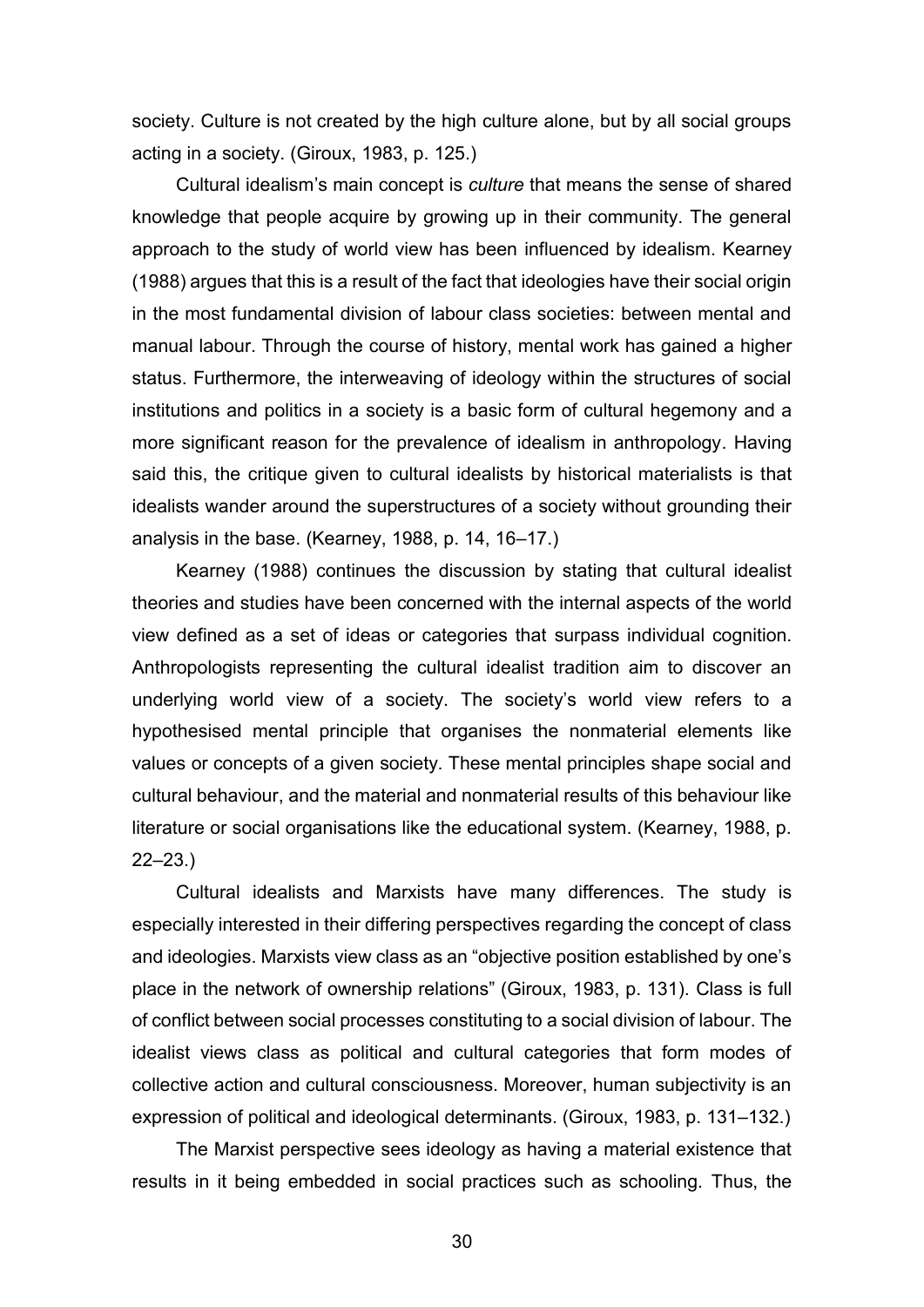society. Culture is not created by the high culture alone, but by all social groups acting in a society. (Giroux, 1983, p. 125.)

Cultural idealism's main concept is *culture* that means the sense of shared knowledge that people acquire by growing up in their community. The general approach to the study of world view has been influenced by idealism. Kearney (1988) argues that this is a result of the fact that ideologies have their social origin in the most fundamental division of labour class societies: between mental and manual labour. Through the course of history, mental work has gained a higher status. Furthermore, the interweaving of ideology within the structures of social institutions and politics in a society is a basic form of cultural hegemony and a more significant reason for the prevalence of idealism in anthropology. Having said this, the critique given to cultural idealists by historical materialists is that idealists wander around the superstructures of a society without grounding their analysis in the base. (Kearney, 1988, p. 14, 16–17.)

Kearney (1988) continues the discussion by stating that cultural idealist theories and studies have been concerned with the internal aspects of the world view defined as a set of ideas or categories that surpass individual cognition. Anthropologists representing the cultural idealist tradition aim to discover an underlying world view of a society. The society's world view refers to a hypothesised mental principle that organises the nonmaterial elements like values or concepts of a given society. These mental principles shape social and cultural behaviour, and the material and nonmaterial results of this behaviour like literature or social organisations like the educational system. (Kearney, 1988, p. 22–23.)

Cultural idealists and Marxists have many differences. The study is especially interested in their differing perspectives regarding the concept of class and ideologies. Marxists view class as an "objective position established by one's place in the network of ownership relations" (Giroux, 1983, p. 131). Class is full of conflict between social processes constituting to a social division of labour. The idealist views class as political and cultural categories that form modes of collective action and cultural consciousness. Moreover, human subjectivity is an expression of political and ideological determinants. (Giroux, 1983, p. 131–132.)

The Marxist perspective sees ideology as having a material existence that results in it being embedded in social practices such as schooling. Thus, the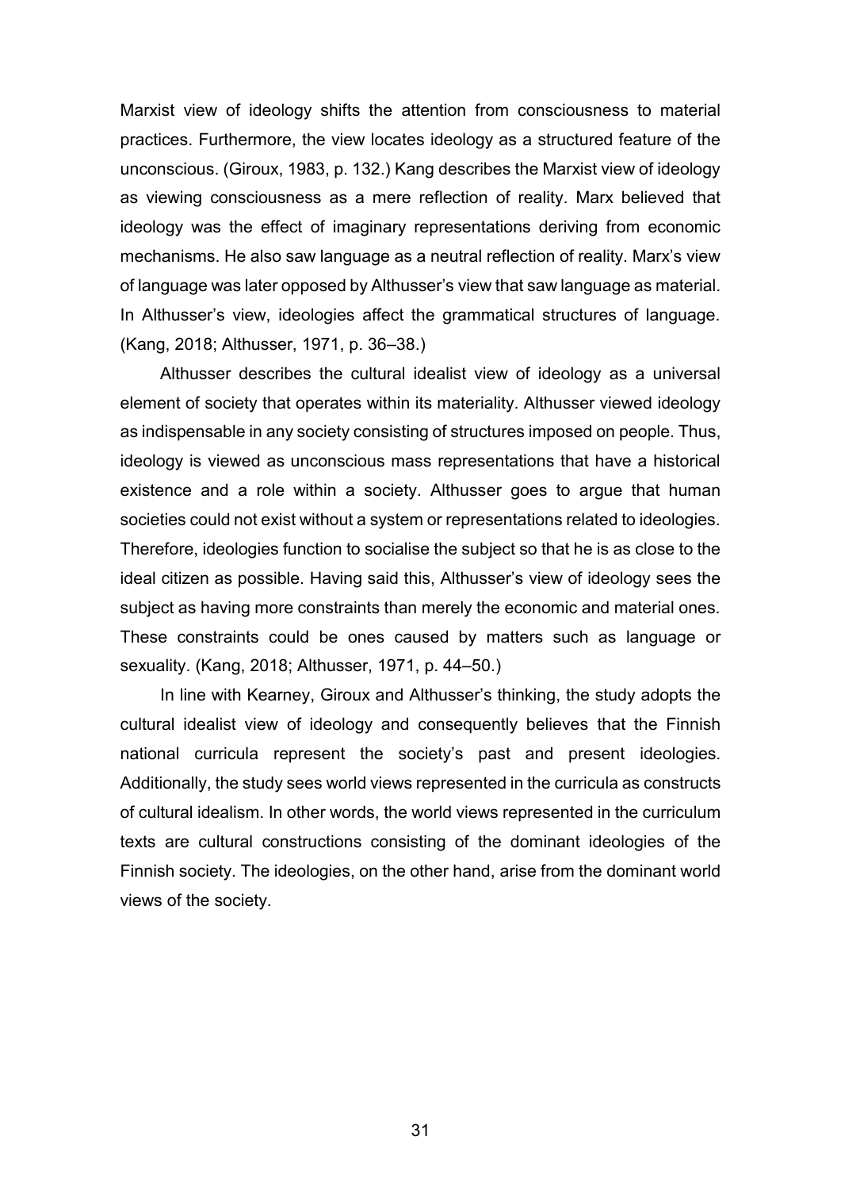Marxist view of ideology shifts the attention from consciousness to material practices. Furthermore, the view locates ideology as a structured feature of the unconscious. (Giroux, 1983, p. 132.) Kang describes the Marxist view of ideology as viewing consciousness as a mere reflection of reality. Marx believed that ideology was the effect of imaginary representations deriving from economic mechanisms. He also saw language as a neutral reflection of reality. Marx's view of language was later opposed by Althusser's view that saw language as material. In Althusser's view, ideologies affect the grammatical structures of language. (Kang, 2018; Althusser, 1971, p. 36–38.)

Althusser describes the cultural idealist view of ideology as a universal element of society that operates within its materiality. Althusser viewed ideology as indispensable in any society consisting of structures imposed on people. Thus, ideology is viewed as unconscious mass representations that have a historical existence and a role within a society. Althusser goes to argue that human societies could not exist without a system or representations related to ideologies. Therefore, ideologies function to socialise the subject so that he is as close to the ideal citizen as possible. Having said this, Althusser's view of ideology sees the subject as having more constraints than merely the economic and material ones. These constraints could be ones caused by matters such as language or sexuality. (Kang, 2018; Althusser, 1971, p. 44–50.)

In line with Kearney, Giroux and Althusser's thinking, the study adopts the cultural idealist view of ideology and consequently believes that the Finnish national curricula represent the society's past and present ideologies. Additionally, the study sees world views represented in the curricula as constructs of cultural idealism. In other words, the world views represented in the curriculum texts are cultural constructions consisting of the dominant ideologies of the Finnish society. The ideologies, on the other hand, arise from the dominant world views of the society.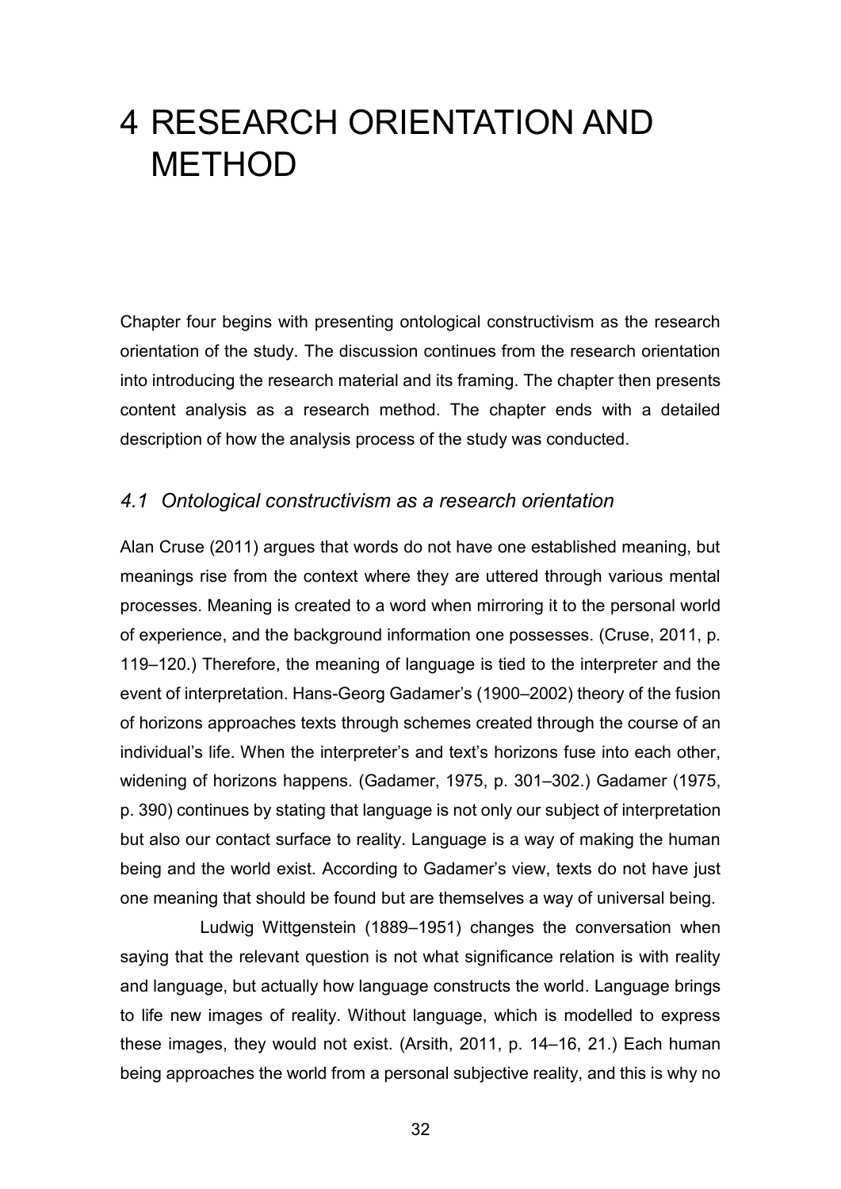# 4 RESEARCH ORIENTATION AND METHOD

Chapter four begins with presenting ontological constructivism as the research orientation of the study. The discussion continues from the research orientation into introducing the research material and its framing. The chapter then presents content analysis as a research method. The chapter ends with a detailed description of how the analysis process of the study was conducted.

## *4.1 Ontological constructivism as a research orientation*

Alan Cruse (2011) argues that words do not have one established meaning, but meanings rise from the context where they are uttered through various mental processes. Meaning is created to a word when mirroring it to the personal world of experience, and the background information one possesses. (Cruse, 2011, p. 119–120.) Therefore, the meaning of language is tied to the interpreter and the event of interpretation. Hans-Georg Gadamer's (1900–2002) theory of the fusion of horizons approaches texts through schemes created through the course of an individual's life. When the interpreter's and text's horizons fuse into each other, widening of horizons happens. (Gadamer, 1975, p. 301–302.) Gadamer (1975, p. 390) continues by stating that language is not only our subject of interpretation but also our contact surface to reality. Language is a way of making the human being and the world exist. According to Gadamer's view, texts do not have just one meaning that should be found but are themselves a way of universal being.

Ludwig Wittgenstein (1889–1951) changes the conversation when saying that the relevant question is not what significance relation is with reality and language, but actually how language constructs the world. Language brings to life new images of reality. Without language, which is modelled to express these images, they would not exist. (Arsith, 2011, p. 14–16, 21.) Each human being approaches the world from a personal subjective reality, and this is why no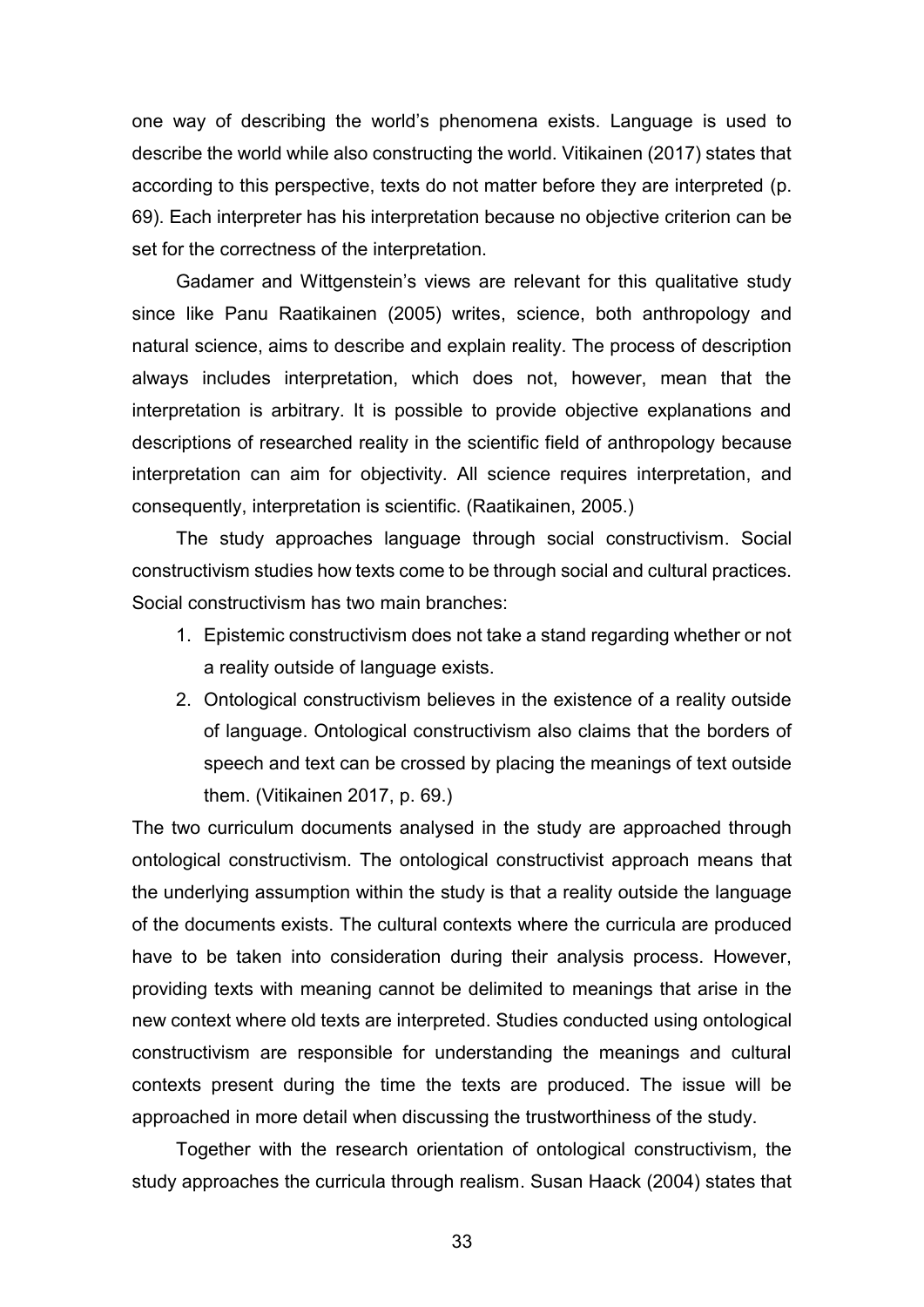one way of describing the world's phenomena exists. Language is used to describe the world while also constructing the world. Vitikainen (2017) states that according to this perspective, texts do not matter before they are interpreted (p. 69). Each interpreter has his interpretation because no objective criterion can be set for the correctness of the interpretation.

Gadamer and Wittgenstein's views are relevant for this qualitative study since like Panu Raatikainen (2005) writes, science, both anthropology and natural science, aims to describe and explain reality. The process of description always includes interpretation, which does not, however, mean that the interpretation is arbitrary. It is possible to provide objective explanations and descriptions of researched reality in the scientific field of anthropology because interpretation can aim for objectivity. All science requires interpretation, and consequently, interpretation is scientific. (Raatikainen, 2005.)

The study approaches language through social constructivism. Social constructivism studies how texts come to be through social and cultural practices. Social constructivism has two main branches:

1. Epistemic constructivism does not take a stand regarding whether or not a reality outside of language exists.
2. Ontological constructivism believes in the existence of a reality outside of language. Ontological constructivism also claims that the borders of speech and text can be crossed by placing the meanings of text outside them. (Vitikainen 2017, p. 69.)

The two curriculum documents analysed in the study are approached through ontological constructivism. The ontological constructivist approach means that the underlying assumption within the study is that a reality outside the language of the documents exists. The cultural contexts where the curricula are produced have to be taken into consideration during their analysis process. However, providing texts with meaning cannot be delimited to meanings that arise in the new context where old texts are interpreted. Studies conducted using ontological constructivism are responsible for understanding the meanings and cultural contexts present during the time the texts are produced. The issue will be approached in more detail when discussing the trustworthiness of the study.

Together with the research orientation of ontological constructivism, the study approaches the curricula through realism. Susan Haack (2004) states that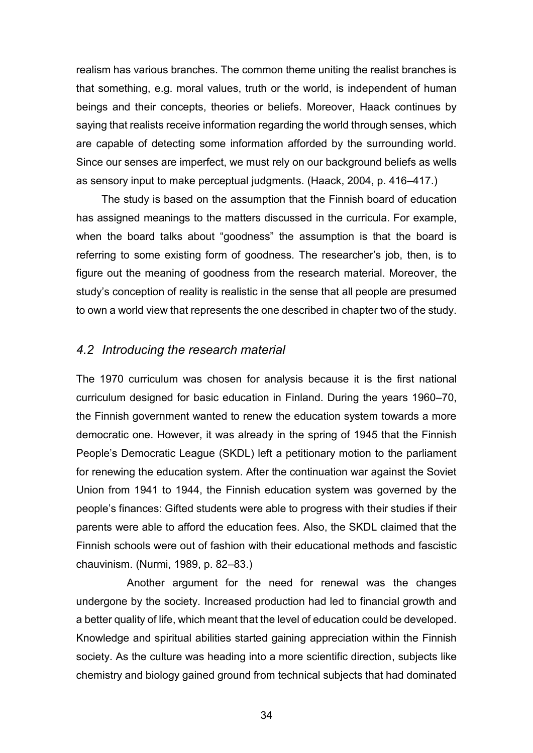realism has various branches. The common theme uniting the realist branches is that something, e.g. moral values, truth or the world, is independent of human beings and their concepts, theories or beliefs. Moreover, Haack continues by saying that realists receive information regarding the world through senses, which are capable of detecting some information afforded by the surrounding world. Since our senses are imperfect, we must rely on our background beliefs as wells as sensory input to make perceptual judgments. (Haack, 2004, p. 416–417.)

The study is based on the assumption that the Finnish board of education has assigned meanings to the matters discussed in the curricula. For example, when the board talks about "goodness" the assumption is that the board is referring to some existing form of goodness. The researcher's job, then, is to figure out the meaning of goodness from the research material. Moreover, the study's conception of reality is realistic in the sense that all people are presumed to own a world view that represents the one described in chapter two of the study.

## *4.2 Introducing the research material*

The 1970 curriculum was chosen for analysis because it is the first national curriculum designed for basic education in Finland. During the years 1960–70, the Finnish government wanted to renew the education system towards a more democratic one. However, it was already in the spring of 1945 that the Finnish People's Democratic League (SKDL) left a petitionary motion to the parliament for renewing the education system. After the continuation war against the Soviet Union from 1941 to 1944, the Finnish education system was governed by the people's finances: Gifted students were able to progress with their studies if their parents were able to afford the education fees. Also, the SKDL claimed that the Finnish schools were out of fashion with their educational methods and fascistic chauvinism. (Nurmi, 1989, p. 82–83.)

Another argument for the need for renewal was the changes undergone by the society. Increased production had led to financial growth and a better quality of life, which meant that the level of education could be developed. Knowledge and spiritual abilities started gaining appreciation within the Finnish society. As the culture was heading into a more scientific direction, subjects like chemistry and biology gained ground from technical subjects that had dominated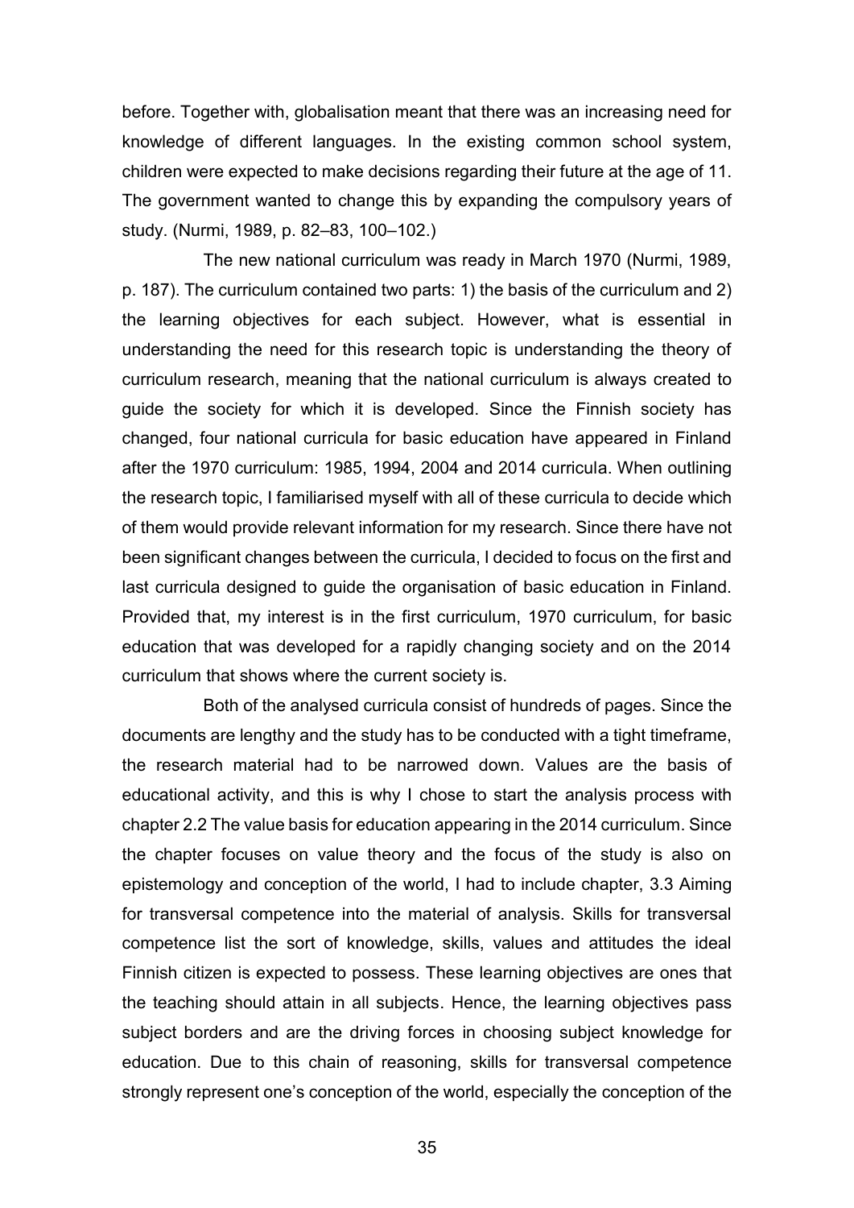before. Together with, globalisation meant that there was an increasing need for knowledge of different languages. In the existing common school system, children were expected to make decisions regarding their future at the age of 11. The government wanted to change this by expanding the compulsory years of study. (Nurmi, 1989, p. 82–83, 100–102.)

The new national curriculum was ready in March 1970 (Nurmi, 1989, p. 187). The curriculum contained two parts: 1) the basis of the curriculum and 2) the learning objectives for each subject. However, what is essential in understanding the need for this research topic is understanding the theory of curriculum research, meaning that the national curriculum is always created to guide the society for which it is developed. Since the Finnish society has changed, four national curricula for basic education have appeared in Finland after the 1970 curriculum: 1985, 1994, 2004 and 2014 curricula. When outlining the research topic, I familiarised myself with all of these curricula to decide which of them would provide relevant information for my research. Since there have not been significant changes between the curricula, I decided to focus on the first and last curricula designed to guide the organisation of basic education in Finland. Provided that, my interest is in the first curriculum, 1970 curriculum, for basic education that was developed for a rapidly changing society and on the 2014 curriculum that shows where the current society is.

Both of the analysed curricula consist of hundreds of pages. Since the documents are lengthy and the study has to be conducted with a tight timeframe, the research material had to be narrowed down. Values are the basis of educational activity, and this is why I chose to start the analysis process with chapter 2.2 The value basis for education appearing in the 2014 curriculum. Since the chapter focuses on value theory and the focus of the study is also on epistemology and conception of the world, I had to include chapter, 3.3 Aiming for transversal competence into the material of analysis. Skills for transversal competence list the sort of knowledge, skills, values and attitudes the ideal Finnish citizen is expected to possess. These learning objectives are ones that the teaching should attain in all subjects. Hence, the learning objectives pass subject borders and are the driving forces in choosing subject knowledge for education. Due to this chain of reasoning, skills for transversal competence strongly represent one's conception of the world, especially the conception of the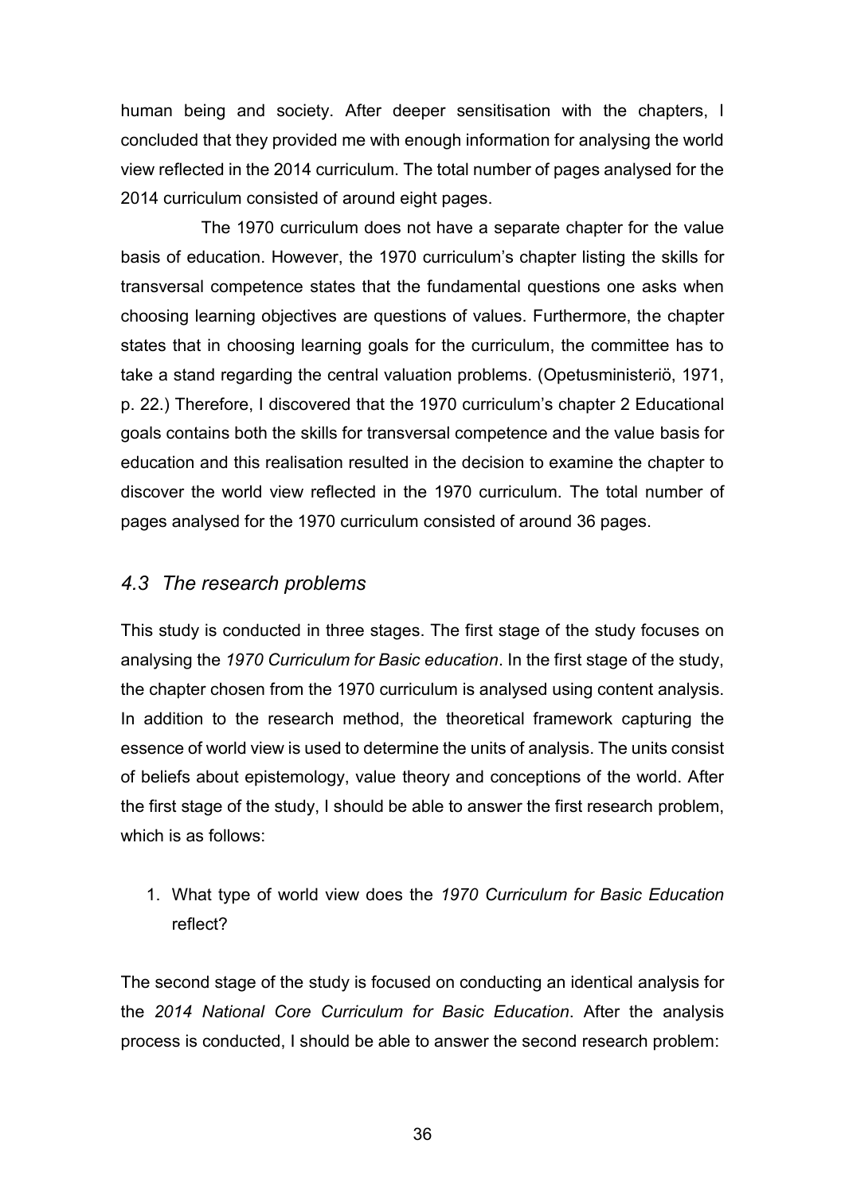human being and society. After deeper sensitisation with the chapters, I concluded that they provided me with enough information for analysing the world view reflected in the 2014 curriculum. The total number of pages analysed for the 2014 curriculum consisted of around eight pages.

The 1970 curriculum does not have a separate chapter for the value basis of education. However, the 1970 curriculum's chapter listing the skills for transversal competence states that the fundamental questions one asks when choosing learning objectives are questions of values. Furthermore, the chapter states that in choosing learning goals for the curriculum, the committee has to take a stand regarding the central valuation problems. (Opetusministeriö, 1971, p. 22.) Therefore, I discovered that the 1970 curriculum's chapter 2 Educational goals contains both the skills for transversal competence and the value basis for education and this realisation resulted in the decision to examine the chapter to discover the world view reflected in the 1970 curriculum. The total number of pages analysed for the 1970 curriculum consisted of around 36 pages.

## *4.3 The research problems*

This study is conducted in three stages. The first stage of the study focuses on analysing the *1970 Curriculum for Basic education*. In the first stage of the study, the chapter chosen from the 1970 curriculum is analysed using content analysis. In addition to the research method, the theoretical framework capturing the essence of world view is used to determine the units of analysis. The units consist of beliefs about epistemology, value theory and conceptions of the world. After the first stage of the study, I should be able to answer the first research problem, which is as follows:

1. What type of world view does the *1970 Curriculum for Basic Education* reflect?

The second stage of the study is focused on conducting an identical analysis for the *2014 National Core Curriculum for Basic Education*. After the analysis process is conducted, I should be able to answer the second research problem: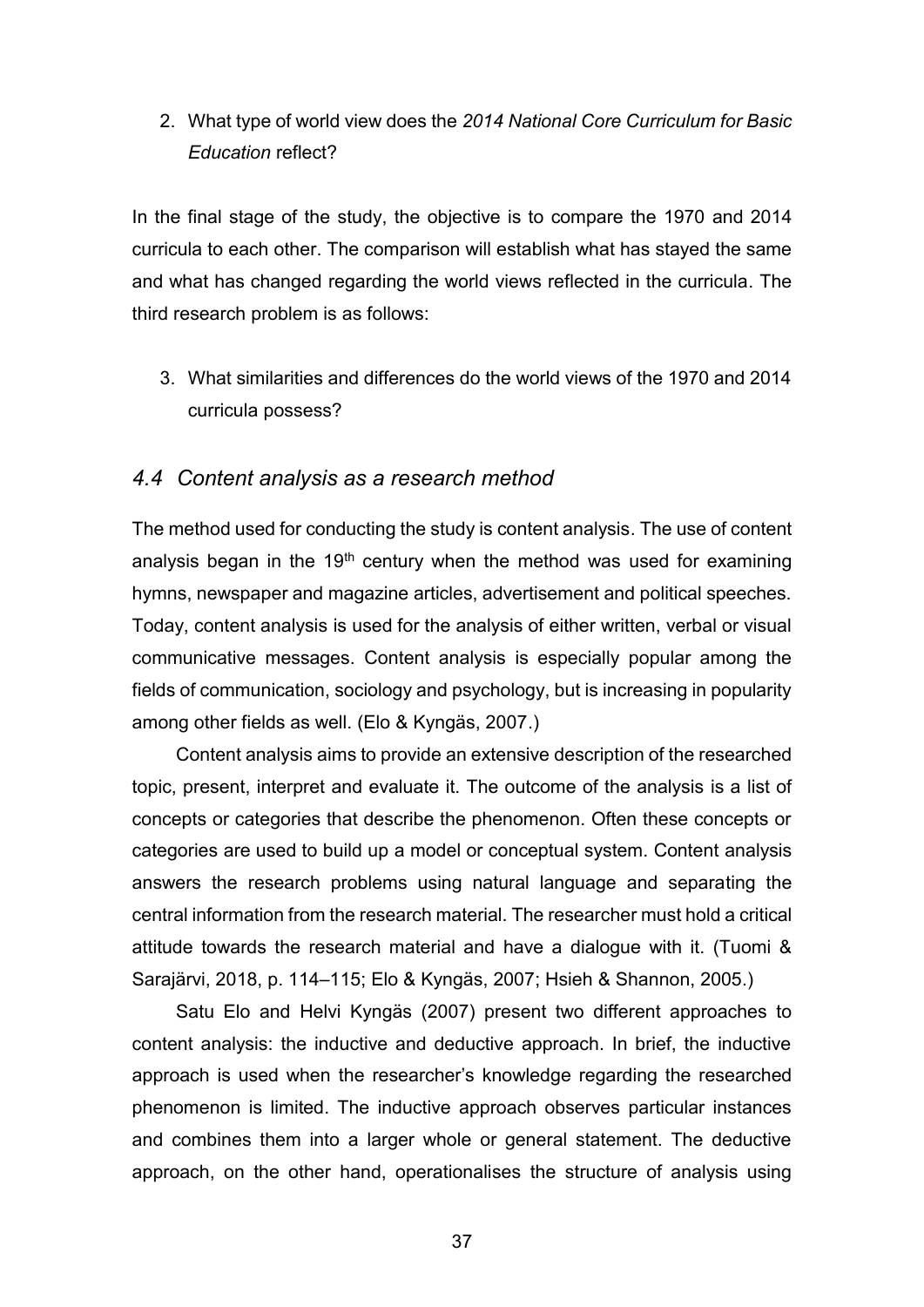2. What type of world view does the *2014 National Core Curriculum for Basic Education* reflect?

In the final stage of the study, the objective is to compare the 1970 and 2014 curricula to each other. The comparison will establish what has stayed the same and what has changed regarding the world views reflected in the curricula. The third research problem is as follows:

3. What similarities and differences do the world views of the 1970 and 2014 curricula possess?

### *4.4 Content analysis as a research method*

The method used for conducting the study is content analysis. The use of content analysis began in the 19th century when the method was used for examining hymns, newspaper and magazine articles, advertisement and political speeches. Today, content analysis is used for the analysis of either written, verbal or visual communicative messages. Content analysis is especially popular among the fields of communication, sociology and psychology, but is increasing in popularity among other fields as well. (Elo & Kyngäs, 2007.)

Content analysis aims to provide an extensive description of the researched topic, present, interpret and evaluate it. The outcome of the analysis is a list of concepts or categories that describe the phenomenon. Often these concepts or categories are used to build up a model or conceptual system. Content analysis answers the research problems using natural language and separating the central information from the research material. The researcher must hold a critical attitude towards the research material and have a dialogue with it. (Tuomi & Sarajärvi, 2018, p. 114–115; Elo & Kyngäs, 2007; Hsieh & Shannon, 2005.)

Satu Elo and Helvi Kyngäs (2007) present two different approaches to content analysis: the inductive and deductive approach. In brief, the inductive approach is used when the researcher's knowledge regarding the researched phenomenon is limited. The inductive approach observes particular instances and combines them into a larger whole or general statement. The deductive approach, on the other hand, operationalises the structure of analysis using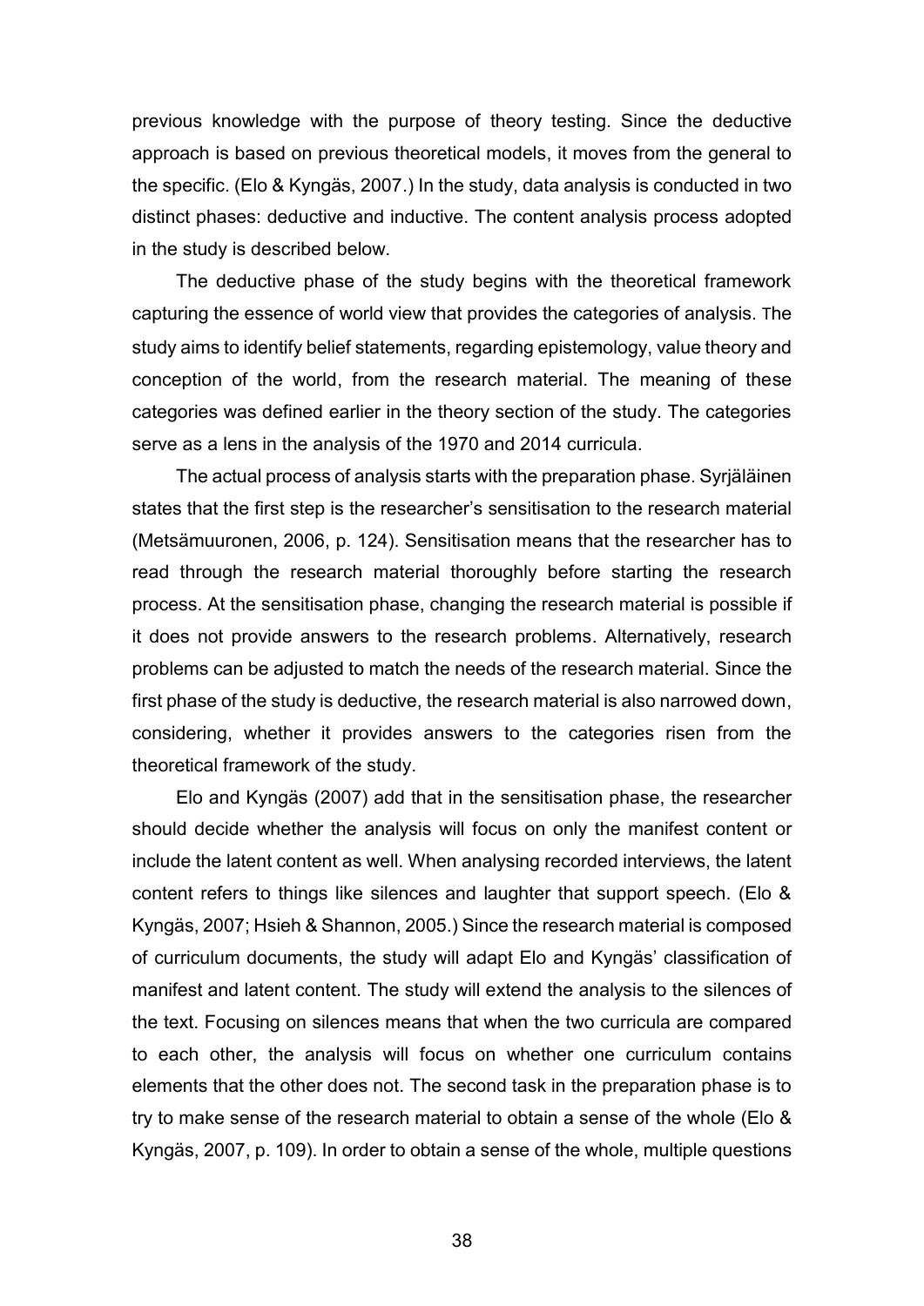previous knowledge with the purpose of theory testing. Since the deductive approach is based on previous theoretical models, it moves from the general to the specific. (Elo & Kyngäs, 2007.) In the study, data analysis is conducted in two distinct phases: deductive and inductive. The content analysis process adopted in the study is described below.

The deductive phase of the study begins with the theoretical framework capturing the essence of world view that provides the categories of analysis. The study aims to identify belief statements, regarding epistemology, value theory and conception of the world, from the research material. The meaning of these categories was defined earlier in the theory section of the study. The categories serve as a lens in the analysis of the 1970 and 2014 curricula.

The actual process of analysis starts with the preparation phase. Syrjäläinen states that the first step is the researcher's sensitisation to the research material (Metsämuuronen, 2006, p. 124). Sensitisation means that the researcher has to read through the research material thoroughly before starting the research process. At the sensitisation phase, changing the research material is possible if it does not provide answers to the research problems. Alternatively, research problems can be adjusted to match the needs of the research material. Since the first phase of the study is deductive, the research material is also narrowed down, considering, whether it provides answers to the categories risen from the theoretical framework of the study.

Elo and Kyngäs (2007) add that in the sensitisation phase, the researcher should decide whether the analysis will focus on only the manifest content or include the latent content as well. When analysing recorded interviews, the latent content refers to things like silences and laughter that support speech. (Elo & Kyngäs, 2007; Hsieh & Shannon, 2005.) Since the research material is composed of curriculum documents, the study will adapt Elo and Kyngäs' classification of manifest and latent content. The study will extend the analysis to the silences of the text. Focusing on silences means that when the two curricula are compared to each other, the analysis will focus on whether one curriculum contains elements that the other does not. The second task in the preparation phase is to try to make sense of the research material to obtain a sense of the whole (Elo & Kyngäs, 2007, p. 109). In order to obtain a sense of the whole, multiple questions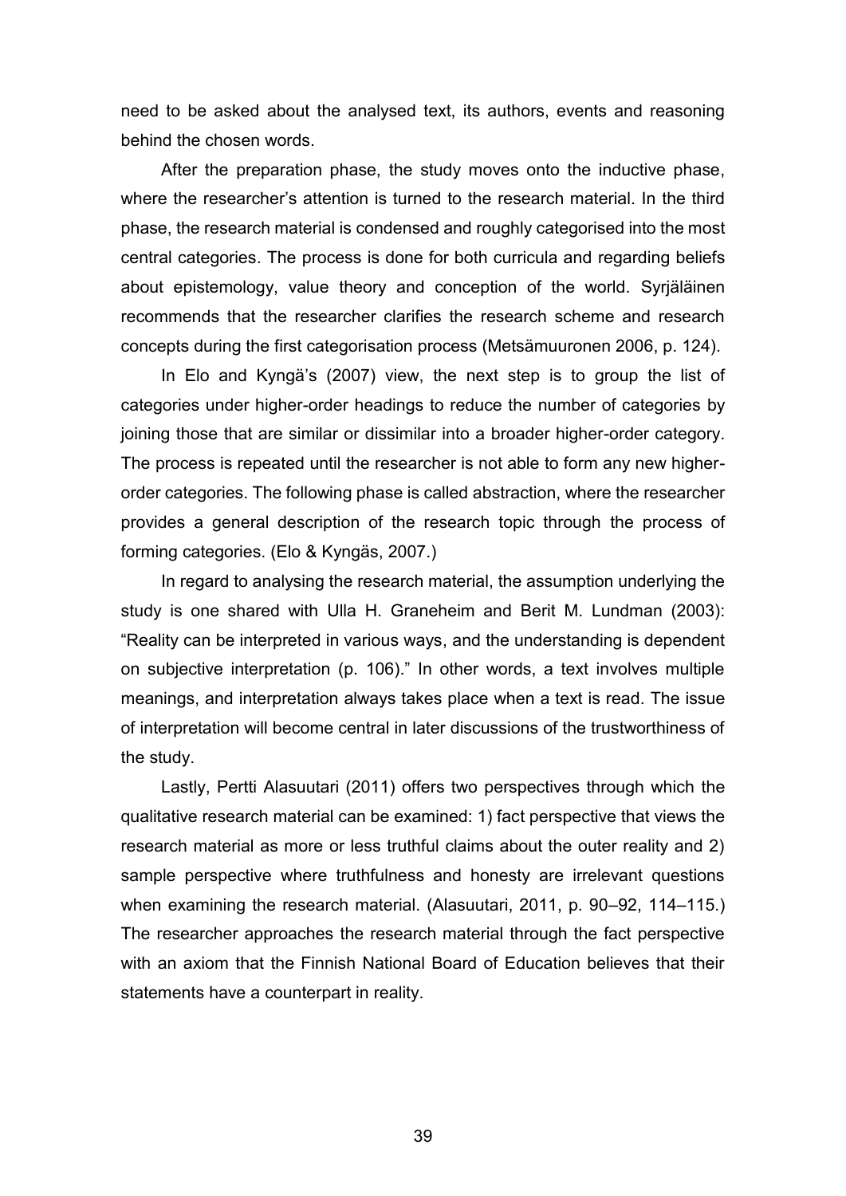need to be asked about the analysed text, its authors, events and reasoning behind the chosen words.

After the preparation phase, the study moves onto the inductive phase, where the researcher's attention is turned to the research material. In the third phase, the research material is condensed and roughly categorised into the most central categories. The process is done for both curricula and regarding beliefs about epistemology, value theory and conception of the world. Syrjäläinen recommends that the researcher clarifies the research scheme and research concepts during the first categorisation process (Metsämuuronen 2006, p. 124).

In Elo and Kyngä's (2007) view, the next step is to group the list of categories under higher-order headings to reduce the number of categories by joining those that are similar or dissimilar into a broader higher-order category. The process is repeated until the researcher is not able to form any new higher-order categories. The following phase is called abstraction, where the researcher provides a general description of the research topic through the process of forming categories. (Elo & Kyngäs, 2007.)

In regard to analysing the research material, the assumption underlying the study is one shared with Ulla H. Graneheim and Berit M. Lundman (2003): "Reality can be interpreted in various ways, and the understanding is dependent on subjective interpretation (p. 106)." In other words, a text involves multiple meanings, and interpretation always takes place when a text is read. The issue of interpretation will become central in later discussions of the trustworthiness of the study.

Lastly, Pertti Alasuutari (2011) offers two perspectives through which the qualitative research material can be examined: 1) fact perspective that views the research material as more or less truthful claims about the outer reality and 2) sample perspective where truthfulness and honesty are irrelevant questions when examining the research material. (Alasuutari, 2011, p. 90–92, 114–115.) The researcher approaches the research material through the fact perspective with an axiom that the Finnish National Board of Education believes that their statements have a counterpart in reality.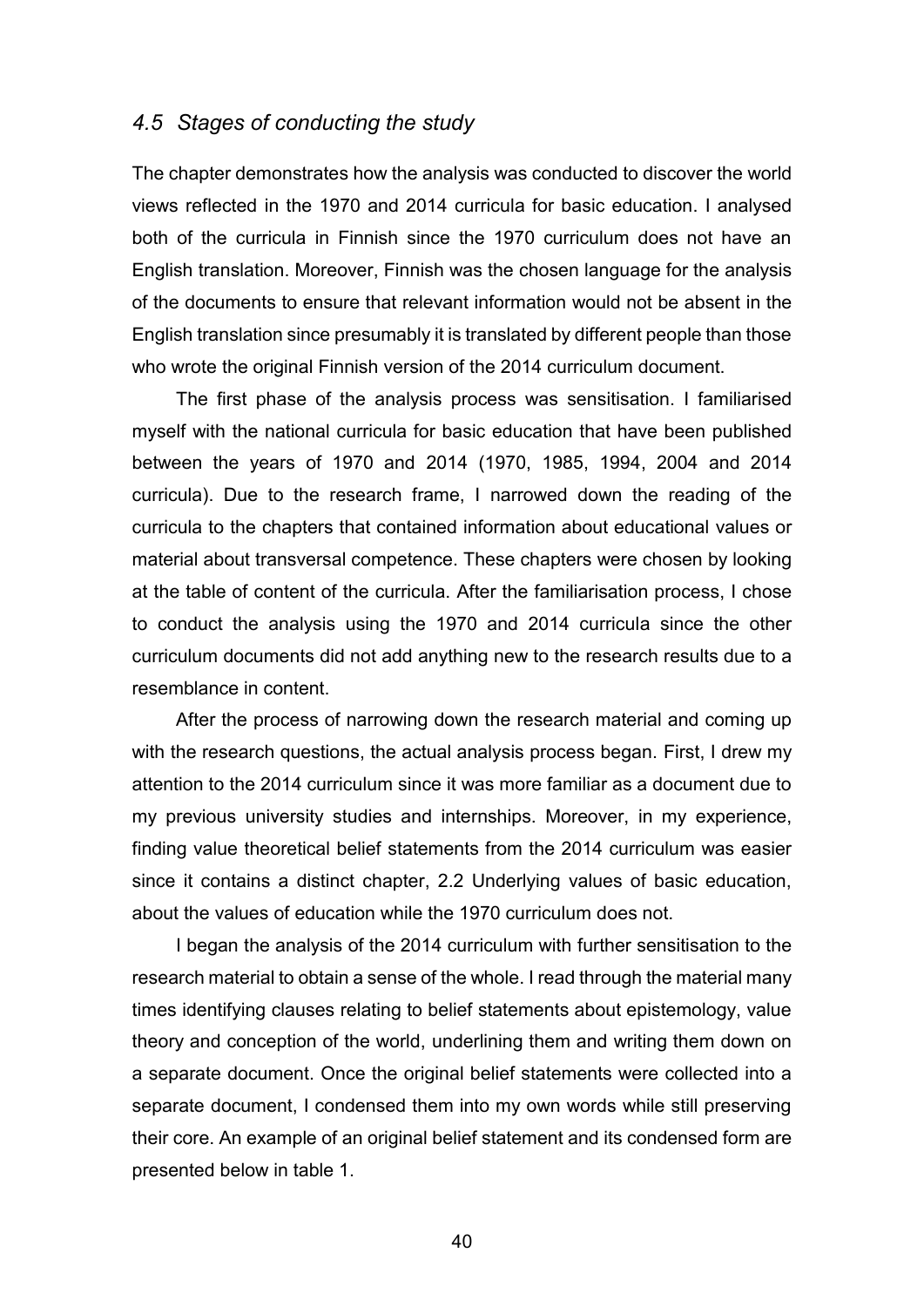### *4.5 Stages of conducting the study*

The chapter demonstrates how the analysis was conducted to discover the world views reflected in the 1970 and 2014 curricula for basic education. I analysed both of the curricula in Finnish since the 1970 curriculum does not have an English translation. Moreover, Finnish was the chosen language for the analysis of the documents to ensure that relevant information would not be absent in the English translation since presumably it is translated by different people than those who wrote the original Finnish version of the 2014 curriculum document.

The first phase of the analysis process was sensitisation. I familiarised myself with the national curricula for basic education that have been published between the years of 1970 and 2014 (1970, 1985, 1994, 2004 and 2014 curricula). Due to the research frame, I narrowed down the reading of the curricula to the chapters that contained information about educational values or material about transversal competence. These chapters were chosen by looking at the table of content of the curricula. After the familiarisation process, I chose to conduct the analysis using the 1970 and 2014 curricula since the other curriculum documents did not add anything new to the research results due to a resemblance in content.

After the process of narrowing down the research material and coming up with the research questions, the actual analysis process began. First, I drew my attention to the 2014 curriculum since it was more familiar as a document due to my previous university studies and internships. Moreover, in my experience, finding value theoretical belief statements from the 2014 curriculum was easier since it contains a distinct chapter, 2.2 Underlying values of basic education, about the values of education while the 1970 curriculum does not.

I began the analysis of the 2014 curriculum with further sensitisation to the research material to obtain a sense of the whole. I read through the material many times identifying clauses relating to belief statements about epistemology, value theory and conception of the world, underlining them and writing them down on a separate document. Once the original belief statements were collected into a separate document, I condensed them into my own words while still preserving their core. An example of an original belief statement and its condensed form are presented below in table 1.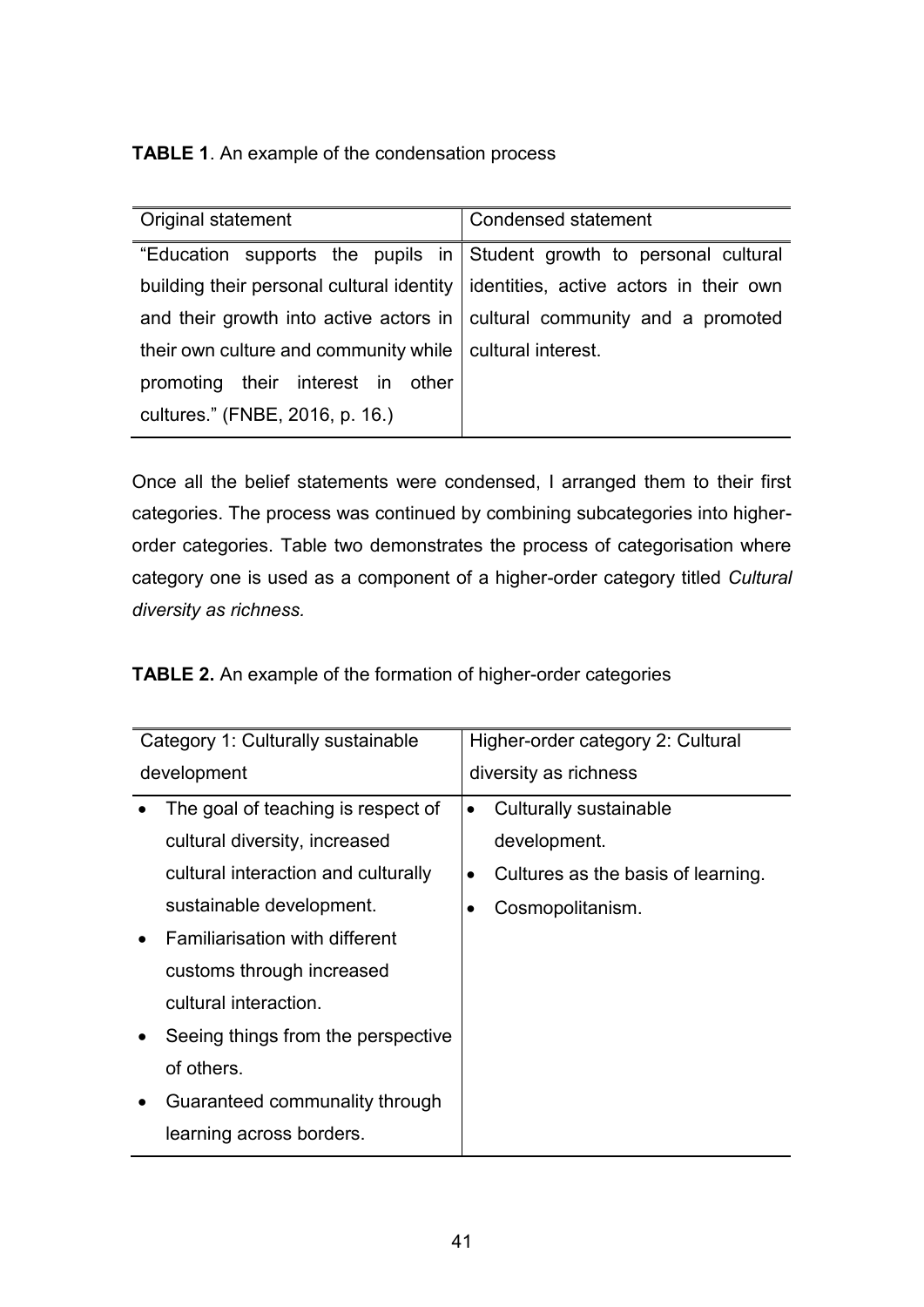**TABLE 1**. An example of the condensation process

| Original statement | Condensed statement |
|---|---|
| "Education supports the pupils in building their personal cultural identity and their growth into active actors in their own culture and community while promoting their interest in other cultures." (FNBE, 2016, p. 16.) | Student growth to personal cultural identities, active actors in their own cultural community and a promoted cultural interest. |

Once all the belief statements were condensed, I arranged them to their first categories. The process was continued by combining subcategories into higher-order categories. Table two demonstrates the process of categorisation where category one is used as a component of a higher-order category titled *Cultural diversity as richness*.

**TABLE 2.** An example of the formation of higher-order categories

| Category 1: Culturally sustainable development | Higher-order category 2: Cultural diversity as richness |
|---|---|
| • The goal of teaching is respect of cultural diversity, increased cultural interaction and culturally sustainable development.<br>• Familiarisation with different customs through increased cultural interaction.<br>• Seeing things from the perspective of others.<br>• Guaranteed communality through learning across borders. | • Culturally sustainable development.<br>• Cultures as the basis of learning.<br>• Cosmopolitanism. |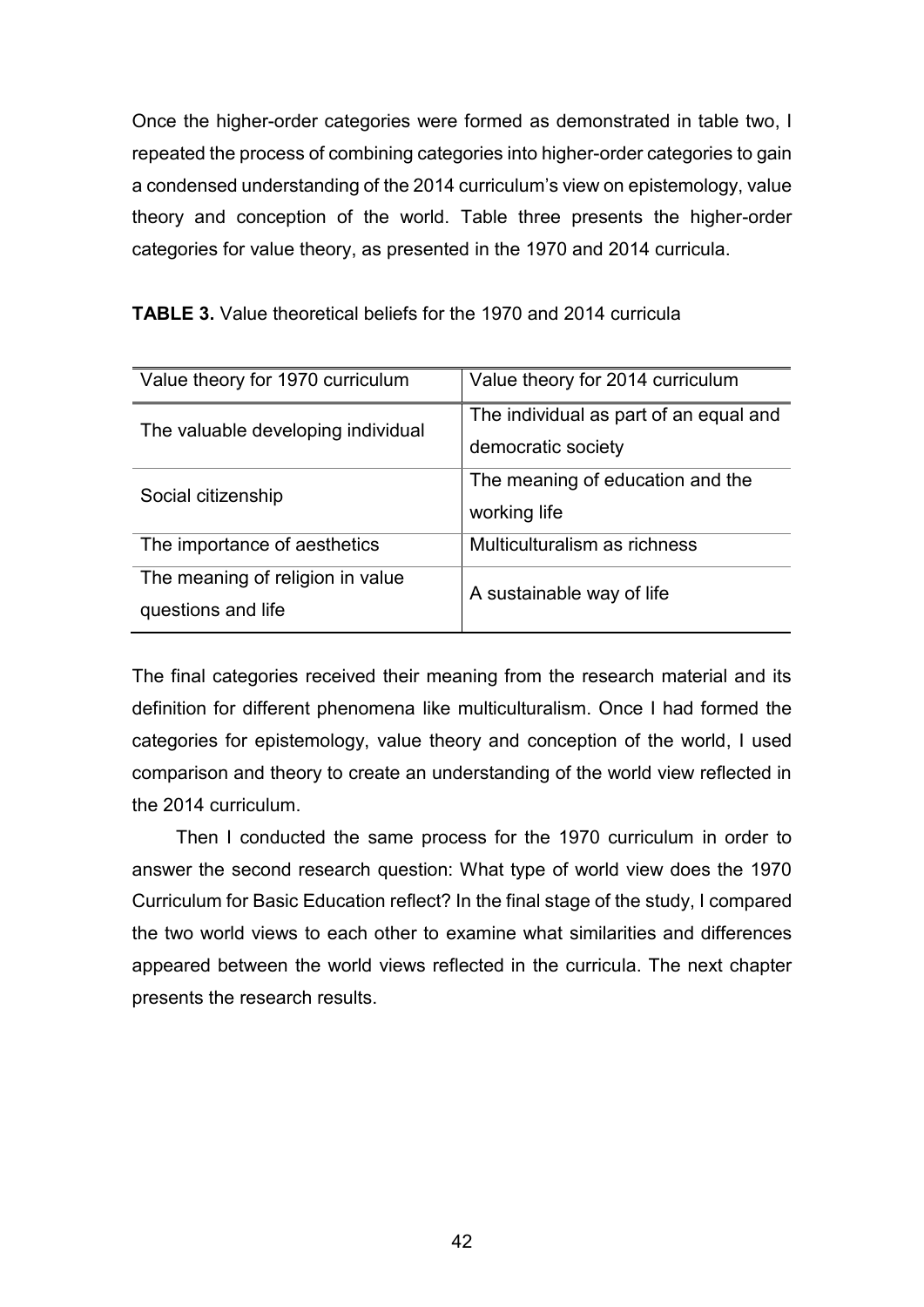Once the higher-order categories were formed as demonstrated in table two, I repeated the process of combining categories into higher-order categories to gain a condensed understanding of the 2014 curriculum's view on epistemology, value theory and conception of the world. Table three presents the higher-order categories for value theory, as presented in the 1970 and 2014 curricula.

**TABLE 3.** Value theoretical beliefs for the 1970 and 2014 curricula

| Value theory for 1970 curriculum | Value theory for 2014 curriculum |
|---|---|
| The valuable developing individual | The individual as part of an equal and democratic society |
| Social citizenship | The meaning of education and the working life |
| The importance of aesthetics | Multiculturalism as richness |
| The meaning of religion in value questions and life | A sustainable way of life |

The final categories received their meaning from the research material and its definition for different phenomena like multiculturalism. Once I had formed the categories for epistemology, value theory and conception of the world, I used comparison and theory to create an understanding of the world view reflected in the 2014 curriculum.

Then I conducted the same process for the 1970 curriculum in order to answer the second research question: What type of world view does the 1970 Curriculum for Basic Education reflect? In the final stage of the study, I compared the two world views to each other to examine what similarities and differences appeared between the world views reflected in the curricula. The next chapter presents the research results.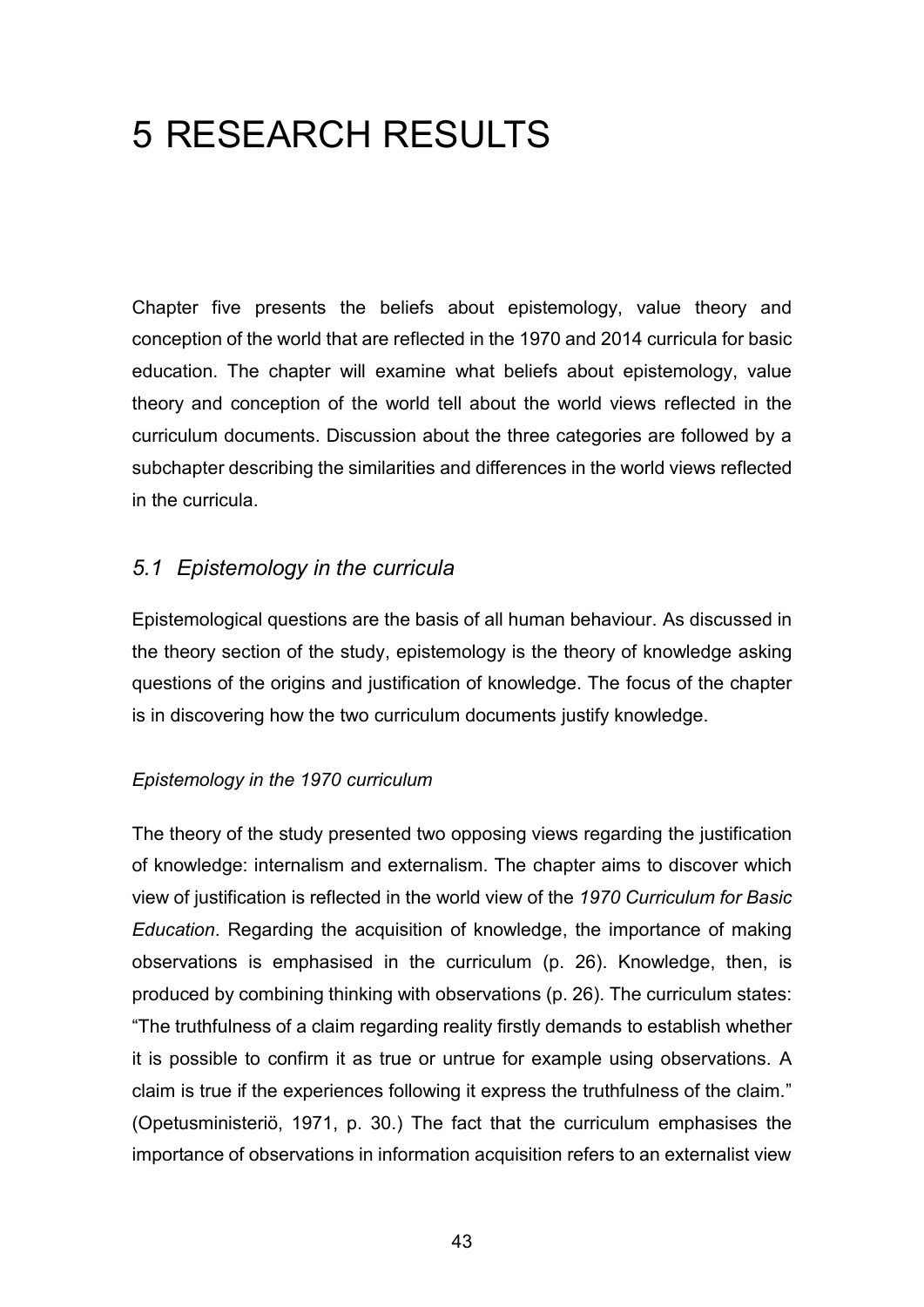# 5 RESEARCH RESULTS

Chapter five presents the beliefs about epistemology, value theory and conception of the world that are reflected in the 1970 and 2014 curricula for basic education. The chapter will examine what beliefs about epistemology, value theory and conception of the world tell about the world views reflected in the curriculum documents. Discussion about the three categories are followed by a subchapter describing the similarities and differences in the world views reflected in the curricula.

## *5.1 Epistemology in the curricula*

Epistemological questions are the basis of all human behaviour. As discussed in the theory section of the study, epistemology is the theory of knowledge asking questions of the origins and justification of knowledge. The focus of the chapter is in discovering how the two curriculum documents justify knowledge.

### *Epistemology in the 1970 curriculum*

The theory of the study presented two opposing views regarding the justification of knowledge: internalism and externalism. The chapter aims to discover which view of justification is reflected in the world view of the *1970 Curriculum for Basic Education*. Regarding the acquisition of knowledge, the importance of making observations is emphasised in the curriculum (p. 26). Knowledge, then, is produced by combining thinking with observations (p. 26). The curriculum states: "The truthfulness of a claim regarding reality firstly demands to establish whether it is possible to confirm it as true or untrue for example using observations. A claim is true if the experiences following it express the truthfulness of the claim." (Opetusministeriö, 1971, p. 30.) The fact that the curriculum emphasises the importance of observations in information acquisition refers to an externalist view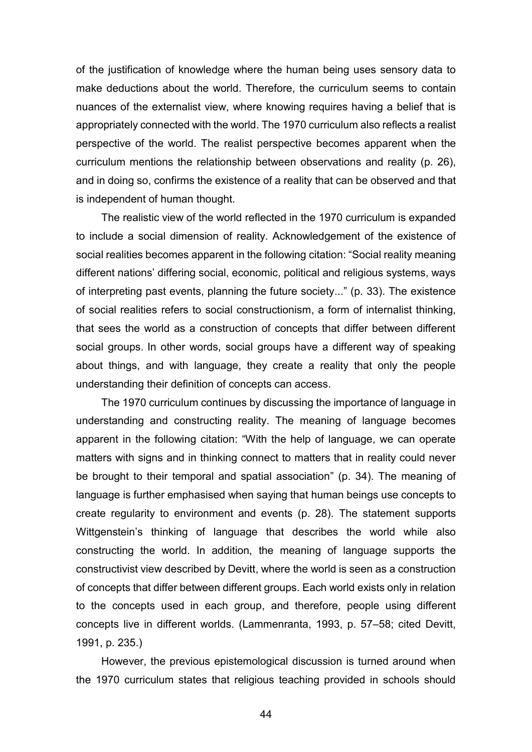of the justification of knowledge where the human being uses sensory data to make deductions about the world. Therefore, the curriculum seems to contain nuances of the externalist view, where knowing requires having a belief that is appropriately connected with the world. The 1970 curriculum also reflects a realist perspective of the world. The realist perspective becomes apparent when the curriculum mentions the relationship between observations and reality (p. 26), and in doing so, confirms the existence of a reality that can be observed and that is independent of human thought.

The realistic view of the world reflected in the 1970 curriculum is expanded to include a social dimension of reality. Acknowledgement of the existence of social realities becomes apparent in the following citation: "Social reality meaning different nations' differing social, economic, political and religious systems, ways of interpreting past events, planning the future society..." (p. 33). The existence of social realities refers to social constructionism, a form of internalist thinking, that sees the world as a construction of concepts that differ between different social groups. In other words, social groups have a different way of speaking about things, and with language, they create a reality that only the people understanding their definition of concepts can access.

The 1970 curriculum continues by discussing the importance of language in understanding and constructing reality. The meaning of language becomes apparent in the following citation: "With the help of language, we can operate matters with signs and in thinking connect to matters that in reality could never be brought to their temporal and spatial association" (p. 34). The meaning of language is further emphasised when saying that human beings use concepts to create regularity to environment and events (p. 28). The statement supports Wittgenstein's thinking of language that describes the world while also constructing the world. In addition, the meaning of language supports the constructivist view described by Devitt, where the world is seen as a construction of concepts that differ between different groups. Each world exists only in relation to the concepts used in each group, and therefore, people using different concepts live in different worlds. (Lammenranta, 1993, p. 57–58; cited Devitt, 1991, p. 235.)

However, the previous epistemological discussion is turned around when the 1970 curriculum states that religious teaching provided in schools should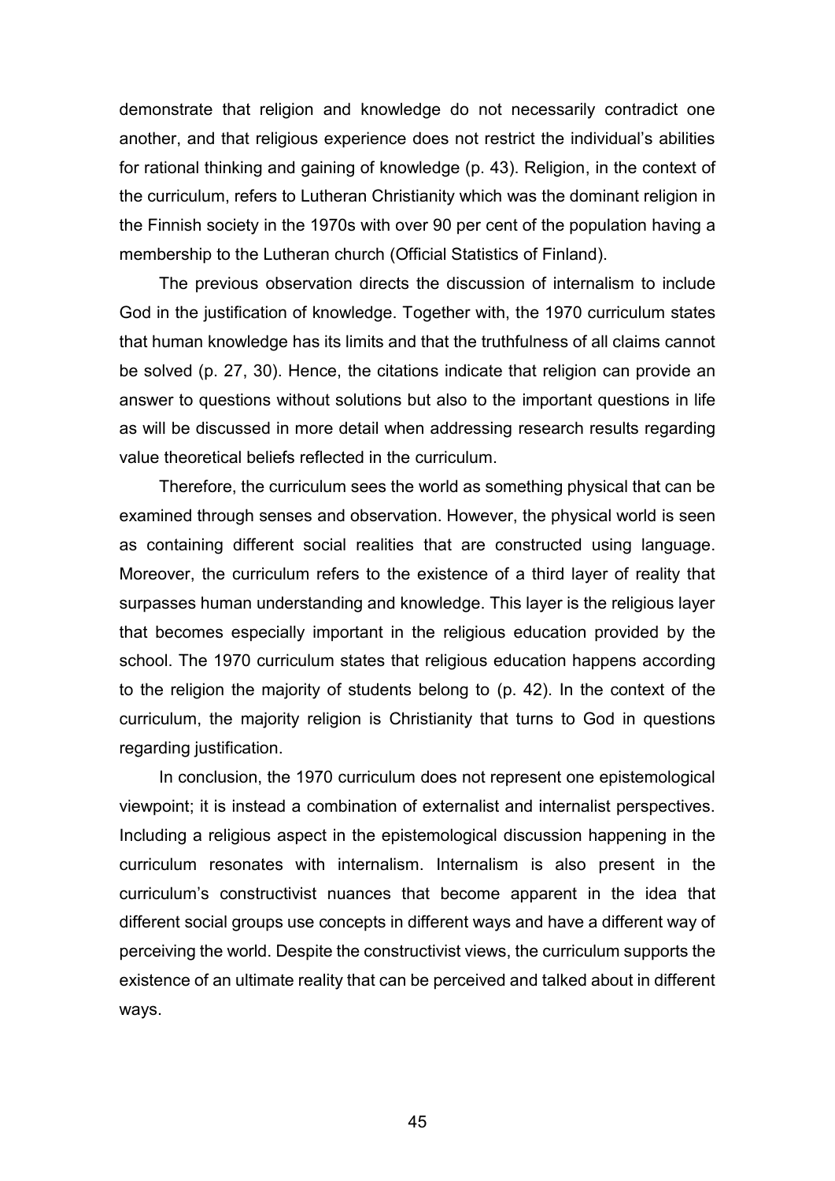demonstrate that religion and knowledge do not necessarily contradict one another, and that religious experience does not restrict the individual's abilities for rational thinking and gaining of knowledge (p. 43). Religion, in the context of the curriculum, refers to Lutheran Christianity which was the dominant religion in the Finnish society in the 1970s with over 90 per cent of the population having a membership to the Lutheran church (Official Statistics of Finland).

The previous observation directs the discussion of internalism to include God in the justification of knowledge. Together with, the 1970 curriculum states that human knowledge has its limits and that the truthfulness of all claims cannot be solved (p. 27, 30). Hence, the citations indicate that religion can provide an answer to questions without solutions but also to the important questions in life as will be discussed in more detail when addressing research results regarding value theoretical beliefs reflected in the curriculum.

Therefore, the curriculum sees the world as something physical that can be examined through senses and observation. However, the physical world is seen as containing different social realities that are constructed using language. Moreover, the curriculum refers to the existence of a third layer of reality that surpasses human understanding and knowledge. This layer is the religious layer that becomes especially important in the religious education provided by the school. The 1970 curriculum states that religious education happens according to the religion the majority of students belong to (p. 42). In the context of the curriculum, the majority religion is Christianity that turns to God in questions regarding justification.

In conclusion, the 1970 curriculum does not represent one epistemological viewpoint; it is instead a combination of externalist and internalist perspectives. Including a religious aspect in the epistemological discussion happening in the curriculum resonates with internalism. Internalism is also present in the curriculum's constructivist nuances that become apparent in the idea that different social groups use concepts in different ways and have a different way of perceiving the world. Despite the constructivist views, the curriculum supports the existence of an ultimate reality that can be perceived and talked about in different ways.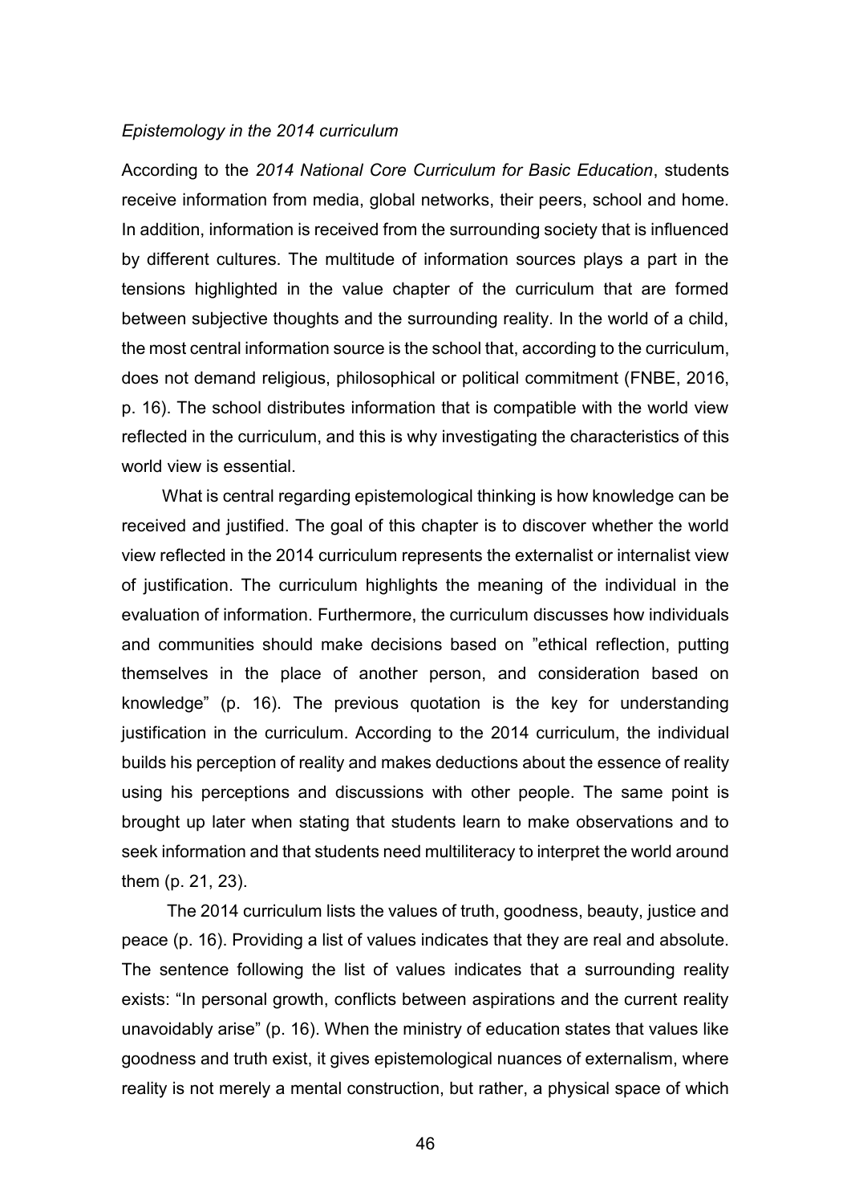*Epistemology in the 2014 curriculum*

According to the *2014 National Core Curriculum for Basic Education*, students receive information from media, global networks, their peers, school and home. In addition, information is received from the surrounding society that is influenced by different cultures. The multitude of information sources plays a part in the tensions highlighted in the value chapter of the curriculum that are formed between subjective thoughts and the surrounding reality. In the world of a child, the most central information source is the school that, according to the curriculum, does not demand religious, philosophical or political commitment (FNBE, 2016, p. 16). The school distributes information that is compatible with the world view reflected in the curriculum, and this is why investigating the characteristics of this world view is essential.

What is central regarding epistemological thinking is how knowledge can be received and justified. The goal of this chapter is to discover whether the world view reflected in the 2014 curriculum represents the externalist or internalist view of justification. The curriculum highlights the meaning of the individual in the evaluation of information. Furthermore, the curriculum discusses how individuals and communities should make decisions based on "ethical reflection, putting themselves in the place of another person, and consideration based on knowledge" (p. 16). The previous quotation is the key for understanding justification in the curriculum. According to the 2014 curriculum, the individual builds his perception of reality and makes deductions about the essence of reality using his perceptions and discussions with other people. The same point is brought up later when stating that students learn to make observations and to seek information and that students need multiliteracy to interpret the world around them (p. 21, 23).

The 2014 curriculum lists the values of truth, goodness, beauty, justice and peace (p. 16). Providing a list of values indicates that they are real and absolute. The sentence following the list of values indicates that a surrounding reality exists: "In personal growth, conflicts between aspirations and the current reality unavoidably arise" (p. 16). When the ministry of education states that values like goodness and truth exist, it gives epistemological nuances of externalism, where reality is not merely a mental construction, but rather, a physical space of which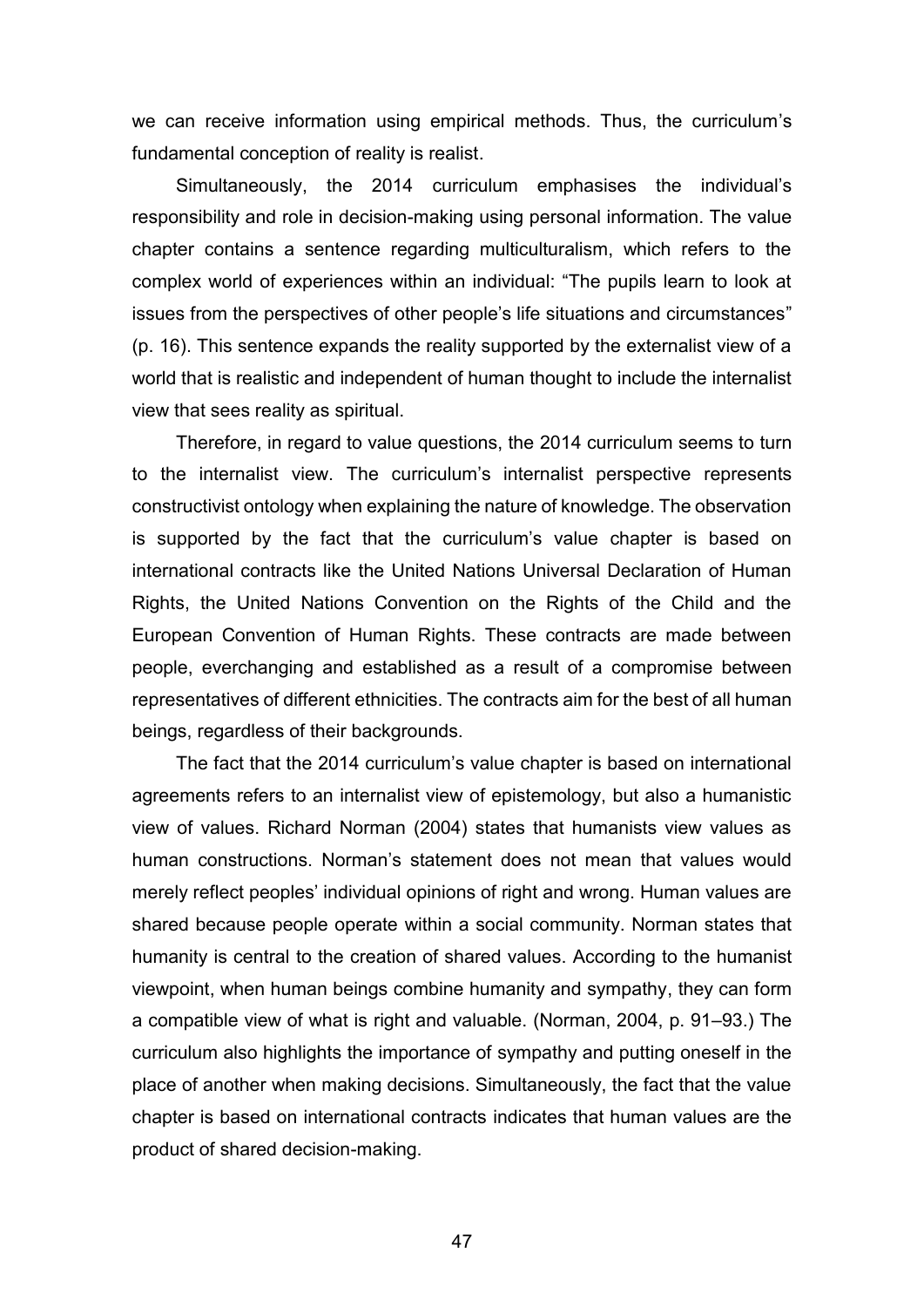we can receive information using empirical methods. Thus, the curriculum's fundamental conception of reality is realist.

Simultaneously, the 2014 curriculum emphasises the individual's responsibility and role in decision-making using personal information. The value chapter contains a sentence regarding multiculturalism, which refers to the complex world of experiences within an individual: "The pupils learn to look at issues from the perspectives of other people's life situations and circumstances" (p. 16). This sentence expands the reality supported by the externalist view of a world that is realistic and independent of human thought to include the internalist view that sees reality as spiritual.

Therefore, in regard to value questions, the 2014 curriculum seems to turn to the internalist view. The curriculum's internalist perspective represents constructivist ontology when explaining the nature of knowledge. The observation is supported by the fact that the curriculum's value chapter is based on international contracts like the United Nations Universal Declaration of Human Rights, the United Nations Convention on the Rights of the Child and the European Convention of Human Rights. These contracts are made between people, everchanging and established as a result of a compromise between representatives of different ethnicities. The contracts aim for the best of all human beings, regardless of their backgrounds.

The fact that the 2014 curriculum's value chapter is based on international agreements refers to an internalist view of epistemology, but also a humanistic view of values. Richard Norman (2004) states that humanists view values as human constructions. Norman's statement does not mean that values would merely reflect peoples' individual opinions of right and wrong. Human values are shared because people operate within a social community. Norman states that humanity is central to the creation of shared values. According to the humanist viewpoint, when human beings combine humanity and sympathy, they can form a compatible view of what is right and valuable. (Norman, 2004, p. 91–93.) The curriculum also highlights the importance of sympathy and putting oneself in the place of another when making decisions. Simultaneously, the fact that the value chapter is based on international contracts indicates that human values are the product of shared decision-making.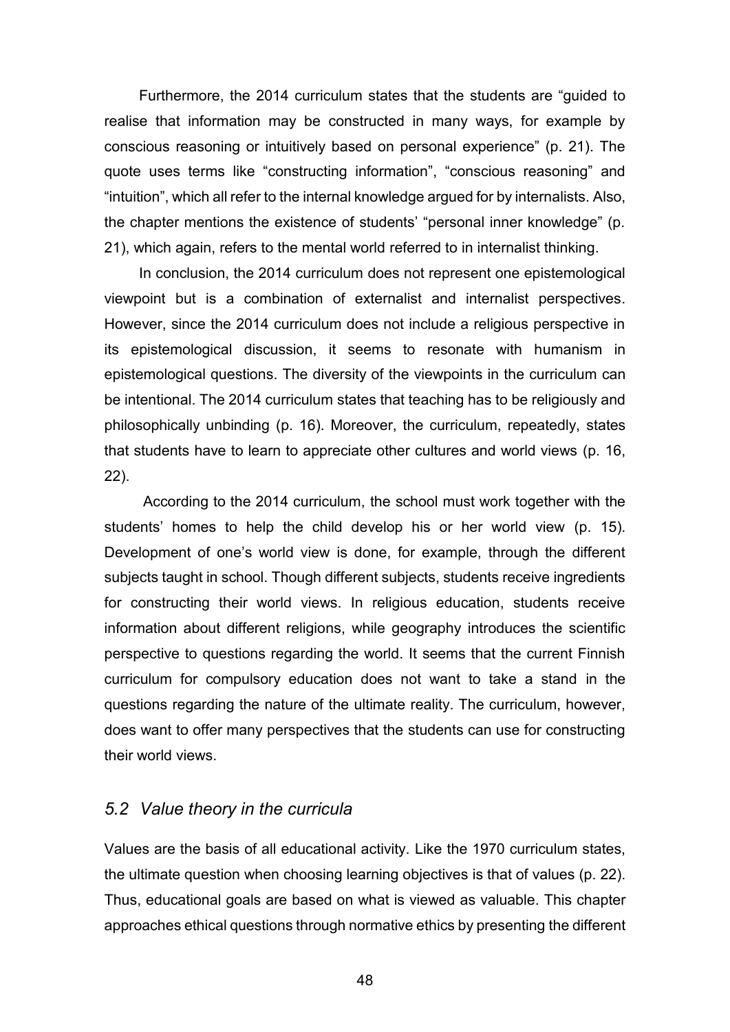Furthermore, the 2014 curriculum states that the students are "guided to realise that information may be constructed in many ways, for example by conscious reasoning or intuitively based on personal experience" (p. 21). The quote uses terms like "constructing information", "conscious reasoning" and "intuition", which all refer to the internal knowledge argued for by internalists. Also, the chapter mentions the existence of students' "personal inner knowledge" (p. 21), which again, refers to the mental world referred to in internalist thinking.

In conclusion, the 2014 curriculum does not represent one epistemological viewpoint but is a combination of externalist and internalist perspectives. However, since the 2014 curriculum does not include a religious perspective in its epistemological discussion, it seems to resonate with humanism in epistemological questions. The diversity of the viewpoints in the curriculum can be intentional. The 2014 curriculum states that teaching has to be religiously and philosophically unbinding (p. 16). Moreover, the curriculum, repeatedly, states that students have to learn to appreciate other cultures and world views (p. 16, 22).

According to the 2014 curriculum, the school must work together with the students' homes to help the child develop his or her world view (p. 15). Development of one's world view is done, for example, through the different subjects taught in school. Though different subjects, students receive ingredients for constructing their world views. In religious education, students receive information about different religions, while geography introduces the scientific perspective to questions regarding the world. It seems that the current Finnish curriculum for compulsory education does not want to take a stand in the questions regarding the nature of the ultimate reality. The curriculum, however, does want to offer many perspectives that the students can use for constructing their world views.

## *5.2 Value theory in the curricula*

Values are the basis of all educational activity. Like the 1970 curriculum states, the ultimate question when choosing learning objectives is that of values (p. 22). Thus, educational goals are based on what is viewed as valuable. This chapter approaches ethical questions through normative ethics by presenting the different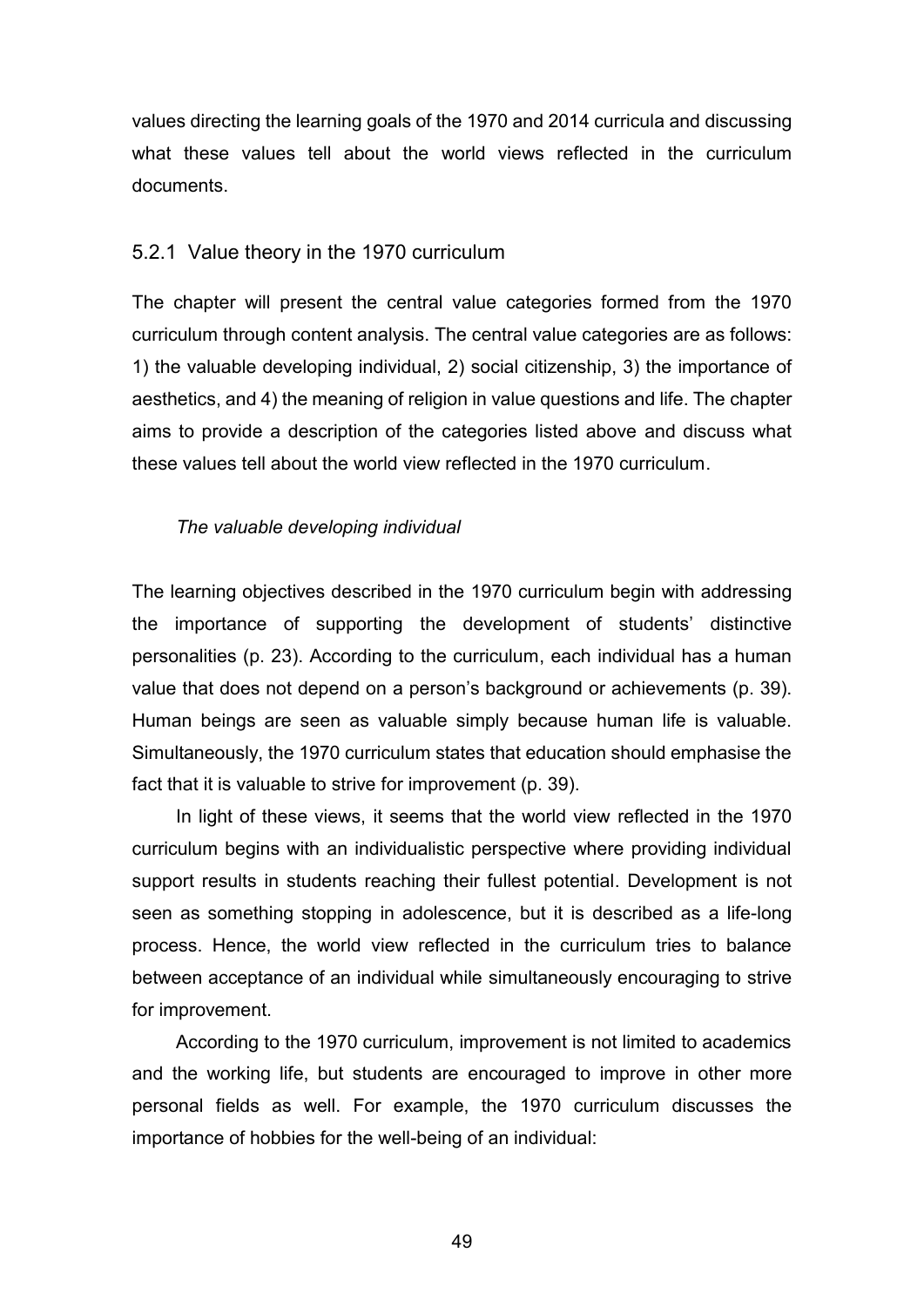values directing the learning goals of the 1970 and 2014 curricula and discussing what these values tell about the world views reflected in the curriculum documents.

### 5.2.1 Value theory in the 1970 curriculum

The chapter will present the central value categories formed from the 1970 curriculum through content analysis. The central value categories are as follows: 1) the valuable developing individual, 2) social citizenship, 3) the importance of aesthetics, and 4) the meaning of religion in value questions and life. The chapter aims to provide a description of the categories listed above and discuss what these values tell about the world view reflected in the 1970 curriculum.

*The valuable developing individual*

The learning objectives described in the 1970 curriculum begin with addressing the importance of supporting the development of students' distinctive personalities (p. 23). According to the curriculum, each individual has a human value that does not depend on a person's background or achievements (p. 39). Human beings are seen as valuable simply because human life is valuable. Simultaneously, the 1970 curriculum states that education should emphasise the fact that it is valuable to strive for improvement (p. 39).

In light of these views, it seems that the world view reflected in the 1970 curriculum begins with an individualistic perspective where providing individual support results in students reaching their fullest potential. Development is not seen as something stopping in adolescence, but it is described as a life-long process. Hence, the world view reflected in the curriculum tries to balance between acceptance of an individual while simultaneously encouraging to strive for improvement.

According to the 1970 curriculum, improvement is not limited to academics and the working life, but students are encouraged to improve in other more personal fields as well. For example, the 1970 curriculum discusses the importance of hobbies for the well-being of an individual: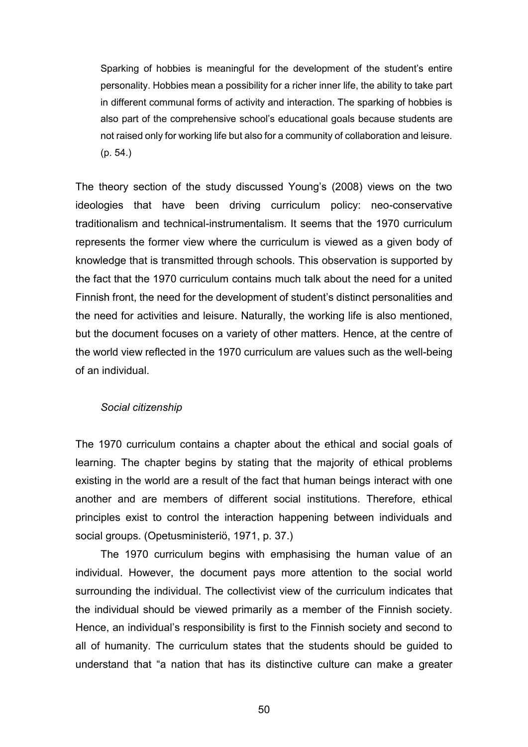> Sparking of hobbies is meaningful for the development of the student's entire personality. Hobbies mean a possibility for a richer inner life, the ability to take part in different communal forms of activity and interaction. The sparking of hobbies is also part of the comprehensive school's educational goals because students are not raised only for working life but also for a community of collaboration and leisure. (p. 54.)

The theory section of the study discussed Young's (2008) views on the two ideologies that have been driving curriculum policy: neo-conservative traditionalism and technical-instrumentalism. It seems that the 1970 curriculum represents the former view where the curriculum is viewed as a given body of knowledge that is transmitted through schools. This observation is supported by the fact that the 1970 curriculum contains much talk about the need for a united Finnish front, the need for the development of student's distinct personalities and the need for activities and leisure. Naturally, the working life is also mentioned, but the document focuses on a variety of other matters. Hence, at the centre of the world view reflected in the 1970 curriculum are values such as the well-being of an individual.

*Social citizenship*

The 1970 curriculum contains a chapter about the ethical and social goals of learning. The chapter begins by stating that the majority of ethical problems existing in the world are a result of the fact that human beings interact with one another and are members of different social institutions. Therefore, ethical principles exist to control the interaction happening between individuals and social groups. (Opetusministeriö, 1971, p. 37.)

The 1970 curriculum begins with emphasising the human value of an individual. However, the document pays more attention to the social world surrounding the individual. The collectivist view of the curriculum indicates that the individual should be viewed primarily as a member of the Finnish society. Hence, an individual's responsibility is first to the Finnish society and second to all of humanity. The curriculum states that the students should be guided to understand that "a nation that has its distinctive culture can make a greater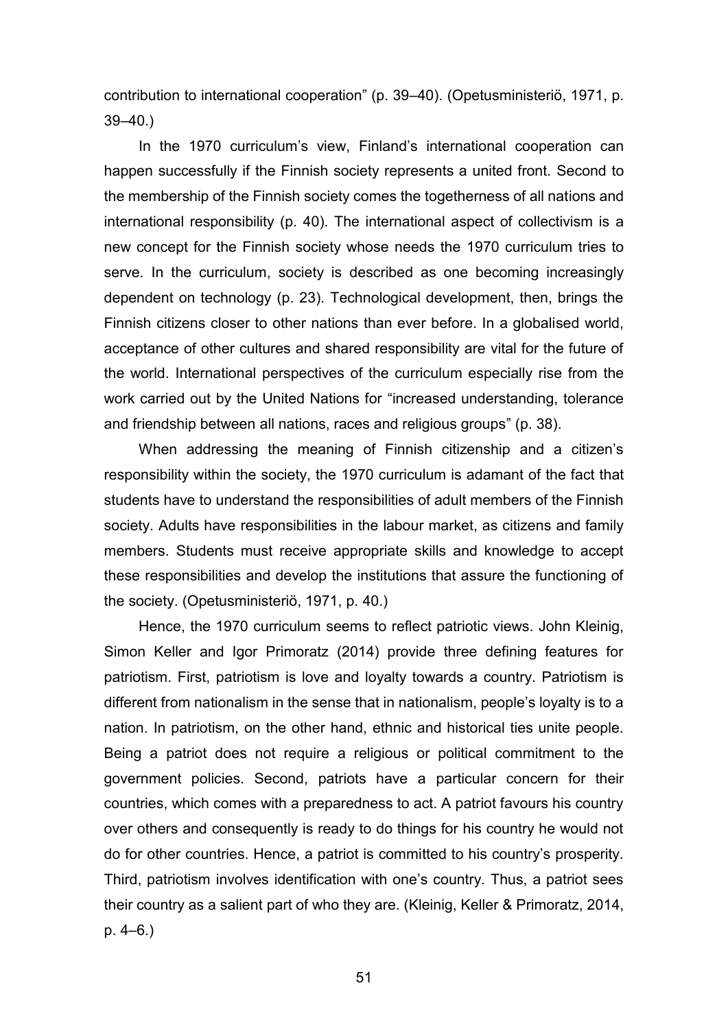contribution to international cooperation" (p. 39–40). (Opetusministeriö, 1971, p. 39–40.)

In the 1970 curriculum's view, Finland's international cooperation can happen successfully if the Finnish society represents a united front. Second to the membership of the Finnish society comes the togetherness of all nations and international responsibility (p. 40). The international aspect of collectivism is a new concept for the Finnish society whose needs the 1970 curriculum tries to serve. In the curriculum, society is described as one becoming increasingly dependent on technology (p. 23). Technological development, then, brings the Finnish citizens closer to other nations than ever before. In a globalised world, acceptance of other cultures and shared responsibility are vital for the future of the world. International perspectives of the curriculum especially rise from the work carried out by the United Nations for "increased understanding, tolerance and friendship between all nations, races and religious groups" (p. 38).

When addressing the meaning of Finnish citizenship and a citizen's responsibility within the society, the 1970 curriculum is adamant of the fact that students have to understand the responsibilities of adult members of the Finnish society. Adults have responsibilities in the labour market, as citizens and family members. Students must receive appropriate skills and knowledge to accept these responsibilities and develop the institutions that assure the functioning of the society. (Opetusministeriö, 1971, p. 40.)

Hence, the 1970 curriculum seems to reflect patriotic views. John Kleinig, Simon Keller and Igor Primoratz (2014) provide three defining features for patriotism. First, patriotism is love and loyalty towards a country. Patriotism is different from nationalism in the sense that in nationalism, people's loyalty is to a nation. In patriotism, on the other hand, ethnic and historical ties unite people. Being a patriot does not require a religious or political commitment to the government policies. Second, patriots have a particular concern for their countries, which comes with a preparedness to act. A patriot favours his country over others and consequently is ready to do things for his country he would not do for other countries. Hence, a patriot is committed to his country's prosperity. Third, patriotism involves identification with one's country. Thus, a patriot sees their country as a salient part of who they are. (Kleinig, Keller & Primoratz, 2014, p. 4–6.)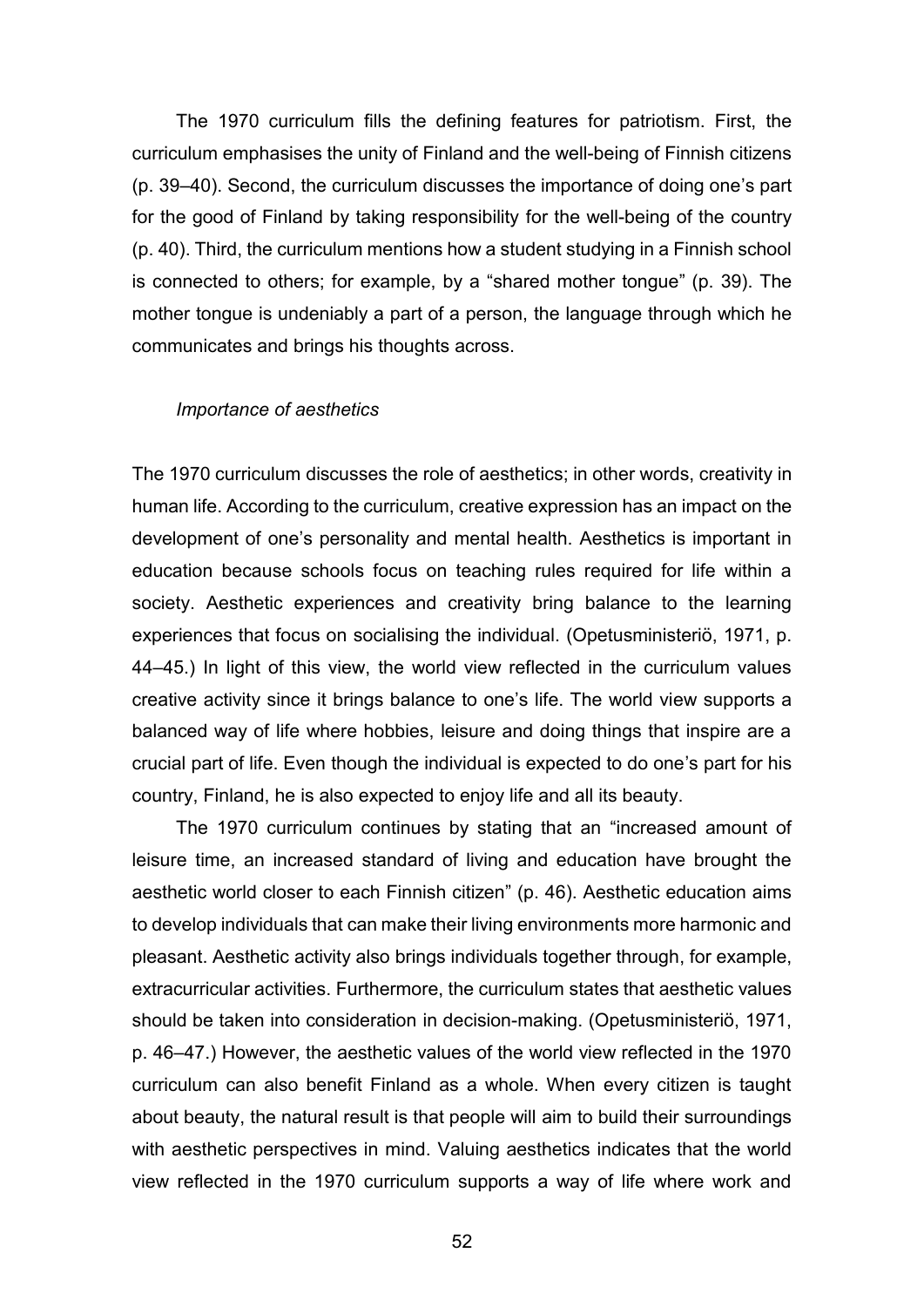The 1970 curriculum fills the defining features for patriotism. First, the curriculum emphasises the unity of Finland and the well-being of Finnish citizens (p. 39–40). Second, the curriculum discusses the importance of doing one's part for the good of Finland by taking responsibility for the well-being of the country (p. 40). Third, the curriculum mentions how a student studying in a Finnish school is connected to others; for example, by a "shared mother tongue" (p. 39). The mother tongue is undeniably a part of a person, the language through which he communicates and brings his thoughts across.

*Importance of aesthetics*

The 1970 curriculum discusses the role of aesthetics; in other words, creativity in human life. According to the curriculum, creative expression has an impact on the development of one's personality and mental health. Aesthetics is important in education because schools focus on teaching rules required for life within a society. Aesthetic experiences and creativity bring balance to the learning experiences that focus on socialising the individual. (Opetusministeriö, 1971, p. 44–45.) In light of this view, the world view reflected in the curriculum values creative activity since it brings balance to one's life. The world view supports a balanced way of life where hobbies, leisure and doing things that inspire are a crucial part of life. Even though the individual is expected to do one's part for his country, Finland, he is also expected to enjoy life and all its beauty.

The 1970 curriculum continues by stating that an "increased amount of leisure time, an increased standard of living and education have brought the aesthetic world closer to each Finnish citizen" (p. 46). Aesthetic education aims to develop individuals that can make their living environments more harmonic and pleasant. Aesthetic activity also brings individuals together through, for example, extracurricular activities. Furthermore, the curriculum states that aesthetic values should be taken into consideration in decision-making. (Opetusministeriö, 1971, p. 46–47.) However, the aesthetic values of the world view reflected in the 1970 curriculum can also benefit Finland as a whole. When every citizen is taught about beauty, the natural result is that people will aim to build their surroundings with aesthetic perspectives in mind. Valuing aesthetics indicates that the world view reflected in the 1970 curriculum supports a way of life where work and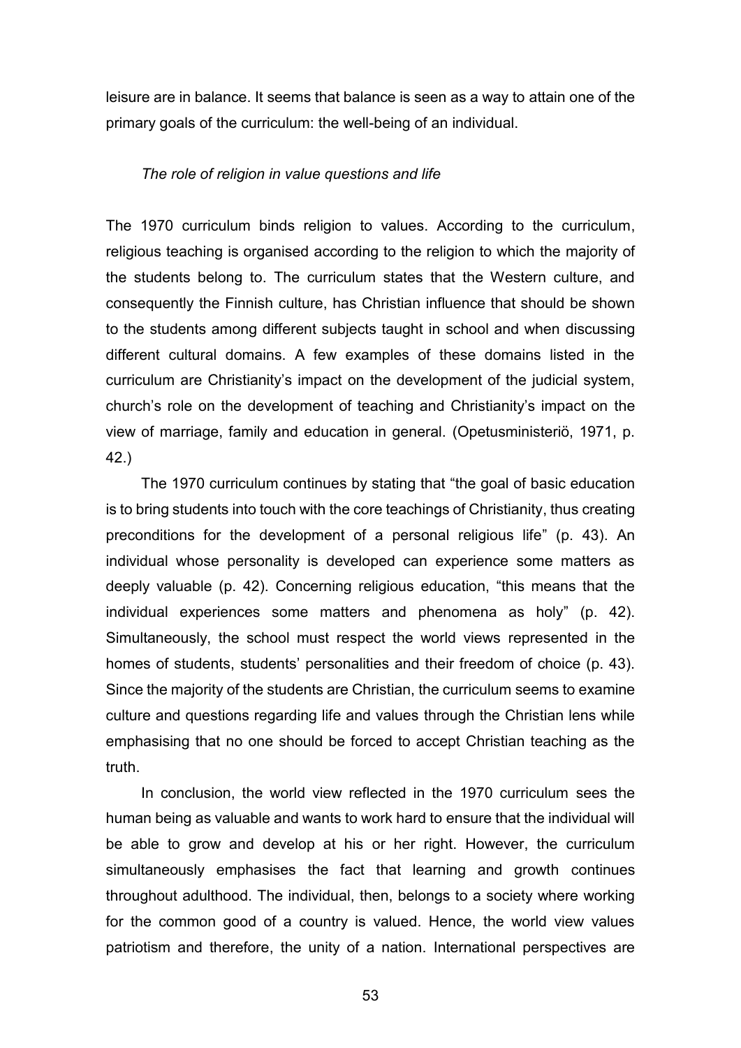leisure are in balance. It seems that balance is seen as a way to attain one of the primary goals of the curriculum: the well-being of an individual.

*The role of religion in value questions and life*

The 1970 curriculum binds religion to values. According to the curriculum, religious teaching is organised according to the religion to which the majority of the students belong to. The curriculum states that the Western culture, and consequently the Finnish culture, has Christian influence that should be shown to the students among different subjects taught in school and when discussing different cultural domains. A few examples of these domains listed in the curriculum are Christianity's impact on the development of the judicial system, church's role on the development of teaching and Christianity's impact on the view of marriage, family and education in general. (Opetusministeriö, 1971, p. 42.)

The 1970 curriculum continues by stating that "the goal of basic education is to bring students into touch with the core teachings of Christianity, thus creating preconditions for the development of a personal religious life" (p. 43). An individual whose personality is developed can experience some matters as deeply valuable (p. 42). Concerning religious education, "this means that the individual experiences some matters and phenomena as holy" (p. 42). Simultaneously, the school must respect the world views represented in the homes of students, students' personalities and their freedom of choice (p. 43). Since the majority of the students are Christian, the curriculum seems to examine culture and questions regarding life and values through the Christian lens while emphasising that no one should be forced to accept Christian teaching as the truth.

In conclusion, the world view reflected in the 1970 curriculum sees the human being as valuable and wants to work hard to ensure that the individual will be able to grow and develop at his or her right. However, the curriculum simultaneously emphasises the fact that learning and growth continues throughout adulthood. The individual, then, belongs to a society where working for the common good of a country is valued. Hence, the world view values patriotism and therefore, the unity of a nation. International perspectives are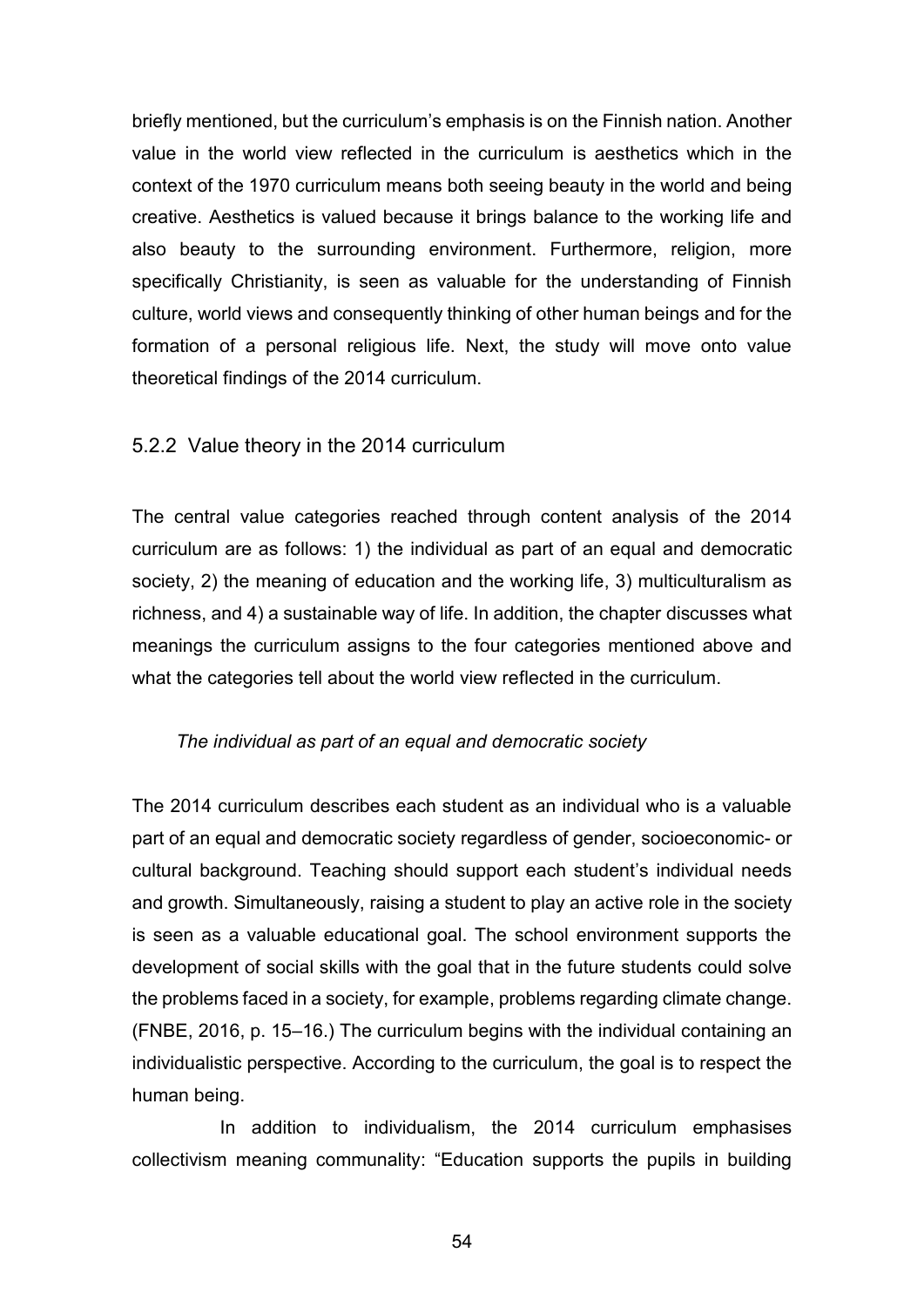briefly mentioned, but the curriculum's emphasis is on the Finnish nation. Another value in the world view reflected in the curriculum is aesthetics which in the context of the 1970 curriculum means both seeing beauty in the world and being creative. Aesthetics is valued because it brings balance to the working life and also beauty to the surrounding environment. Furthermore, religion, more specifically Christianity, is seen as valuable for the understanding of Finnish culture, world views and consequently thinking of other human beings and for the formation of a personal religious life. Next, the study will move onto value theoretical findings of the 2014 curriculum.

### 5.2.2 Value theory in the 2014 curriculum

The central value categories reached through content analysis of the 2014 curriculum are as follows: 1) the individual as part of an equal and democratic society, 2) the meaning of education and the working life, 3) multiculturalism as richness, and 4) a sustainable way of life. In addition, the chapter discusses what meanings the curriculum assigns to the four categories mentioned above and what the categories tell about the world view reflected in the curriculum.

*The individual as part of an equal and democratic society*

The 2014 curriculum describes each student as an individual who is a valuable part of an equal and democratic society regardless of gender, socioeconomic- or cultural background. Teaching should support each student's individual needs and growth. Simultaneously, raising a student to play an active role in the society is seen as a valuable educational goal. The school environment supports the development of social skills with the goal that in the future students could solve the problems faced in a society, for example, problems regarding climate change. (FNBE, 2016, p. 15–16.) The curriculum begins with the individual containing an individualistic perspective. According to the curriculum, the goal is to respect the human being.

In addition to individualism, the 2014 curriculum emphasises collectivism meaning communality: "Education supports the pupils in building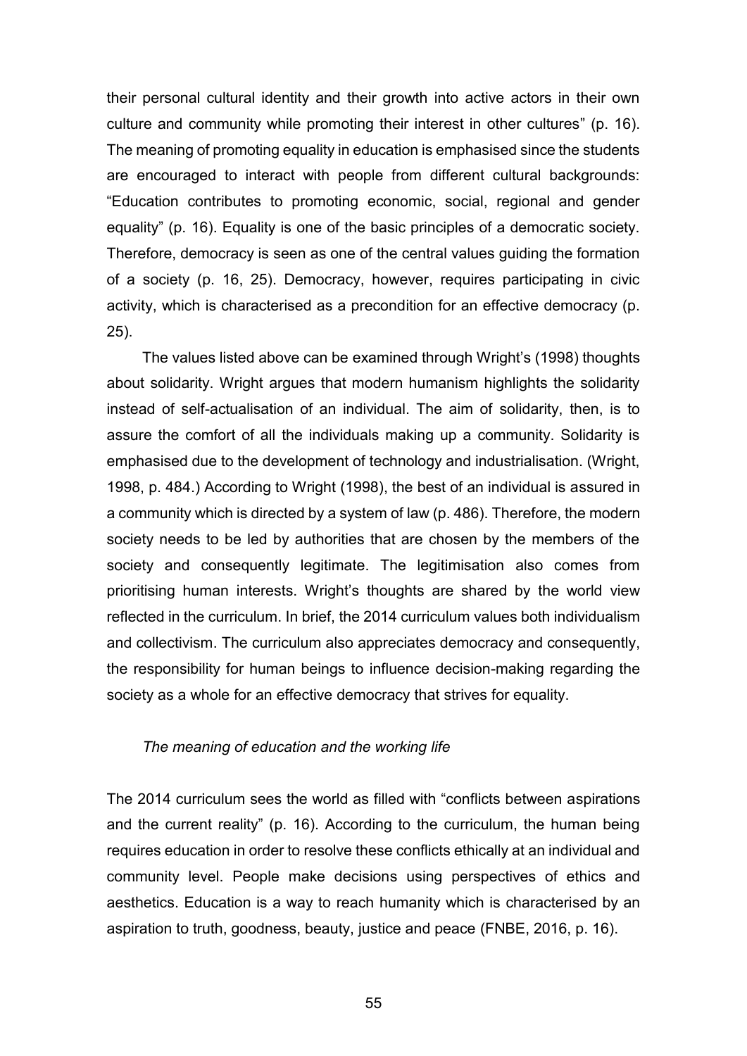their personal cultural identity and their growth into active actors in their own culture and community while promoting their interest in other cultures" (p. 16). The meaning of promoting equality in education is emphasised since the students are encouraged to interact with people from different cultural backgrounds: "Education contributes to promoting economic, social, regional and gender equality" (p. 16). Equality is one of the basic principles of a democratic society. Therefore, democracy is seen as one of the central values guiding the formation of a society (p. 16, 25). Democracy, however, requires participating in civic activity, which is characterised as a precondition for an effective democracy (p. 25).

The values listed above can be examined through Wright's (1998) thoughts about solidarity. Wright argues that modern humanism highlights the solidarity instead of self-actualisation of an individual. The aim of solidarity, then, is to assure the comfort of all the individuals making up a community. Solidarity is emphasised due to the development of technology and industrialisation. (Wright, 1998, p. 484.) According to Wright (1998), the best of an individual is assured in a community which is directed by a system of law (p. 486). Therefore, the modern society needs to be led by authorities that are chosen by the members of the society and consequently legitimate. The legitimisation also comes from prioritising human interests. Wright's thoughts are shared by the world view reflected in the curriculum. In brief, the 2014 curriculum values both individualism and collectivism. The curriculum also appreciates democracy and consequently, the responsibility for human beings to influence decision-making regarding the society as a whole for an effective democracy that strives for equality.

*The meaning of education and the working life*

The 2014 curriculum sees the world as filled with "conflicts between aspirations and the current reality" (p. 16). According to the curriculum, the human being requires education in order to resolve these conflicts ethically at an individual and community level. People make decisions using perspectives of ethics and aesthetics. Education is a way to reach humanity which is characterised by an aspiration to truth, goodness, beauty, justice and peace (FNBE, 2016, p. 16).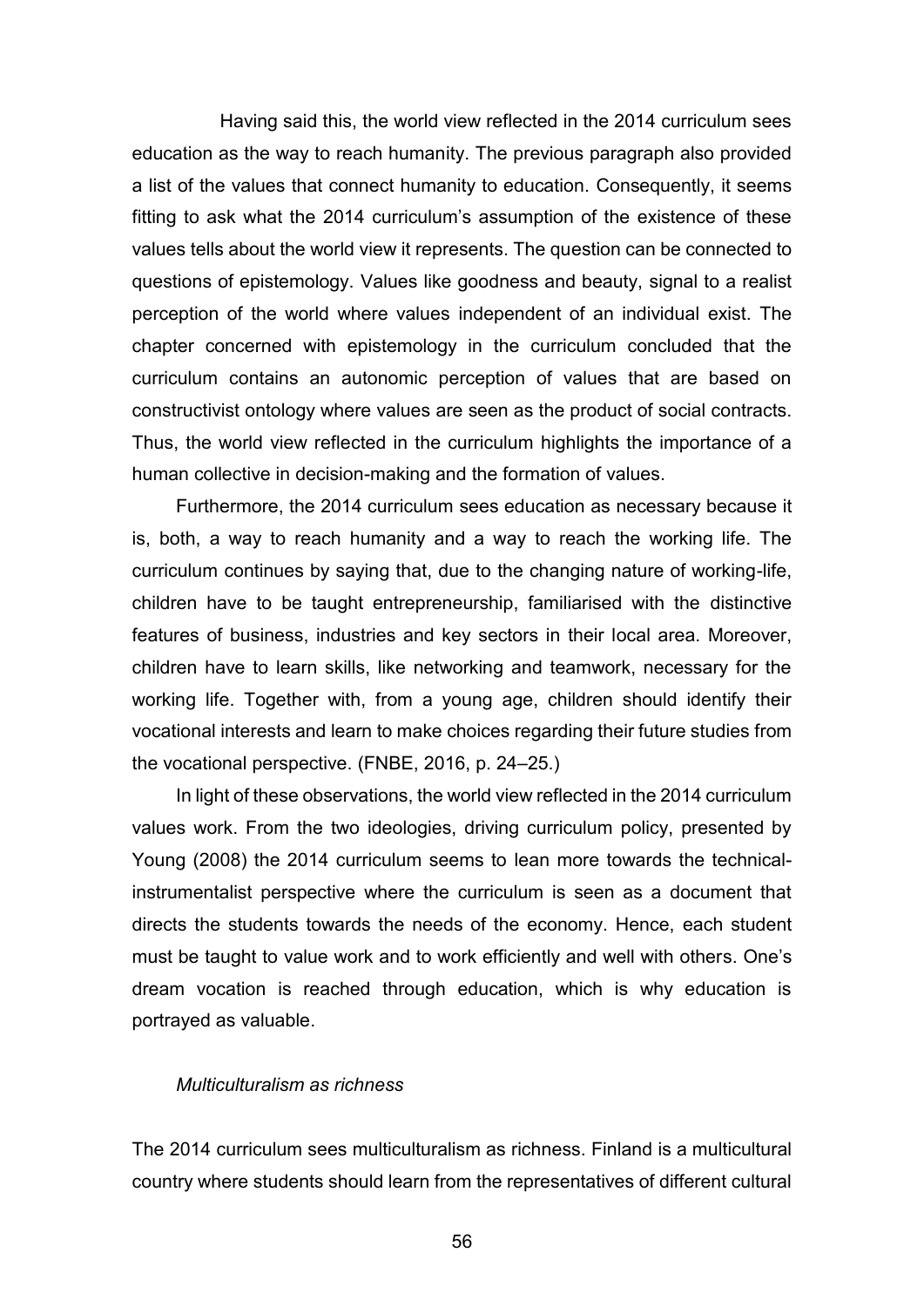Having said this, the world view reflected in the 2014 curriculum sees education as the way to reach humanity. The previous paragraph also provided a list of the values that connect humanity to education. Consequently, it seems fitting to ask what the 2014 curriculum's assumption of the existence of these values tells about the world view it represents. The question can be connected to questions of epistemology. Values like goodness and beauty, signal to a realist perception of the world where values independent of an individual exist. The chapter concerned with epistemology in the curriculum concluded that the curriculum contains an autonomic perception of values that are based on constructivist ontology where values are seen as the product of social contracts. Thus, the world view reflected in the curriculum highlights the importance of a human collective in decision-making and the formation of values.

Furthermore, the 2014 curriculum sees education as necessary because it is, both, a way to reach humanity and a way to reach the working life. The curriculum continues by saying that, due to the changing nature of working-life, children have to be taught entrepreneurship, familiarised with the distinctive features of business, industries and key sectors in their local area. Moreover, children have to learn skills, like networking and teamwork, necessary for the working life. Together with, from a young age, children should identify their vocational interests and learn to make choices regarding their future studies from the vocational perspective. (FNBE, 2016, p. 24–25.)

In light of these observations, the world view reflected in the 2014 curriculum values work. From the two ideologies, driving curriculum policy, presented by Young (2008) the 2014 curriculum seems to lean more towards the technical-instrumentalist perspective where the curriculum is seen as a document that directs the students towards the needs of the economy. Hence, each student must be taught to value work and to work efficiently and well with others. One's dream vocation is reached through education, which is why education is portrayed as valuable.

*Multiculturalism as richness*

The 2014 curriculum sees multiculturalism as richness. Finland is a multicultural country where students should learn from the representatives of different cultural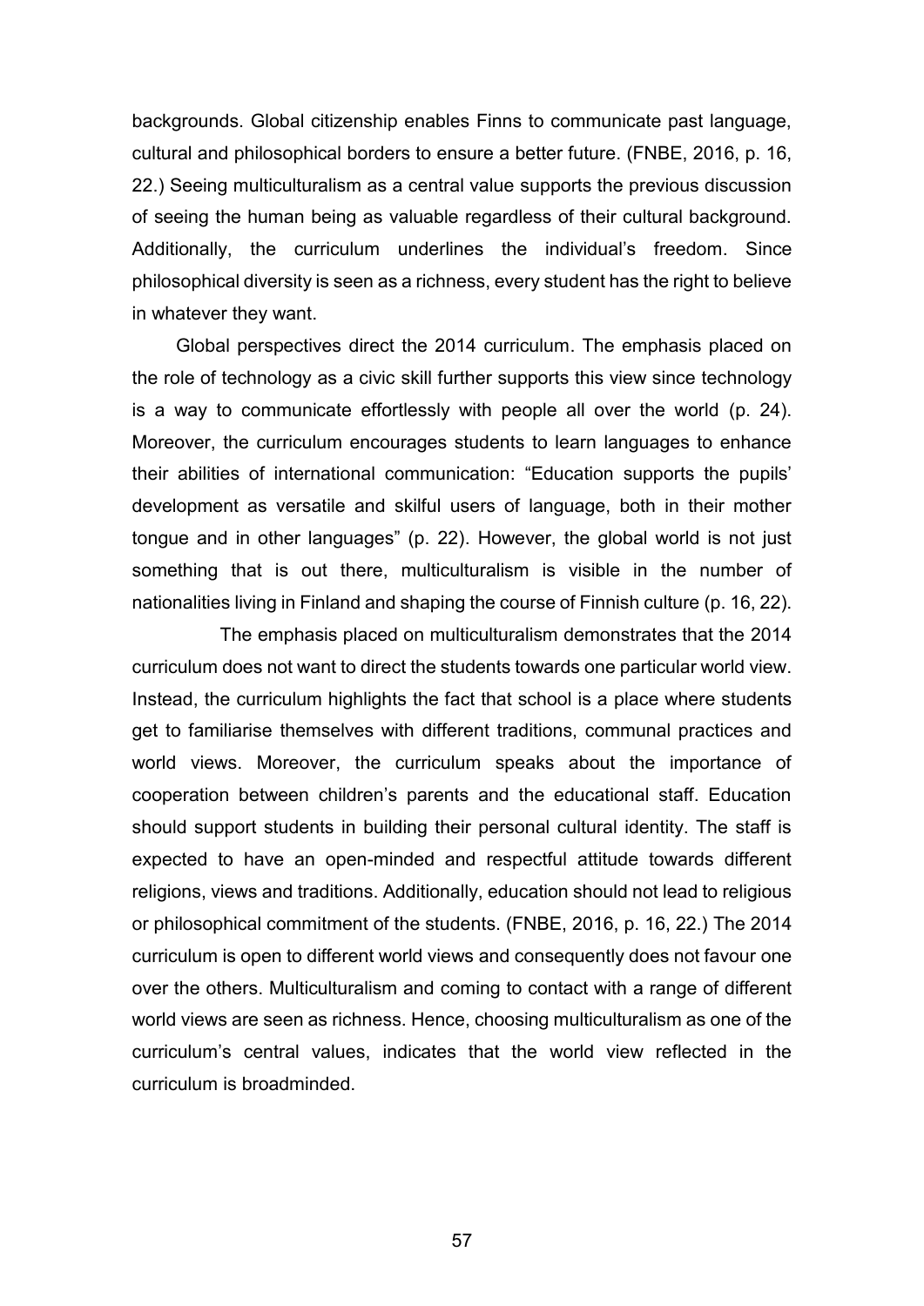backgrounds. Global citizenship enables Finns to communicate past language, cultural and philosophical borders to ensure a better future. (FNBE, 2016, p. 16, 22.) Seeing multiculturalism as a central value supports the previous discussion of seeing the human being as valuable regardless of their cultural background. Additionally, the curriculum underlines the individual's freedom. Since philosophical diversity is seen as a richness, every student has the right to believe in whatever they want.

Global perspectives direct the 2014 curriculum. The emphasis placed on the role of technology as a civic skill further supports this view since technology is a way to communicate effortlessly with people all over the world (p. 24). Moreover, the curriculum encourages students to learn languages to enhance their abilities of international communication: "Education supports the pupils' development as versatile and skilful users of language, both in their mother tongue and in other languages" (p. 22). However, the global world is not just something that is out there, multiculturalism is visible in the number of nationalities living in Finland and shaping the course of Finnish culture (p. 16, 22).

The emphasis placed on multiculturalism demonstrates that the 2014 curriculum does not want to direct the students towards one particular world view. Instead, the curriculum highlights the fact that school is a place where students get to familiarise themselves with different traditions, communal practices and world views. Moreover, the curriculum speaks about the importance of cooperation between children's parents and the educational staff. Education should support students in building their personal cultural identity. The staff is expected to have an open-minded and respectful attitude towards different religions, views and traditions. Additionally, education should not lead to religious or philosophical commitment of the students. (FNBE, 2016, p. 16, 22.) The 2014 curriculum is open to different world views and consequently does not favour one over the others. Multiculturalism and coming to contact with a range of different world views are seen as richness. Hence, choosing multiculturalism as one of the curriculum's central values, indicates that the world view reflected in the curriculum is broadminded.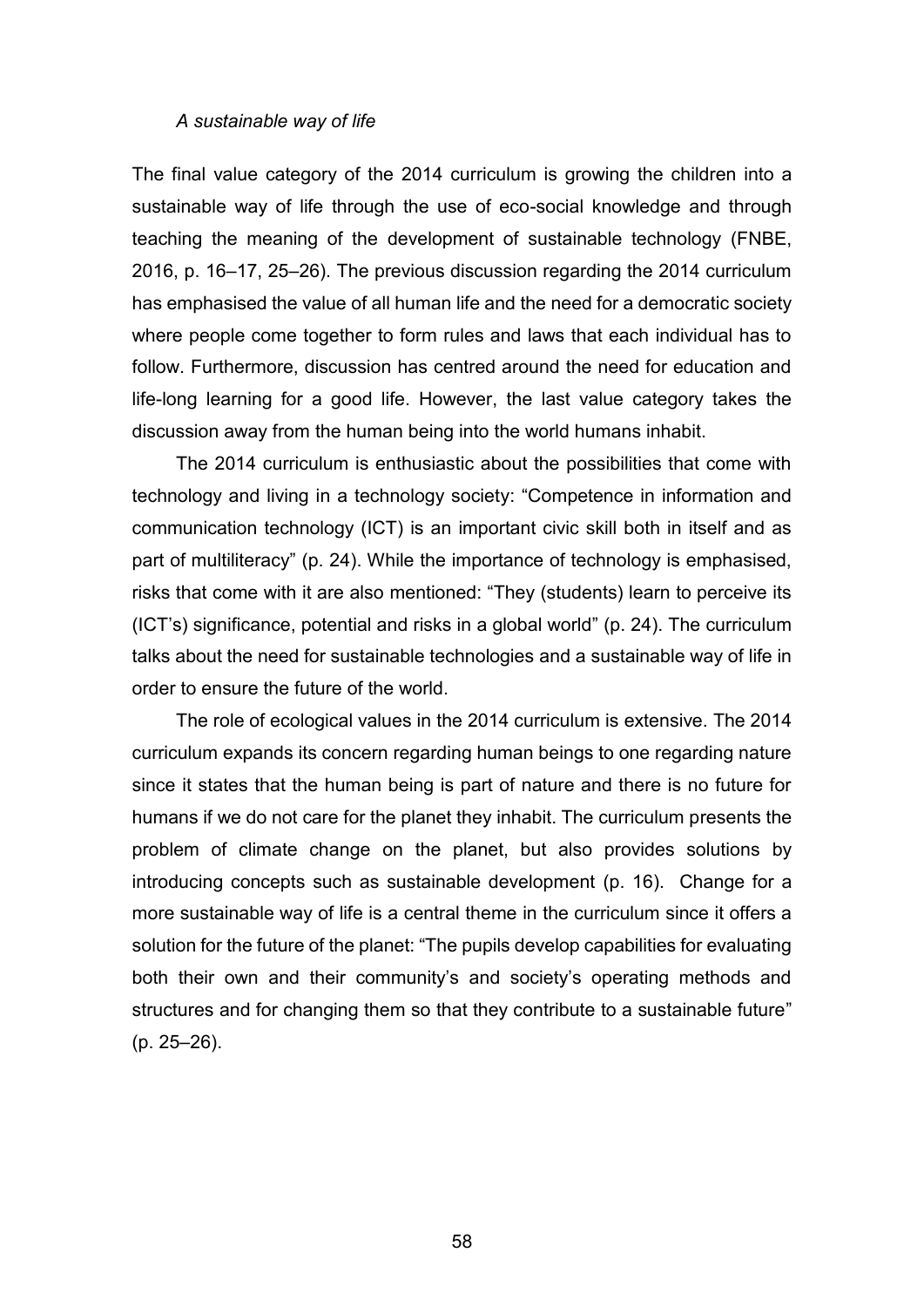*A sustainable way of life*

The final value category of the 2014 curriculum is growing the children into a sustainable way of life through the use of eco-social knowledge and through teaching the meaning of the development of sustainable technology (FNBE, 2016, p. 16–17, 25–26). The previous discussion regarding the 2014 curriculum has emphasised the value of all human life and the need for a democratic society where people come together to form rules and laws that each individual has to follow. Furthermore, discussion has centred around the need for education and life-long learning for a good life. However, the last value category takes the discussion away from the human being into the world humans inhabit.

The 2014 curriculum is enthusiastic about the possibilities that come with technology and living in a technology society: "Competence in information and communication technology (ICT) is an important civic skill both in itself and as part of multiliteracy" (p. 24). While the importance of technology is emphasised, risks that come with it are also mentioned: "They (students) learn to perceive its (ICT's) significance, potential and risks in a global world" (p. 24). The curriculum talks about the need for sustainable technologies and a sustainable way of life in order to ensure the future of the world.

The role of ecological values in the 2014 curriculum is extensive. The 2014 curriculum expands its concern regarding human beings to one regarding nature since it states that the human being is part of nature and there is no future for humans if we do not care for the planet they inhabit. The curriculum presents the problem of climate change on the planet, but also provides solutions by introducing concepts such as sustainable development (p. 16). Change for a more sustainable way of life is a central theme in the curriculum since it offers a solution for the future of the planet: "The pupils develop capabilities for evaluating both their own and their community's and society's operating methods and structures and for changing them so that they contribute to a sustainable future" (p. 25–26).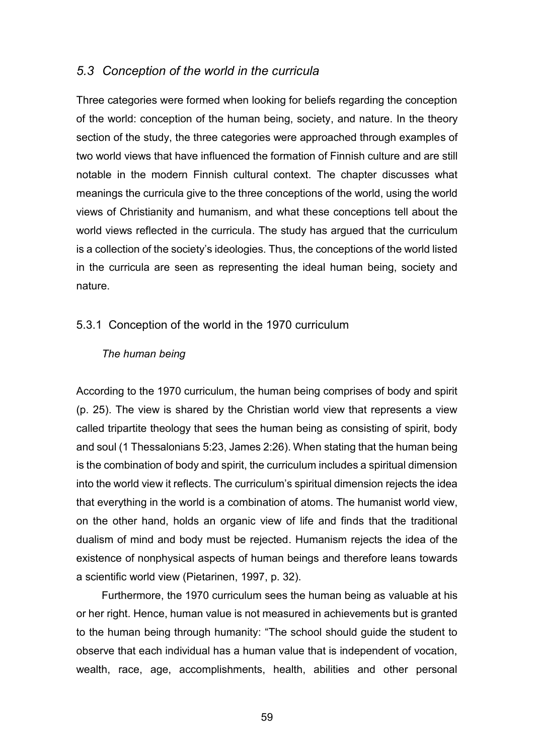## *5.3 Conception of the world in the curricula*

Three categories were formed when looking for beliefs regarding the conception of the world: conception of the human being, society, and nature. In the theory section of the study, the three categories were approached through examples of two world views that have influenced the formation of Finnish culture and are still notable in the modern Finnish cultural context. The chapter discusses what meanings the curricula give to the three conceptions of the world, using the world views of Christianity and humanism, and what these conceptions tell about the world views reflected in the curricula. The study has argued that the curriculum is a collection of the society's ideologies. Thus, the conceptions of the world listed in the curricula are seen as representing the ideal human being, society and nature.

### 5.3.1 Conception of the world in the 1970 curriculum

#### *The human being*

According to the 1970 curriculum, the human being comprises of body and spirit (p. 25). The view is shared by the Christian world view that represents a view called tripartite theology that sees the human being as consisting of spirit, body and soul (1 Thessalonians 5:23, James 2:26). When stating that the human being is the combination of body and spirit, the curriculum includes a spiritual dimension into the world view it reflects. The curriculum's spiritual dimension rejects the idea that everything in the world is a combination of atoms. The humanist world view, on the other hand, holds an organic view of life and finds that the traditional dualism of mind and body must be rejected. Humanism rejects the idea of the existence of nonphysical aspects of human beings and therefore leans towards a scientific world view (Pietarinen, 1997, p. 32).

Furthermore, the 1970 curriculum sees the human being as valuable at his or her right. Hence, human value is not measured in achievements but is granted to the human being through humanity: "The school should guide the student to observe that each individual has a human value that is independent of vocation, wealth, race, age, accomplishments, health, abilities and other personal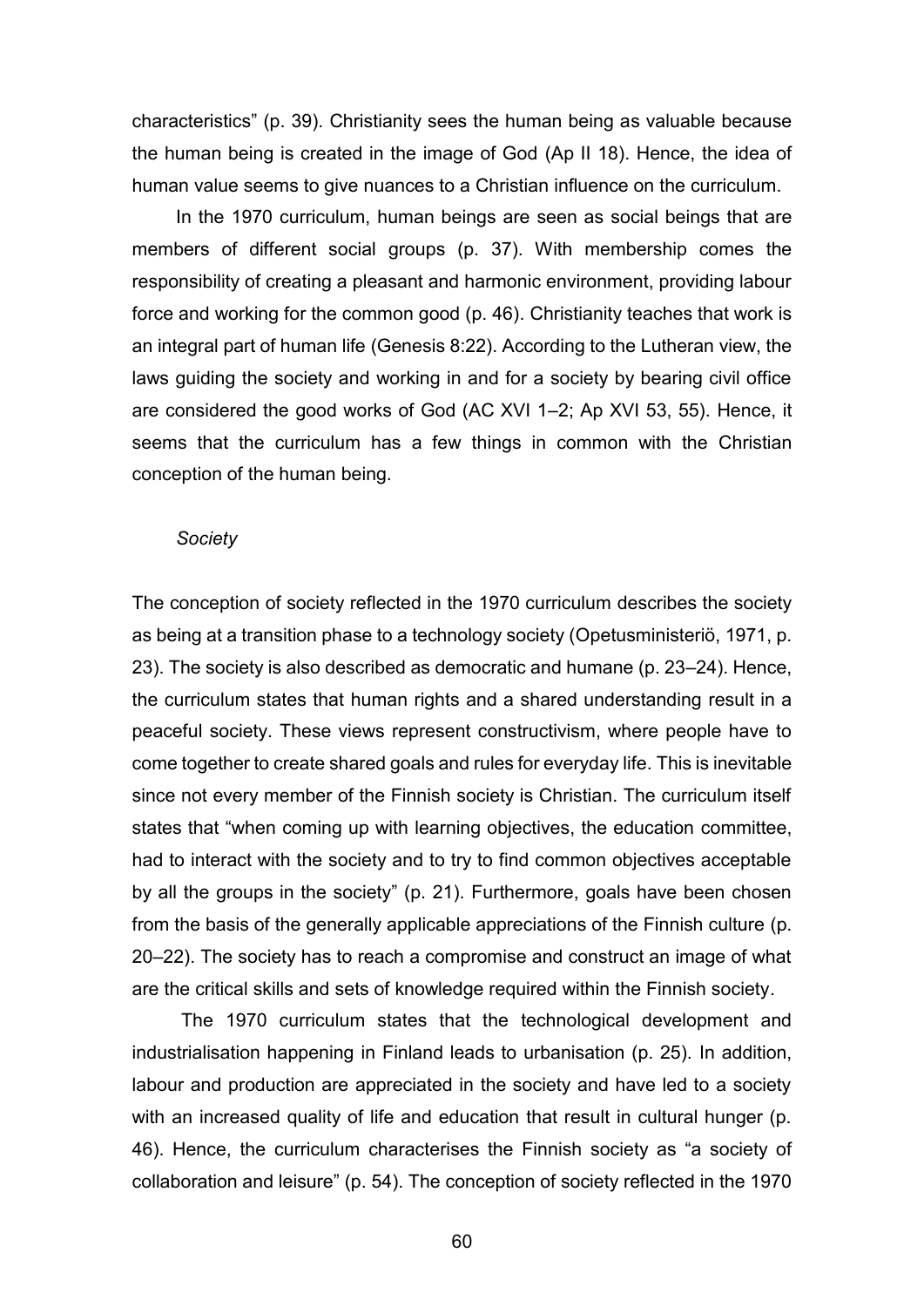characteristics" (p. 39). Christianity sees the human being as valuable because the human being is created in the image of God (Ap II 18). Hence, the idea of human value seems to give nuances to a Christian influence on the curriculum.

In the 1970 curriculum, human beings are seen as social beings that are members of different social groups (p. 37). With membership comes the responsibility of creating a pleasant and harmonic environment, providing labour force and working for the common good (p. 46). Christianity teaches that work is an integral part of human life (Genesis 8:22). According to the Lutheran view, the laws guiding the society and working in and for a society by bearing civil office are considered the good works of God (AC XVI 1–2; Ap XVI 53, 55). Hence, it seems that the curriculum has a few things in common with the Christian conception of the human being.

*Society*

The conception of society reflected in the 1970 curriculum describes the society as being at a transition phase to a technology society (Opetusministeriö, 1971, p. 23). The society is also described as democratic and humane (p. 23–24). Hence, the curriculum states that human rights and a shared understanding result in a peaceful society. These views represent constructivism, where people have to come together to create shared goals and rules for everyday life. This is inevitable since not every member of the Finnish society is Christian. The curriculum itself states that "when coming up with learning objectives, the education committee, had to interact with the society and to try to find common objectives acceptable by all the groups in the society" (p. 21). Furthermore, goals have been chosen from the basis of the generally applicable appreciations of the Finnish culture (p. 20–22). The society has to reach a compromise and construct an image of what are the critical skills and sets of knowledge required within the Finnish society.

The 1970 curriculum states that the technological development and industrialisation happening in Finland leads to urbanisation (p. 25). In addition, labour and production are appreciated in the society and have led to a society with an increased quality of life and education that result in cultural hunger (p. 46). Hence, the curriculum characterises the Finnish society as "a society of collaboration and leisure" (p. 54). The conception of society reflected in the 1970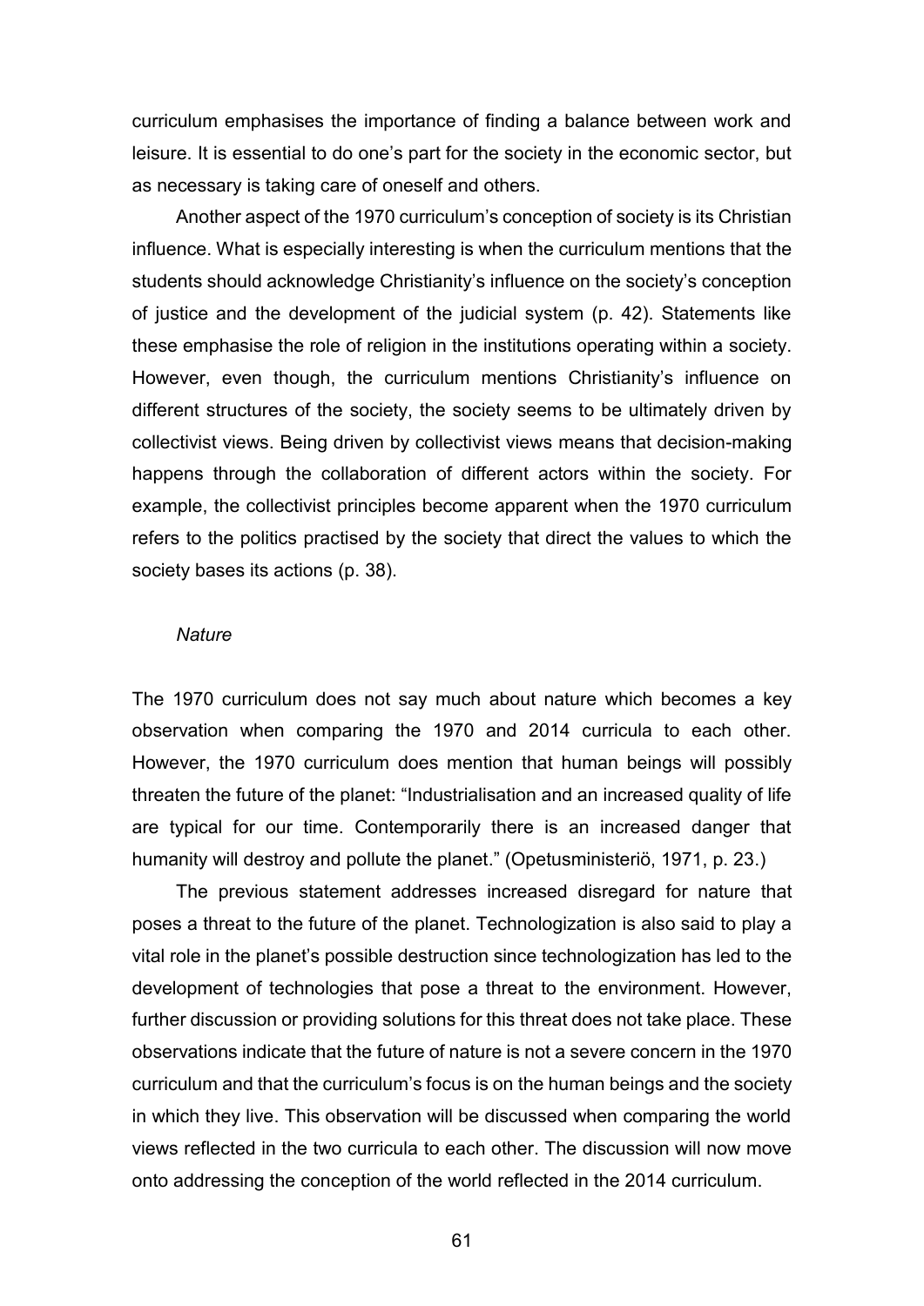curriculum emphasises the importance of finding a balance between work and leisure. It is essential to do one's part for the society in the economic sector, but as necessary is taking care of oneself and others.

Another aspect of the 1970 curriculum's conception of society is its Christian influence. What is especially interesting is when the curriculum mentions that the students should acknowledge Christianity's influence on the society's conception of justice and the development of the judicial system (p. 42). Statements like these emphasise the role of religion in the institutions operating within a society. However, even though, the curriculum mentions Christianity's influence on different structures of the society, the society seems to be ultimately driven by collectivist views. Being driven by collectivist views means that decision-making happens through the collaboration of different actors within the society. For example, the collectivist principles become apparent when the 1970 curriculum refers to the politics practised by the society that direct the values to which the society bases its actions (p. 38).

### *Nature*

The 1970 curriculum does not say much about nature which becomes a key observation when comparing the 1970 and 2014 curricula to each other. However, the 1970 curriculum does mention that human beings will possibly threaten the future of the planet: "Industrialisation and an increased quality of life are typical for our time. Contemporarily there is an increased danger that humanity will destroy and pollute the planet." (Opetusministeriö, 1971, p. 23.)

The previous statement addresses increased disregard for nature that poses a threat to the future of the planet. Technologization is also said to play a vital role in the planet's possible destruction since technologization has led to the development of technologies that pose a threat to the environment. However, further discussion or providing solutions for this threat does not take place. These observations indicate that the future of nature is not a severe concern in the 1970 curriculum and that the curriculum's focus is on the human beings and the society in which they live. This observation will be discussed when comparing the world views reflected in the two curricula to each other. The discussion will now move onto addressing the conception of the world reflected in the 2014 curriculum.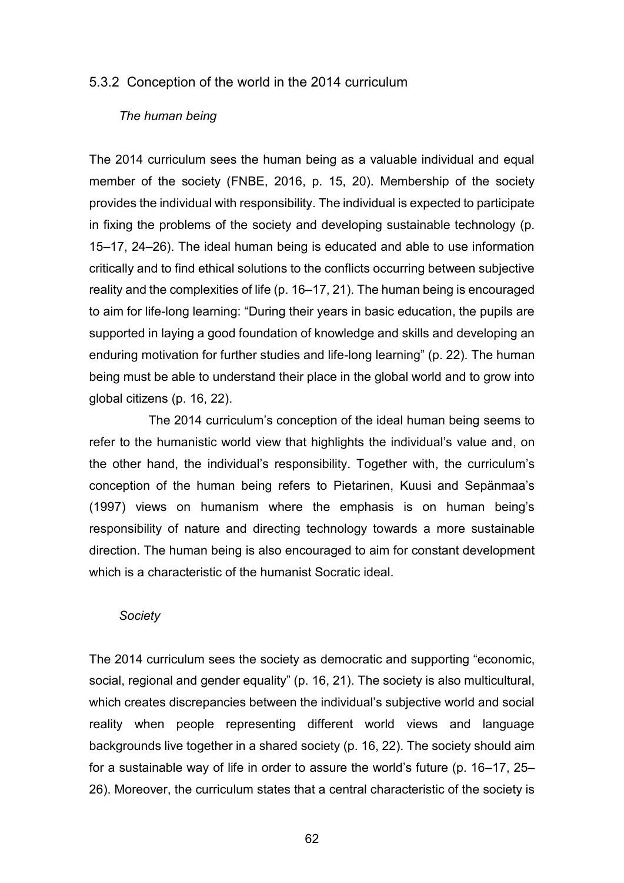### 5.3.2 Conception of the world in the 2014 curriculum

*The human being*

The 2014 curriculum sees the human being as a valuable individual and equal member of the society (FNBE, 2016, p. 15, 20). Membership of the society provides the individual with responsibility. The individual is expected to participate in fixing the problems of the society and developing sustainable technology (p. 15–17, 24–26). The ideal human being is educated and able to use information critically and to find ethical solutions to the conflicts occurring between subjective reality and the complexities of life (p. 16–17, 21). The human being is encouraged to aim for life-long learning: “During their years in basic education, the pupils are supported in laying a good foundation of knowledge and skills and developing an enduring motivation for further studies and life-long learning” (p. 22). The human being must be able to understand their place in the global world and to grow into global citizens (p. 16, 22).

The 2014 curriculum’s conception of the ideal human being seems to refer to the humanistic world view that highlights the individual’s value and, on the other hand, the individual’s responsibility. Together with, the curriculum’s conception of the human being refers to Pietarinen, Kuusi and Sepänmaa’s (1997) views on humanism where the emphasis is on human being’s responsibility of nature and directing technology towards a more sustainable direction. The human being is also encouraged to aim for constant development which is a characteristic of the humanist Socratic ideal.

*Society*

The 2014 curriculum sees the society as democratic and supporting “economic, social, regional and gender equality” (p. 16, 21). The society is also multicultural, which creates discrepancies between the individual’s subjective world and social reality when people representing different world views and language backgrounds live together in a shared society (p. 16, 22). The society should aim for a sustainable way of life in order to assure the world’s future (p. 16–17, 25–26). Moreover, the curriculum states that a central characteristic of the society is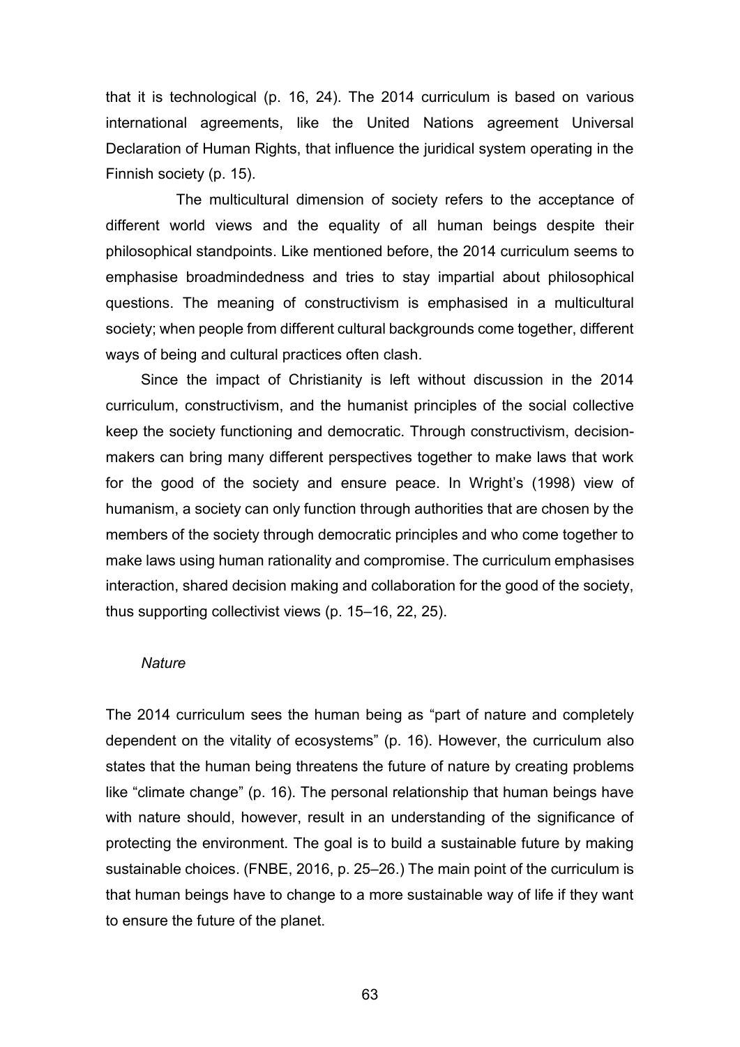that it is technological (p. 16, 24). The 2014 curriculum is based on various international agreements, like the United Nations agreement Universal Declaration of Human Rights, that influence the juridical system operating in the Finnish society (p. 15).

The multicultural dimension of society refers to the acceptance of different world views and the equality of all human beings despite their philosophical standpoints. Like mentioned before, the 2014 curriculum seems to emphasise broadmindedness and tries to stay impartial about philosophical questions. The meaning of constructivism is emphasised in a multicultural society; when people from different cultural backgrounds come together, different ways of being and cultural practices often clash.

Since the impact of Christianity is left without discussion in the 2014 curriculum, constructivism, and the humanist principles of the social collective keep the society functioning and democratic. Through constructivism, decision-makers can bring many different perspectives together to make laws that work for the good of the society and ensure peace. In Wright's (1998) view of humanism, a society can only function through authorities that are chosen by the members of the society through democratic principles and who come together to make laws using human rationality and compromise. The curriculum emphasises interaction, shared decision making and collaboration for the good of the society, thus supporting collectivist views (p. 15–16, 22, 25).

*Nature*

The 2014 curriculum sees the human being as "part of nature and completely dependent on the vitality of ecosystems" (p. 16). However, the curriculum also states that the human being threatens the future of nature by creating problems like "climate change" (p. 16). The personal relationship that human beings have with nature should, however, result in an understanding of the significance of protecting the environment. The goal is to build a sustainable future by making sustainable choices. (FNBE, 2016, p. 25–26.) The main point of the curriculum is that human beings have to change to a more sustainable way of life if they want to ensure the future of the planet.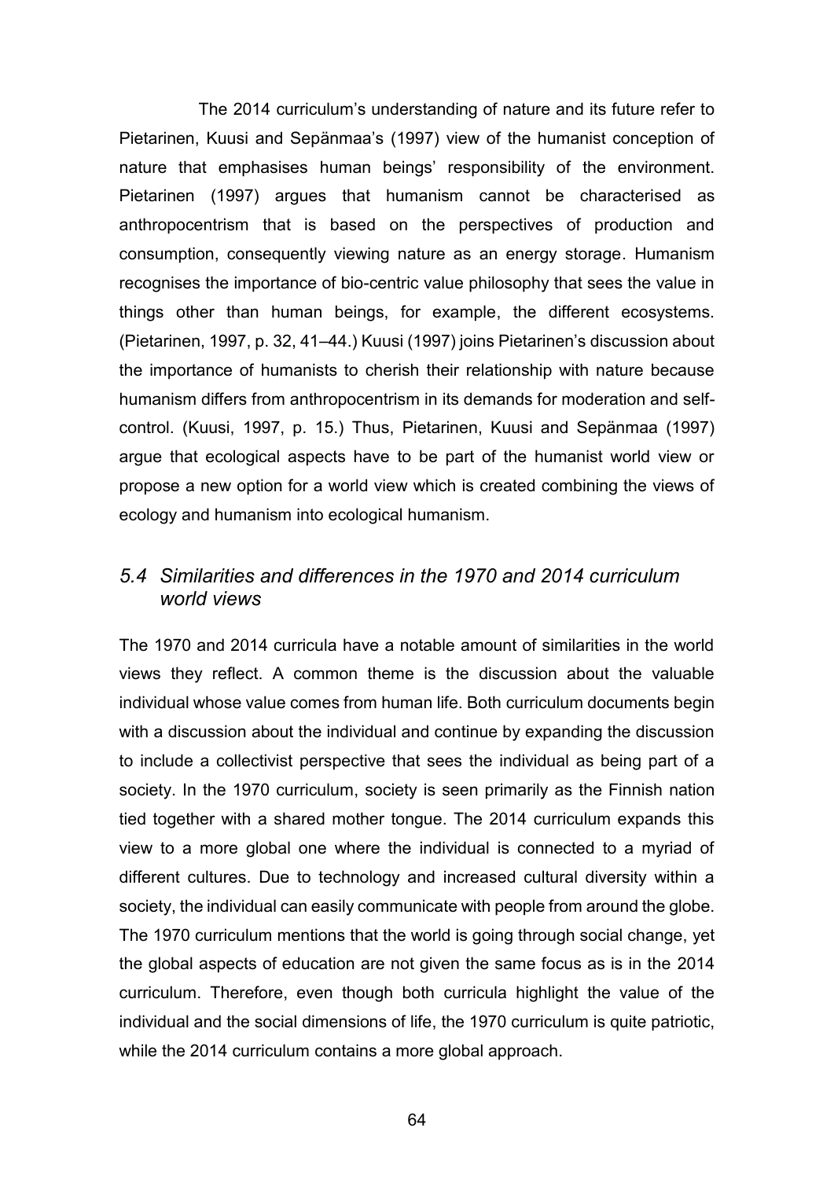The 2014 curriculum's understanding of nature and its future refer to Pietarinen, Kuusi and Sepänmaa's (1997) view of the humanist conception of nature that emphasises human beings' responsibility of the environment. Pietarinen (1997) argues that humanism cannot be characterised as anthropocentrism that is based on the perspectives of production and consumption, consequently viewing nature as an energy storage. Humanism recognises the importance of bio-centric value philosophy that sees the value in things other than human beings, for example, the different ecosystems. (Pietarinen, 1997, p. 32, 41–44.) Kuusi (1997) joins Pietarinen's discussion about the importance of humanists to cherish their relationship with nature because humanism differs from anthropocentrism in its demands for moderation and self-control. (Kuusi, 1997, p. 15.) Thus, Pietarinen, Kuusi and Sepänmaa (1997) argue that ecological aspects have to be part of the humanist world view or propose a new option for a world view which is created combining the views of ecology and humanism into ecological humanism.

## *5.4 Similarities and differences in the 1970 and 2014 curriculum world views*

The 1970 and 2014 curricula have a notable amount of similarities in the world views they reflect. A common theme is the discussion about the valuable individual whose value comes from human life. Both curriculum documents begin with a discussion about the individual and continue by expanding the discussion to include a collectivist perspective that sees the individual as being part of a society. In the 1970 curriculum, society is seen primarily as the Finnish nation tied together with a shared mother tongue. The 2014 curriculum expands this view to a more global one where the individual is connected to a myriad of different cultures. Due to technology and increased cultural diversity within a society, the individual can easily communicate with people from around the globe. The 1970 curriculum mentions that the world is going through social change, yet the global aspects of education are not given the same focus as is in the 2014 curriculum. Therefore, even though both curricula highlight the value of the individual and the social dimensions of life, the 1970 curriculum is quite patriotic, while the 2014 curriculum contains a more global approach.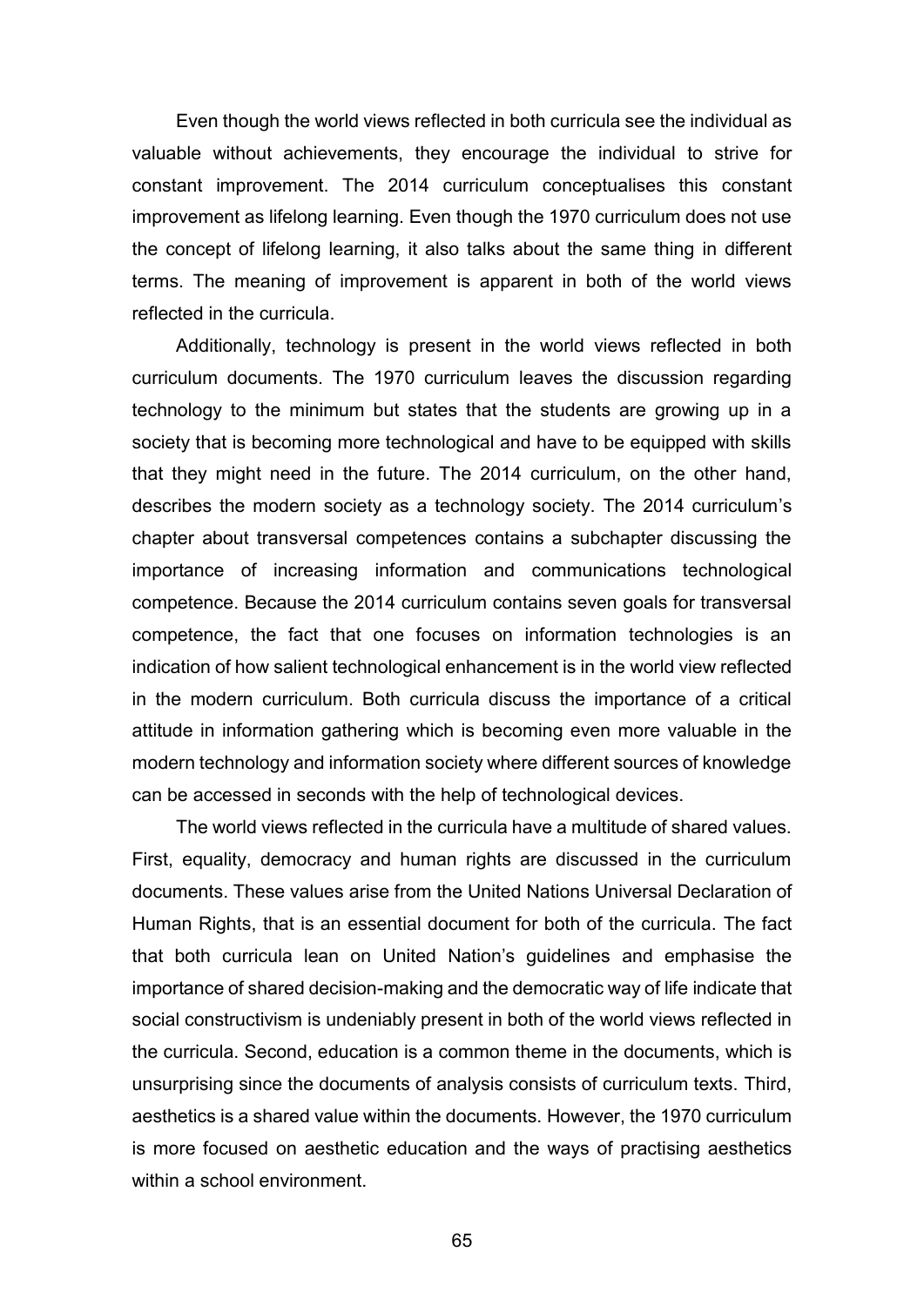Even though the world views reflected in both curricula see the individual as valuable without achievements, they encourage the individual to strive for constant improvement. The 2014 curriculum conceptualises this constant improvement as lifelong learning. Even though the 1970 curriculum does not use the concept of lifelong learning, it also talks about the same thing in different terms. The meaning of improvement is apparent in both of the world views reflected in the curricula.

Additionally, technology is present in the world views reflected in both curriculum documents. The 1970 curriculum leaves the discussion regarding technology to the minimum but states that the students are growing up in a society that is becoming more technological and have to be equipped with skills that they might need in the future. The 2014 curriculum, on the other hand, describes the modern society as a technology society. The 2014 curriculum's chapter about transversal competences contains a subchapter discussing the importance of increasing information and communications technological competence. Because the 2014 curriculum contains seven goals for transversal competence, the fact that one focuses on information technologies is an indication of how salient technological enhancement is in the world view reflected in the modern curriculum. Both curricula discuss the importance of a critical attitude in information gathering which is becoming even more valuable in the modern technology and information society where different sources of knowledge can be accessed in seconds with the help of technological devices.

The world views reflected in the curricula have a multitude of shared values. First, equality, democracy and human rights are discussed in the curriculum documents. These values arise from the United Nations Universal Declaration of Human Rights, that is an essential document for both of the curricula. The fact that both curricula lean on United Nation's guidelines and emphasise the importance of shared decision-making and the democratic way of life indicate that social constructivism is undeniably present in both of the world views reflected in the curricula. Second, education is a common theme in the documents, which is unsurprising since the documents of analysis consists of curriculum texts. Third, aesthetics is a shared value within the documents. However, the 1970 curriculum is more focused on aesthetic education and the ways of practising aesthetics within a school environment.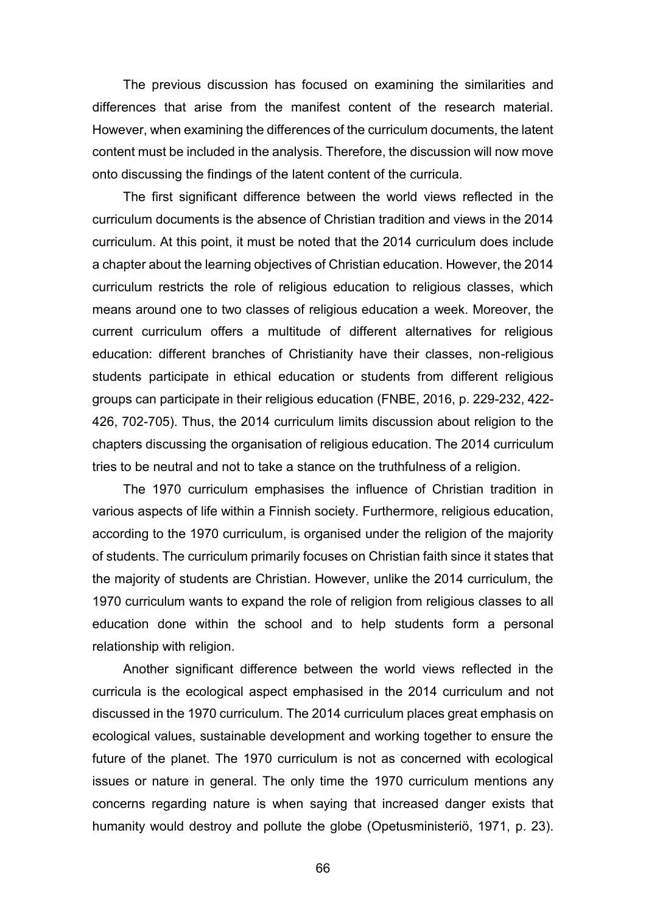The previous discussion has focused on examining the similarities and differences that arise from the manifest content of the research material. However, when examining the differences of the curriculum documents, the latent content must be included in the analysis. Therefore, the discussion will now move onto discussing the findings of the latent content of the curricula.

The first significant difference between the world views reflected in the curriculum documents is the absence of Christian tradition and views in the 2014 curriculum. At this point, it must be noted that the 2014 curriculum does include a chapter about the learning objectives of Christian education. However, the 2014 curriculum restricts the role of religious education to religious classes, which means around one to two classes of religious education a week. Moreover, the current curriculum offers a multitude of different alternatives for religious education: different branches of Christianity have their classes, non-religious students participate in ethical education or students from different religious groups can participate in their religious education (FNBE, 2016, p. 229-232, 422-426, 702-705). Thus, the 2014 curriculum limits discussion about religion to the chapters discussing the organisation of religious education. The 2014 curriculum tries to be neutral and not to take a stance on the truthfulness of a religion.

The 1970 curriculum emphasises the influence of Christian tradition in various aspects of life within a Finnish society. Furthermore, religious education, according to the 1970 curriculum, is organised under the religion of the majority of students. The curriculum primarily focuses on Christian faith since it states that the majority of students are Christian. However, unlike the 2014 curriculum, the 1970 curriculum wants to expand the role of religion from religious classes to all education done within the school and to help students form a personal relationship with religion.

Another significant difference between the world views reflected in the curricula is the ecological aspect emphasised in the 2014 curriculum and not discussed in the 1970 curriculum. The 2014 curriculum places great emphasis on ecological values, sustainable development and working together to ensure the future of the planet. The 1970 curriculum is not as concerned with ecological issues or nature in general. The only time the 1970 curriculum mentions any concerns regarding nature is when saying that increased danger exists that humanity would destroy and pollute the globe (Opetusministeriö, 1971, p. 23).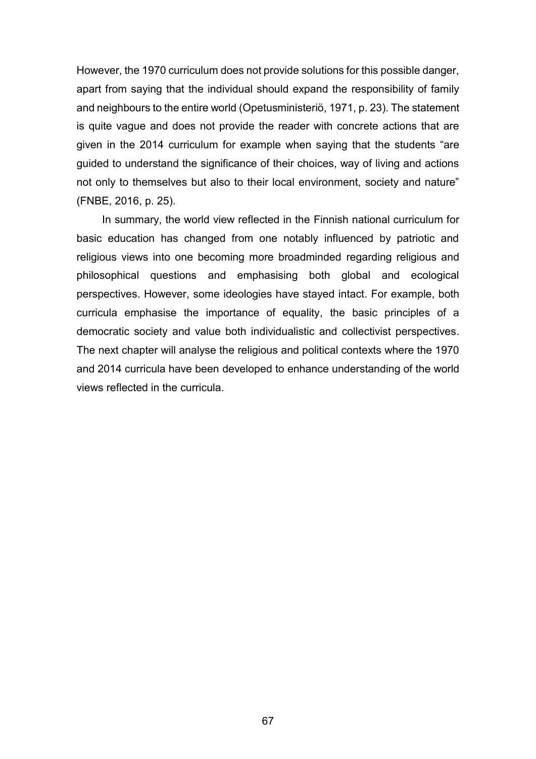However, the 1970 curriculum does not provide solutions for this possible danger, apart from saying that the individual should expand the responsibility of family and neighbours to the entire world (Opetusministeriö, 1971, p. 23). The statement is quite vague and does not provide the reader with concrete actions that are given in the 2014 curriculum for example when saying that the students "are guided to understand the significance of their choices, way of living and actions not only to themselves but also to their local environment, society and nature" (FNBE, 2016, p. 25).

In summary, the world view reflected in the Finnish national curriculum for basic education has changed from one notably influenced by patriotic and religious views into one becoming more broadminded regarding religious and philosophical questions and emphasising both global and ecological perspectives. However, some ideologies have stayed intact. For example, both curricula emphasise the importance of equality, the basic principles of a democratic society and value both individualistic and collectivist perspectives. The next chapter will analyse the religious and political contexts where the 1970 and 2014 curricula have been developed to enhance understanding of the world views reflected in the curricula.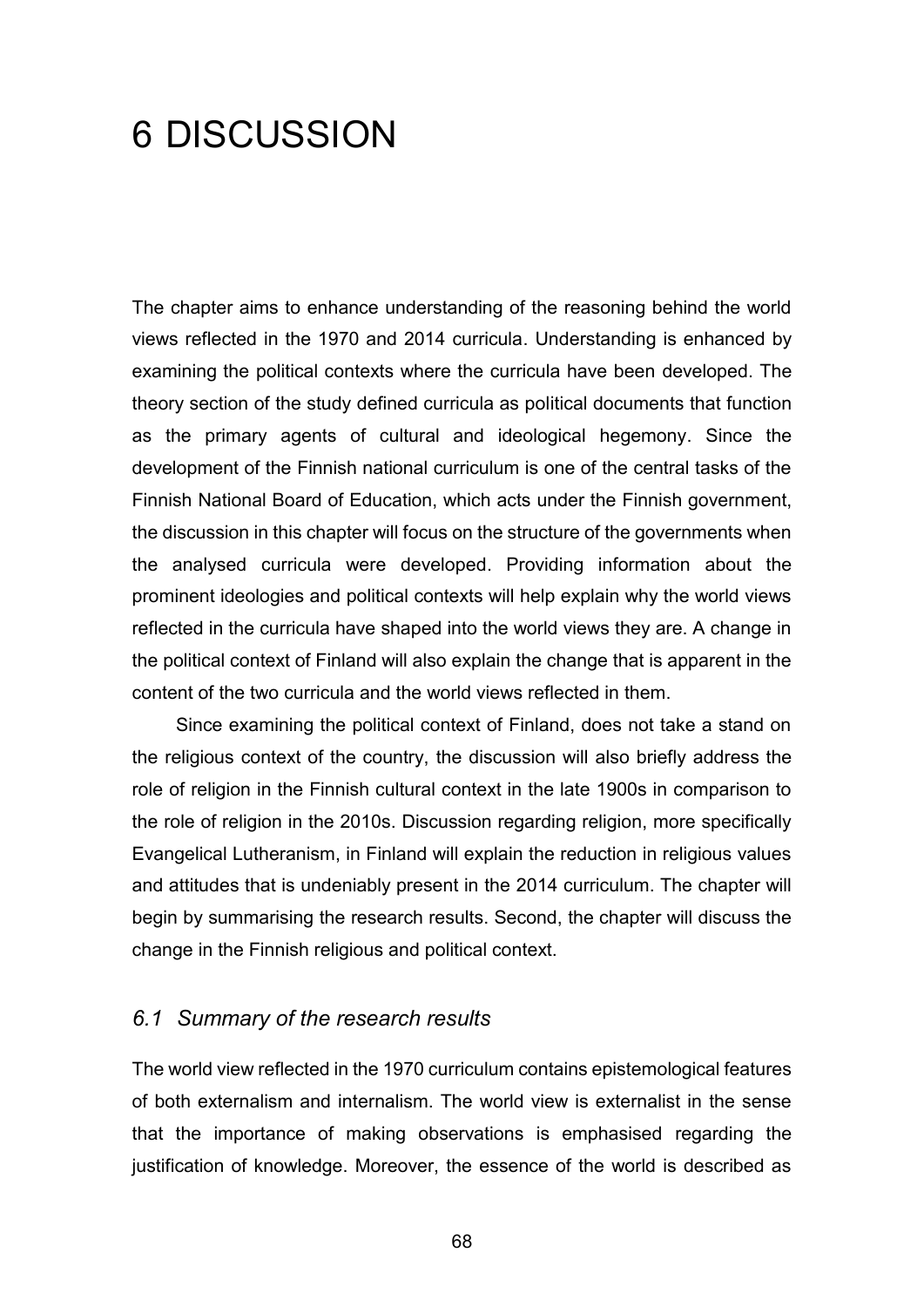# 6 DISCUSSION

The chapter aims to enhance understanding of the reasoning behind the world views reflected in the 1970 and 2014 curricula. Understanding is enhanced by examining the political contexts where the curricula have been developed. The theory section of the study defined curricula as political documents that function as the primary agents of cultural and ideological hegemony. Since the development of the Finnish national curriculum is one of the central tasks of the Finnish National Board of Education, which acts under the Finnish government, the discussion in this chapter will focus on the structure of the governments when the analysed curricula were developed. Providing information about the prominent ideologies and political contexts will help explain why the world views reflected in the curricula have shaped into the world views they are. A change in the political context of Finland will also explain the change that is apparent in the content of the two curricula and the world views reflected in them.

Since examining the political context of Finland, does not take a stand on the religious context of the country, the discussion will also briefly address the role of religion in the Finnish cultural context in the late 1900s in comparison to the role of religion in the 2010s. Discussion regarding religion, more specifically Evangelical Lutheranism, in Finland will explain the reduction in religious values and attitudes that is undeniably present in the 2014 curriculum. The chapter will begin by summarising the research results. Second, the chapter will discuss the change in the Finnish religious and political context.

## *6.1 Summary of the research results*

The world view reflected in the 1970 curriculum contains epistemological features of both externalism and internalism. The world view is externalist in the sense that the importance of making observations is emphasised regarding the justification of knowledge. Moreover, the essence of the world is described as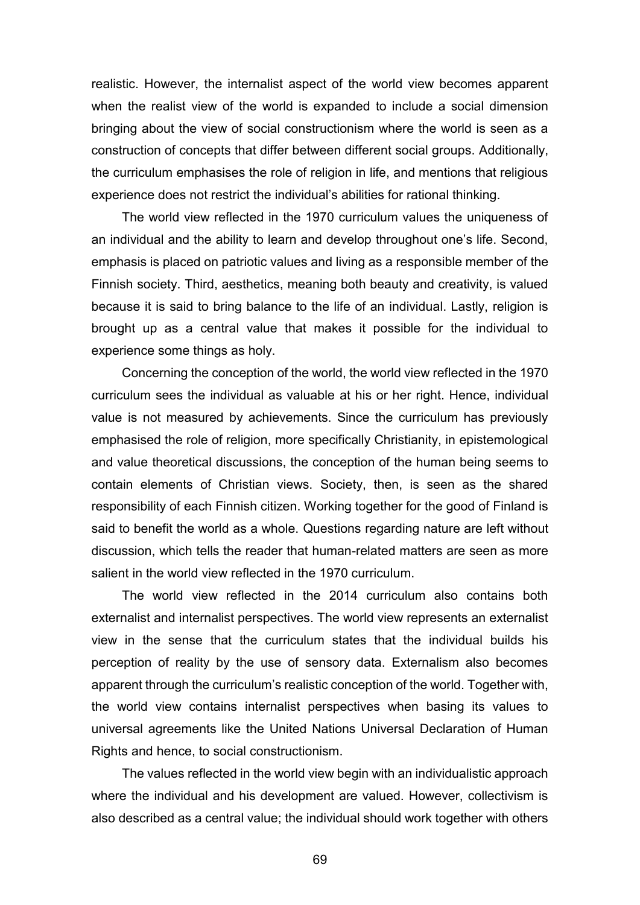realistic. However, the internalist aspect of the world view becomes apparent when the realist view of the world is expanded to include a social dimension bringing about the view of social constructionism where the world is seen as a construction of concepts that differ between different social groups. Additionally, the curriculum emphasises the role of religion in life, and mentions that religious experience does not restrict the individual's abilities for rational thinking.

The world view reflected in the 1970 curriculum values the uniqueness of an individual and the ability to learn and develop throughout one's life. Second, emphasis is placed on patriotic values and living as a responsible member of the Finnish society. Third, aesthetics, meaning both beauty and creativity, is valued because it is said to bring balance to the life of an individual. Lastly, religion is brought up as a central value that makes it possible for the individual to experience some things as holy.

Concerning the conception of the world, the world view reflected in the 1970 curriculum sees the individual as valuable at his or her right. Hence, individual value is not measured by achievements. Since the curriculum has previously emphasised the role of religion, more specifically Christianity, in epistemological and value theoretical discussions, the conception of the human being seems to contain elements of Christian views. Society, then, is seen as the shared responsibility of each Finnish citizen. Working together for the good of Finland is said to benefit the world as a whole. Questions regarding nature are left without discussion, which tells the reader that human-related matters are seen as more salient in the world view reflected in the 1970 curriculum.

The world view reflected in the 2014 curriculum also contains both externalist and internalist perspectives. The world view represents an externalist view in the sense that the curriculum states that the individual builds his perception of reality by the use of sensory data. Externalism also becomes apparent through the curriculum's realistic conception of the world. Together with, the world view contains internalist perspectives when basing its values to universal agreements like the United Nations Universal Declaration of Human Rights and hence, to social constructionism.

The values reflected in the world view begin with an individualistic approach where the individual and his development are valued. However, collectivism is also described as a central value; the individual should work together with others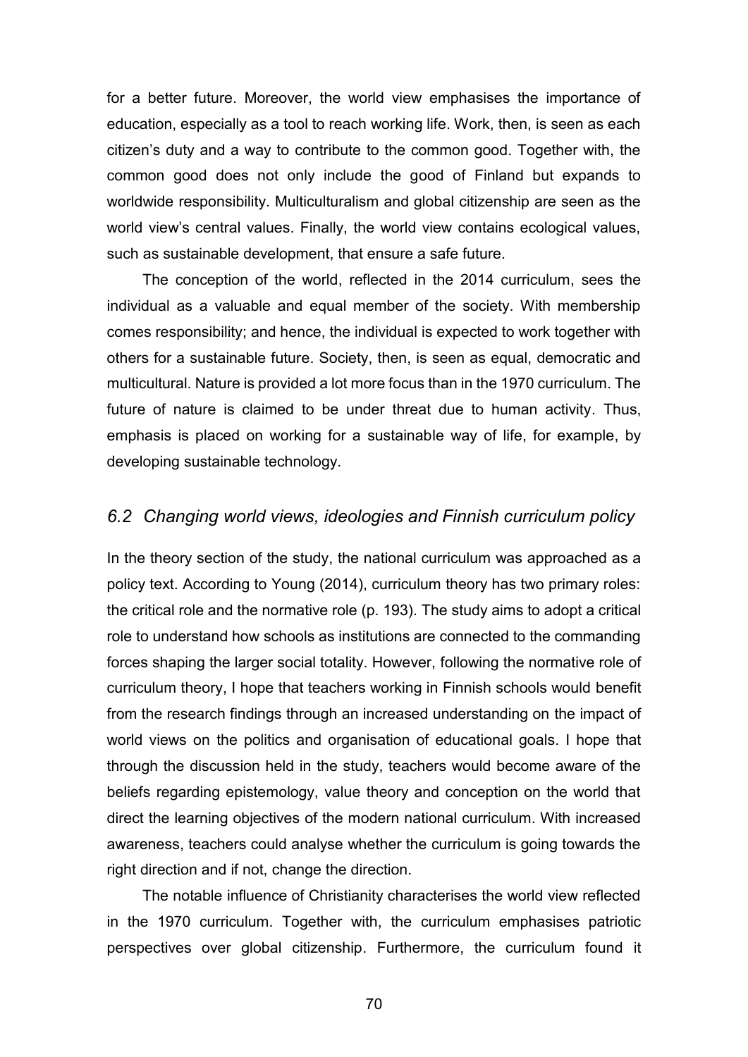for a better future. Moreover, the world view emphasises the importance of education, especially as a tool to reach working life. Work, then, is seen as each citizen's duty and a way to contribute to the common good. Together with, the common good does not only include the good of Finland but expands to worldwide responsibility. Multiculturalism and global citizenship are seen as the world view's central values. Finally, the world view contains ecological values, such as sustainable development, that ensure a safe future.

The conception of the world, reflected in the 2014 curriculum, sees the individual as a valuable and equal member of the society. With membership comes responsibility; and hence, the individual is expected to work together with others for a sustainable future. Society, then, is seen as equal, democratic and multicultural. Nature is provided a lot more focus than in the 1970 curriculum. The future of nature is claimed to be under threat due to human activity. Thus, emphasis is placed on working for a sustainable way of life, for example, by developing sustainable technology.

## *6.2 Changing world views, ideologies and Finnish curriculum policy*

In the theory section of the study, the national curriculum was approached as a policy text. According to Young (2014), curriculum theory has two primary roles: the critical role and the normative role (p. 193). The study aims to adopt a critical role to understand how schools as institutions are connected to the commanding forces shaping the larger social totality. However, following the normative role of curriculum theory, I hope that teachers working in Finnish schools would benefit from the research findings through an increased understanding on the impact of world views on the politics and organisation of educational goals. I hope that through the discussion held in the study, teachers would become aware of the beliefs regarding epistemology, value theory and conception on the world that direct the learning objectives of the modern national curriculum. With increased awareness, teachers could analyse whether the curriculum is going towards the right direction and if not, change the direction.

The notable influence of Christianity characterises the world view reflected in the 1970 curriculum. Together with, the curriculum emphasises patriotic perspectives over global citizenship. Furthermore, the curriculum found it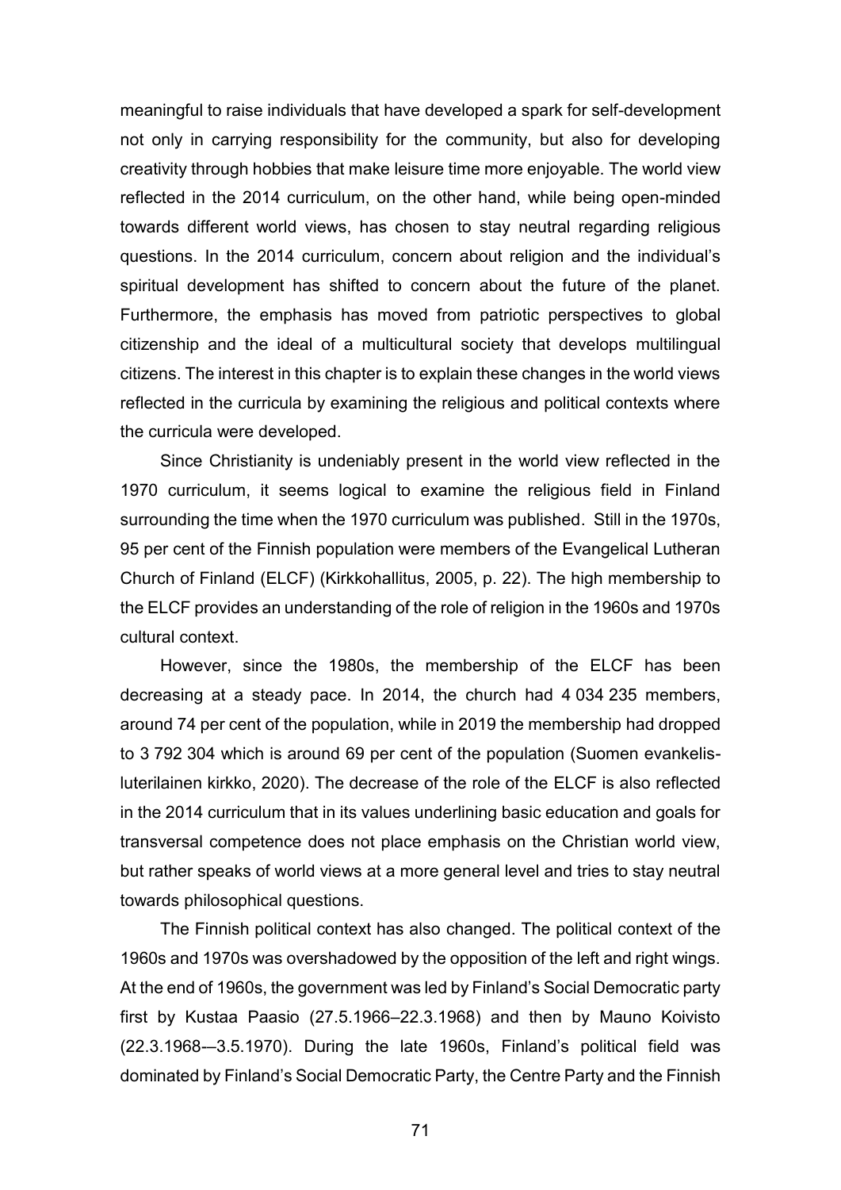meaningful to raise individuals that have developed a spark for self-development not only in carrying responsibility for the community, but also for developing creativity through hobbies that make leisure time more enjoyable. The world view reflected in the 2014 curriculum, on the other hand, while being open-minded towards different world views, has chosen to stay neutral regarding religious questions. In the 2014 curriculum, concern about religion and the individual's spiritual development has shifted to concern about the future of the planet. Furthermore, the emphasis has moved from patriotic perspectives to global citizenship and the ideal of a multicultural society that develops multilingual citizens. The interest in this chapter is to explain these changes in the world views reflected in the curricula by examining the religious and political contexts where the curricula were developed.

Since Christianity is undeniably present in the world view reflected in the 1970 curriculum, it seems logical to examine the religious field in Finland surrounding the time when the 1970 curriculum was published. Still in the 1970s, 95 per cent of the Finnish population were members of the Evangelical Lutheran Church of Finland (ELCF) (Kirkkohallitus, 2005, p. 22). The high membership to the ELCF provides an understanding of the role of religion in the 1960s and 1970s cultural context.

However, since the 1980s, the membership of the ELCF has been decreasing at a steady pace. In 2014, the church had 4 034 235 members, around 74 per cent of the population, while in 2019 the membership had dropped to 3 792 304 which is around 69 per cent of the population (Suomen evankelis-luterilainen kirkko, 2020). The decrease of the role of the ELCF is also reflected in the 2014 curriculum that in its values underlining basic education and goals for transversal competence does not place emphasis on the Christian world view, but rather speaks of world views at a more general level and tries to stay neutral towards philosophical questions.

The Finnish political context has also changed. The political context of the 1960s and 1970s was overshadowed by the opposition of the left and right wings. At the end of 1960s, the government was led by Finland's Social Democratic party first by Kustaa Paasio (27.5.1966–22.3.1968) and then by Mauno Koivisto (22.3.1968-–3.5.1970). During the late 1960s, Finland's political field was dominated by Finland's Social Democratic Party, the Centre Party and the Finnish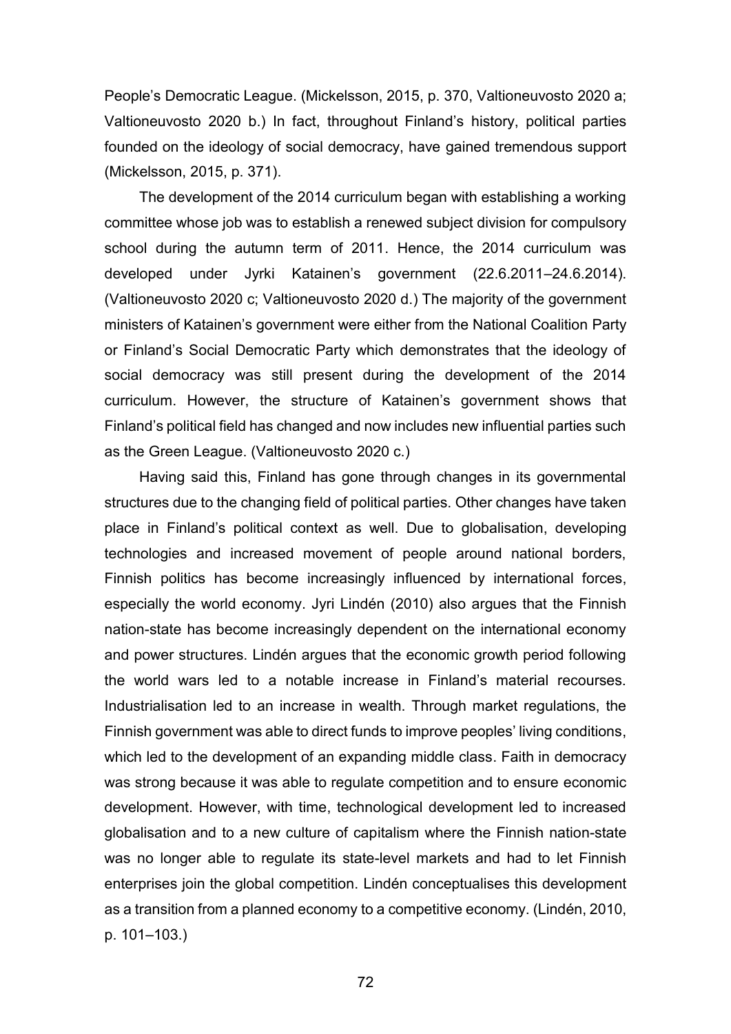People's Democratic League. (Mickelsson, 2015, p. 370, Valtioneuvosto 2020 a; Valtioneuvosto 2020 b.) In fact, throughout Finland's history, political parties founded on the ideology of social democracy, have gained tremendous support (Mickelsson, 2015, p. 371).

The development of the 2014 curriculum began with establishing a working committee whose job was to establish a renewed subject division for compulsory school during the autumn term of 2011. Hence, the 2014 curriculum was developed under Jyrki Katainen's government (22.6.2011–24.6.2014). (Valtioneuvosto 2020 c; Valtioneuvosto 2020 d.) The majority of the government ministers of Katainen's government were either from the National Coalition Party or Finland's Social Democratic Party which demonstrates that the ideology of social democracy was still present during the development of the 2014 curriculum. However, the structure of Katainen's government shows that Finland's political field has changed and now includes new influential parties such as the Green League. (Valtioneuvosto 2020 c.)

Having said this, Finland has gone through changes in its governmental structures due to the changing field of political parties. Other changes have taken place in Finland's political context as well. Due to globalisation, developing technologies and increased movement of people around national borders, Finnish politics has become increasingly influenced by international forces, especially the world economy. Jyri Lindén (2010) also argues that the Finnish nation-state has become increasingly dependent on the international economy and power structures. Lindén argues that the economic growth period following the world wars led to a notable increase in Finland's material recourses. Industrialisation led to an increase in wealth. Through market regulations, the Finnish government was able to direct funds to improve peoples' living conditions, which led to the development of an expanding middle class. Faith in democracy was strong because it was able to regulate competition and to ensure economic development. However, with time, technological development led to increased globalisation and to a new culture of capitalism where the Finnish nation-state was no longer able to regulate its state-level markets and had to let Finnish enterprises join the global competition. Lindén conceptualises this development as a transition from a planned economy to a competitive economy. (Lindén, 2010, p. 101–103.)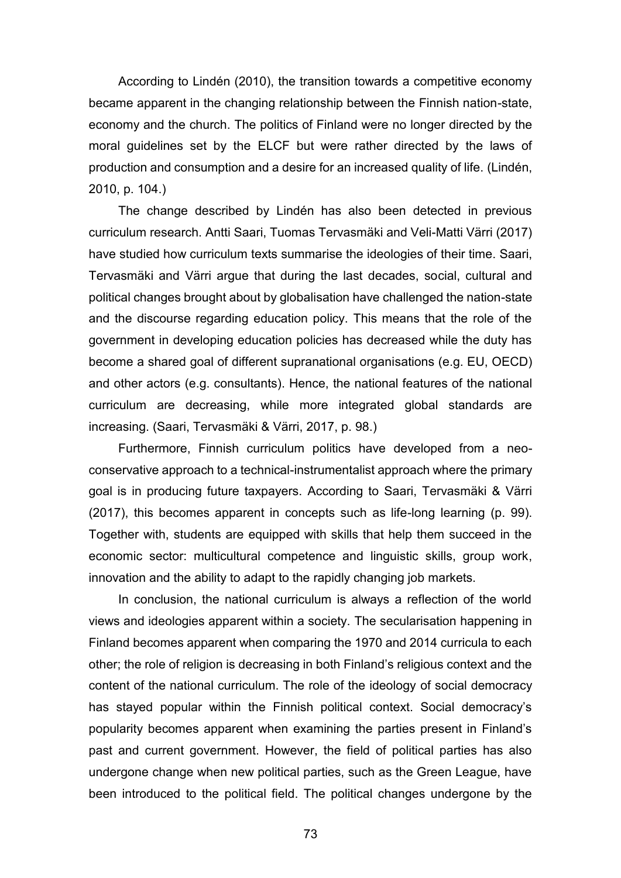According to Lindén (2010), the transition towards a competitive economy became apparent in the changing relationship between the Finnish nation-state, economy and the church. The politics of Finland were no longer directed by the moral guidelines set by the ELCF but were rather directed by the laws of production and consumption and a desire for an increased quality of life. (Lindén, 2010, p. 104.)

The change described by Lindén has also been detected in previous curriculum research. Antti Saari, Tuomas Tervasmäki and Veli-Matti Värri (2017) have studied how curriculum texts summarise the ideologies of their time. Saari, Tervasmäki and Värri argue that during the last decades, social, cultural and political changes brought about by globalisation have challenged the nation-state and the discourse regarding education policy. This means that the role of the government in developing education policies has decreased while the duty has become a shared goal of different supranational organisations (e.g. EU, OECD) and other actors (e.g. consultants). Hence, the national features of the national curriculum are decreasing, while more integrated global standards are increasing. (Saari, Tervasmäki & Värri, 2017, p. 98.)

Furthermore, Finnish curriculum politics have developed from a neo-conservative approach to a technical-instrumentalist approach where the primary goal is in producing future taxpayers. According to Saari, Tervasmäki & Värri (2017), this becomes apparent in concepts such as life-long learning (p. 99). Together with, students are equipped with skills that help them succeed in the economic sector: multicultural competence and linguistic skills, group work, innovation and the ability to adapt to the rapidly changing job markets.

In conclusion, the national curriculum is always a reflection of the world views and ideologies apparent within a society. The secularisation happening in Finland becomes apparent when comparing the 1970 and 2014 curricula to each other; the role of religion is decreasing in both Finland's religious context and the content of the national curriculum. The role of the ideology of social democracy has stayed popular within the Finnish political context. Social democracy's popularity becomes apparent when examining the parties present in Finland's past and current government. However, the field of political parties has also undergone change when new political parties, such as the Green League, have been introduced to the political field. The political changes undergone by the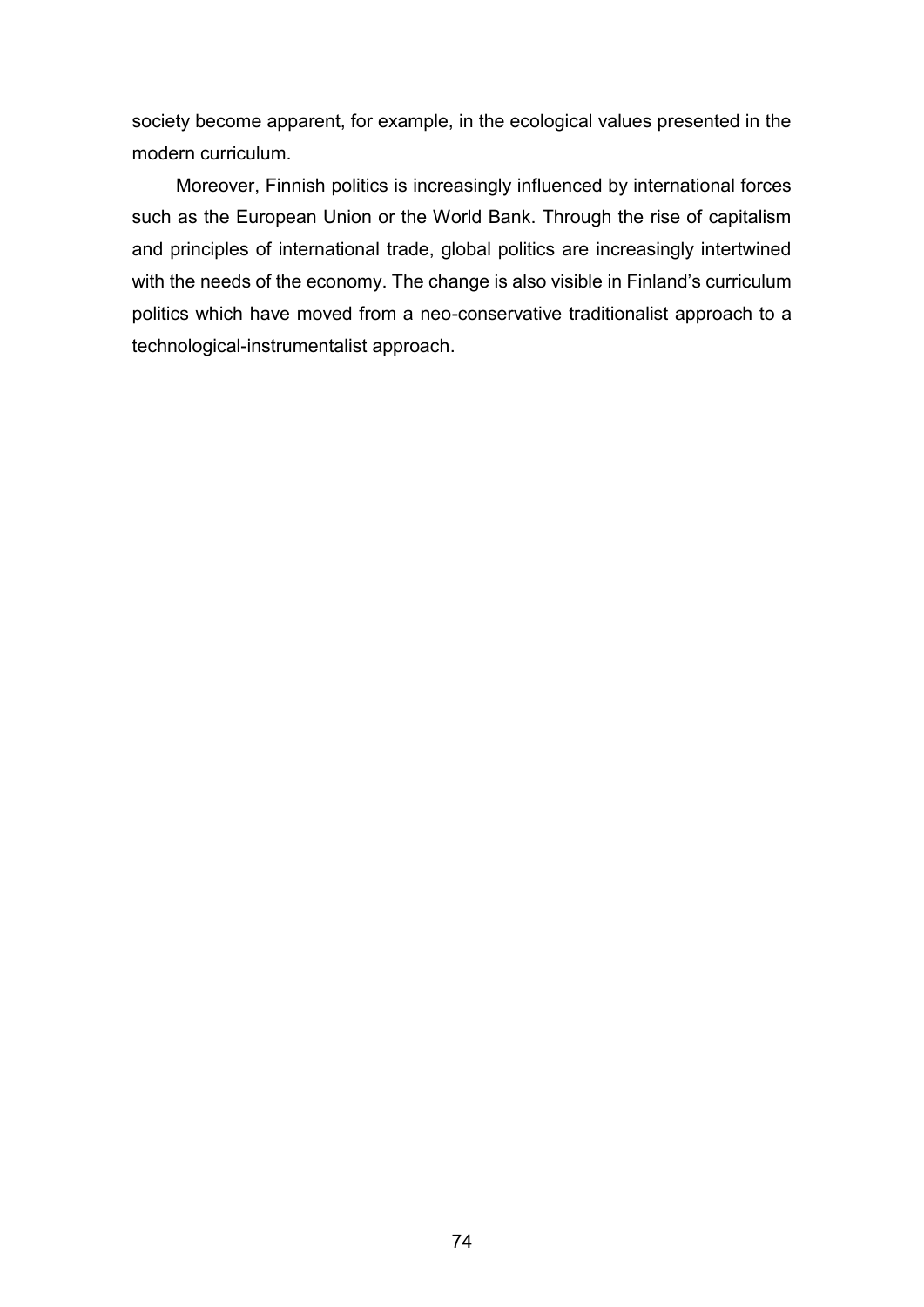society become apparent, for example, in the ecological values presented in the modern curriculum.

Moreover, Finnish politics is increasingly influenced by international forces such as the European Union or the World Bank. Through the rise of capitalism and principles of international trade, global politics are increasingly intertwined with the needs of the economy. The change is also visible in Finland's curriculum politics which have moved from a neo-conservative traditionalist approach to a technological-instrumentalist approach.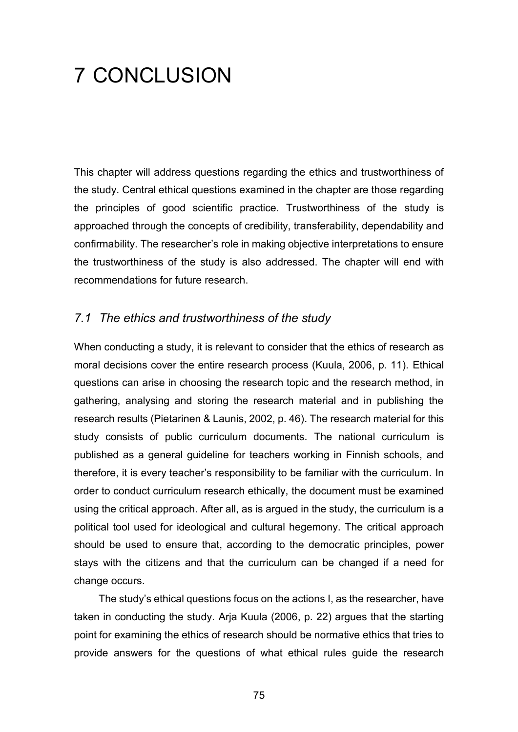# 7 CONCLUSION

This chapter will address questions regarding the ethics and trustworthiness of the study. Central ethical questions examined in the chapter are those regarding the principles of good scientific practice. Trustworthiness of the study is approached through the concepts of credibility, transferability, dependability and confirmability. The researcher's role in making objective interpretations to ensure the trustworthiness of the study is also addressed. The chapter will end with recommendations for future research.

## *7.1 The ethics and trustworthiness of the study*

When conducting a study, it is relevant to consider that the ethics of research as moral decisions cover the entire research process (Kuula, 2006, p. 11). Ethical questions can arise in choosing the research topic and the research method, in gathering, analysing and storing the research material and in publishing the research results (Pietarinen & Launis, 2002, p. 46). The research material for this study consists of public curriculum documents. The national curriculum is published as a general guideline for teachers working in Finnish schools, and therefore, it is every teacher's responsibility to be familiar with the curriculum. In order to conduct curriculum research ethically, the document must be examined using the critical approach. After all, as is argued in the study, the curriculum is a political tool used for ideological and cultural hegemony. The critical approach should be used to ensure that, according to the democratic principles, power stays with the citizens and that the curriculum can be changed if a need for change occurs.

The study's ethical questions focus on the actions I, as the researcher, have taken in conducting the study. Arja Kuula (2006, p. 22) argues that the starting point for examining the ethics of research should be normative ethics that tries to provide answers for the questions of what ethical rules guide the research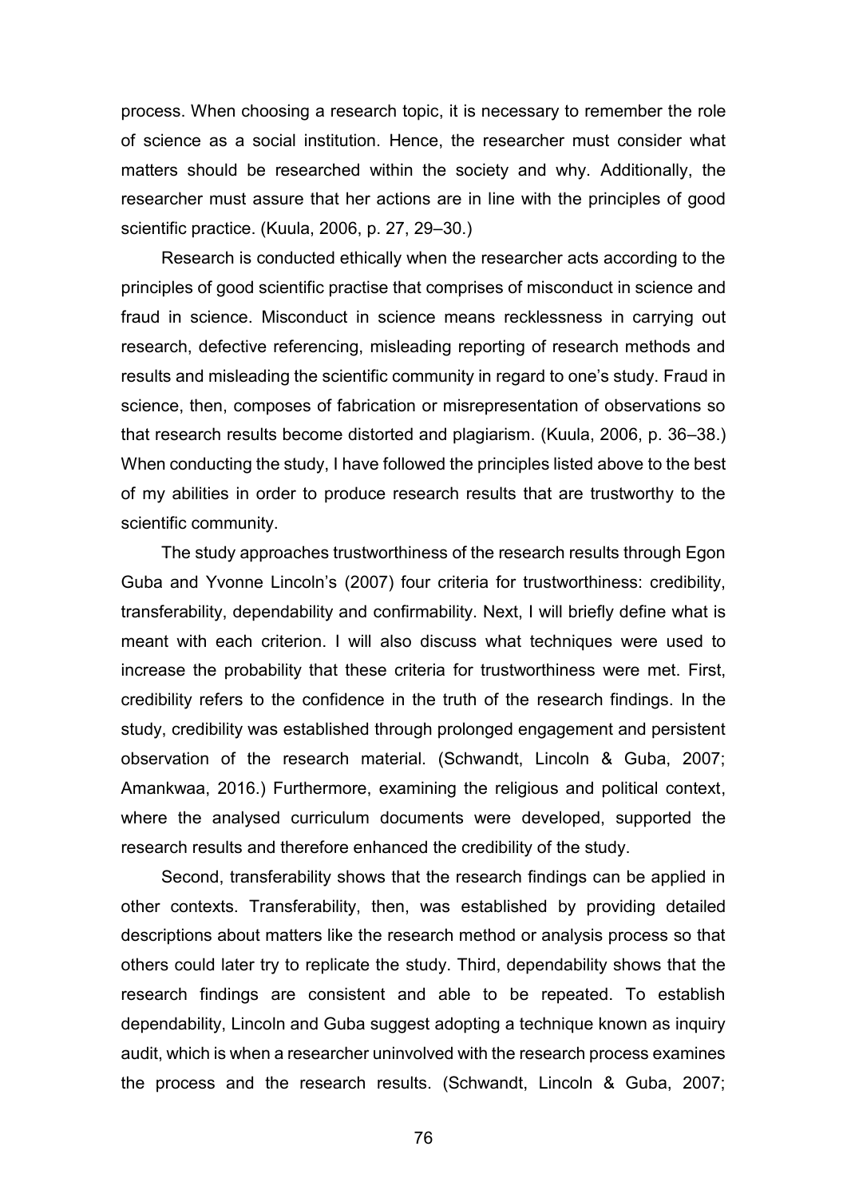process. When choosing a research topic, it is necessary to remember the role of science as a social institution. Hence, the researcher must consider what matters should be researched within the society and why. Additionally, the researcher must assure that her actions are in line with the principles of good scientific practice. (Kuula, 2006, p. 27, 29–30.)

Research is conducted ethically when the researcher acts according to the principles of good scientific practise that comprises of misconduct in science and fraud in science. Misconduct in science means recklessness in carrying out research, defective referencing, misleading reporting of research methods and results and misleading the scientific community in regard to one's study. Fraud in science, then, composes of fabrication or misrepresentation of observations so that research results become distorted and plagiarism. (Kuula, 2006, p. 36–38.) When conducting the study, I have followed the principles listed above to the best of my abilities in order to produce research results that are trustworthy to the scientific community.

The study approaches trustworthiness of the research results through Egon Guba and Yvonne Lincoln's (2007) four criteria for trustworthiness: credibility, transferability, dependability and confirmability. Next, I will briefly define what is meant with each criterion. I will also discuss what techniques were used to increase the probability that these criteria for trustworthiness were met. First, credibility refers to the confidence in the truth of the research findings. In the study, credibility was established through prolonged engagement and persistent observation of the research material. (Schwandt, Lincoln & Guba, 2007; Amankwaa, 2016.) Furthermore, examining the religious and political context, where the analysed curriculum documents were developed, supported the research results and therefore enhanced the credibility of the study.

Second, transferability shows that the research findings can be applied in other contexts. Transferability, then, was established by providing detailed descriptions about matters like the research method or analysis process so that others could later try to replicate the study. Third, dependability shows that the research findings are consistent and able to be repeated. To establish dependability, Lincoln and Guba suggest adopting a technique known as inquiry audit, which is when a researcher uninvolved with the research process examines the process and the research results. (Schwandt, Lincoln & Guba, 2007;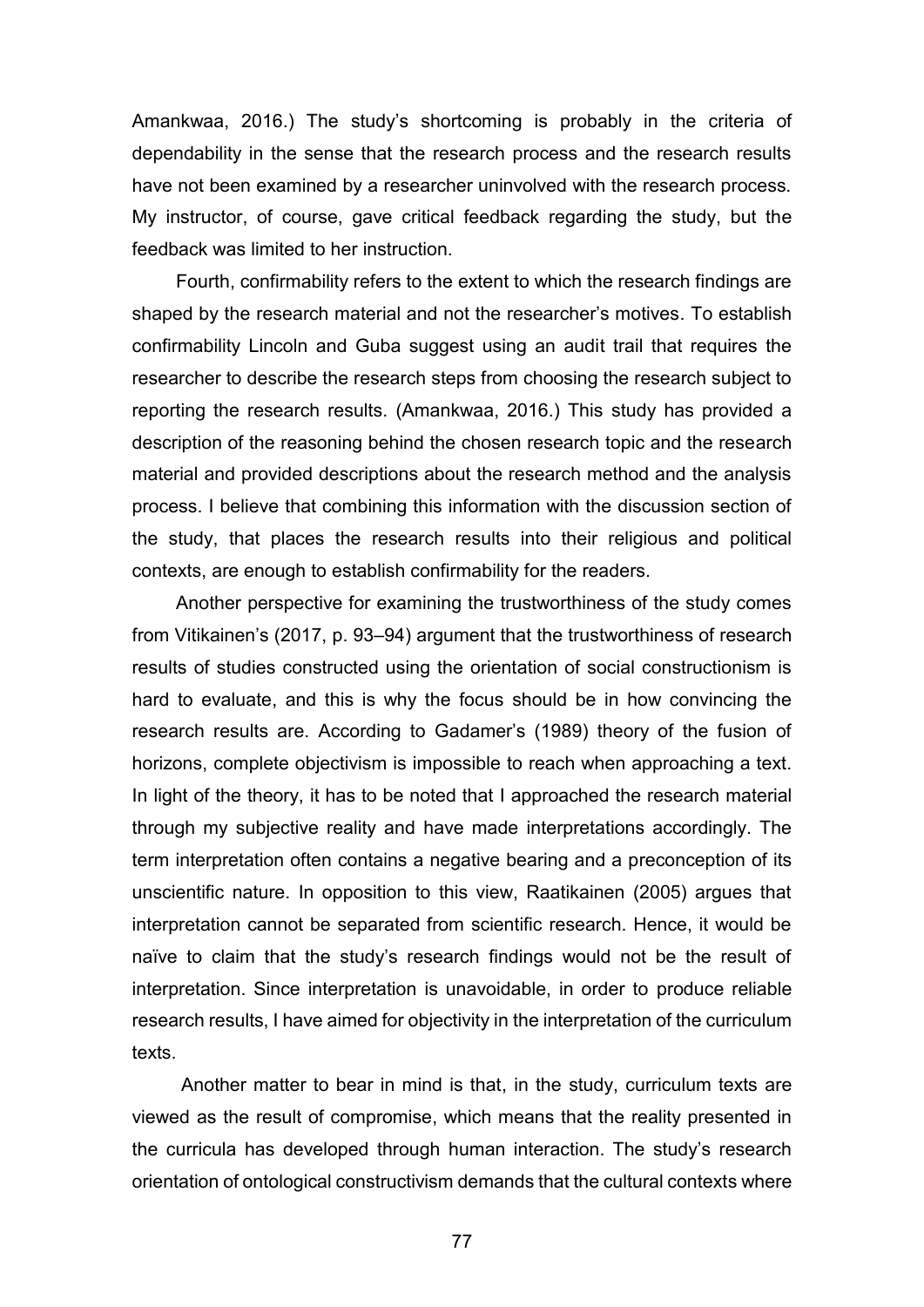Amankwaa, 2016.) The study's shortcoming is probably in the criteria of dependability in the sense that the research process and the research results have not been examined by a researcher uninvolved with the research process. My instructor, of course, gave critical feedback regarding the study, but the feedback was limited to her instruction.

Fourth, confirmability refers to the extent to which the research findings are shaped by the research material and not the researcher's motives. To establish confirmability Lincoln and Guba suggest using an audit trail that requires the researcher to describe the research steps from choosing the research subject to reporting the research results. (Amankwaa, 2016.) This study has provided a description of the reasoning behind the chosen research topic and the research material and provided descriptions about the research method and the analysis process. I believe that combining this information with the discussion section of the study, that places the research results into their religious and political contexts, are enough to establish confirmability for the readers.

Another perspective for examining the trustworthiness of the study comes from Vitikainen's (2017, p. 93–94) argument that the trustworthiness of research results of studies constructed using the orientation of social constructionism is hard to evaluate, and this is why the focus should be in how convincing the research results are. According to Gadamer's (1989) theory of the fusion of horizons, complete objectivism is impossible to reach when approaching a text. In light of the theory, it has to be noted that I approached the research material through my subjective reality and have made interpretations accordingly. The term interpretation often contains a negative bearing and a preconception of its unscientific nature. In opposition to this view, Raatikainen (2005) argues that interpretation cannot be separated from scientific research. Hence, it would be naïve to claim that the study's research findings would not be the result of interpretation. Since interpretation is unavoidable, in order to produce reliable research results, I have aimed for objectivity in the interpretation of the curriculum texts.

Another matter to bear in mind is that, in the study, curriculum texts are viewed as the result of compromise, which means that the reality presented in the curricula has developed through human interaction. The study's research orientation of ontological constructivism demands that the cultural contexts where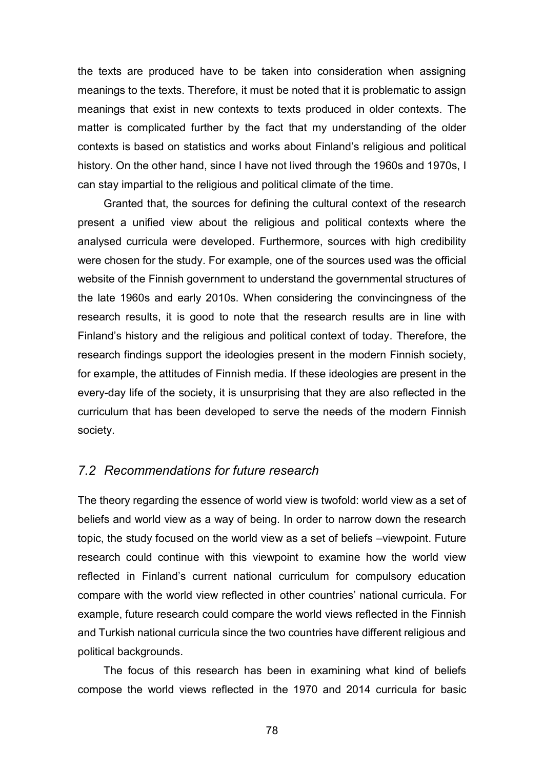the texts are produced have to be taken into consideration when assigning meanings to the texts. Therefore, it must be noted that it is problematic to assign meanings that exist in new contexts to texts produced in older contexts. The matter is complicated further by the fact that my understanding of the older contexts is based on statistics and works about Finland's religious and political history. On the other hand, since I have not lived through the 1960s and 1970s, I can stay impartial to the religious and political climate of the time.

Granted that, the sources for defining the cultural context of the research present a unified view about the religious and political contexts where the analysed curricula were developed. Furthermore, sources with high credibility were chosen for the study. For example, one of the sources used was the official website of the Finnish government to understand the governmental structures of the late 1960s and early 2010s. When considering the convincingness of the research results, it is good to note that the research results are in line with Finland's history and the religious and political context of today. Therefore, the research findings support the ideologies present in the modern Finnish society, for example, the attitudes of Finnish media. If these ideologies are present in the every-day life of the society, it is unsurprising that they are also reflected in the curriculum that has been developed to serve the needs of the modern Finnish society.

## *7.2 Recommendations for future research*

The theory regarding the essence of world view is twofold: world view as a set of beliefs and world view as a way of being. In order to narrow down the research topic, the study focused on the world view as a set of beliefs –viewpoint. Future research could continue with this viewpoint to examine how the world view reflected in Finland's current national curriculum for compulsory education compare with the world view reflected in other countries' national curricula. For example, future research could compare the world views reflected in the Finnish and Turkish national curricula since the two countries have different religious and political backgrounds.

The focus of this research has been in examining what kind of beliefs compose the world views reflected in the 1970 and 2014 curricula for basic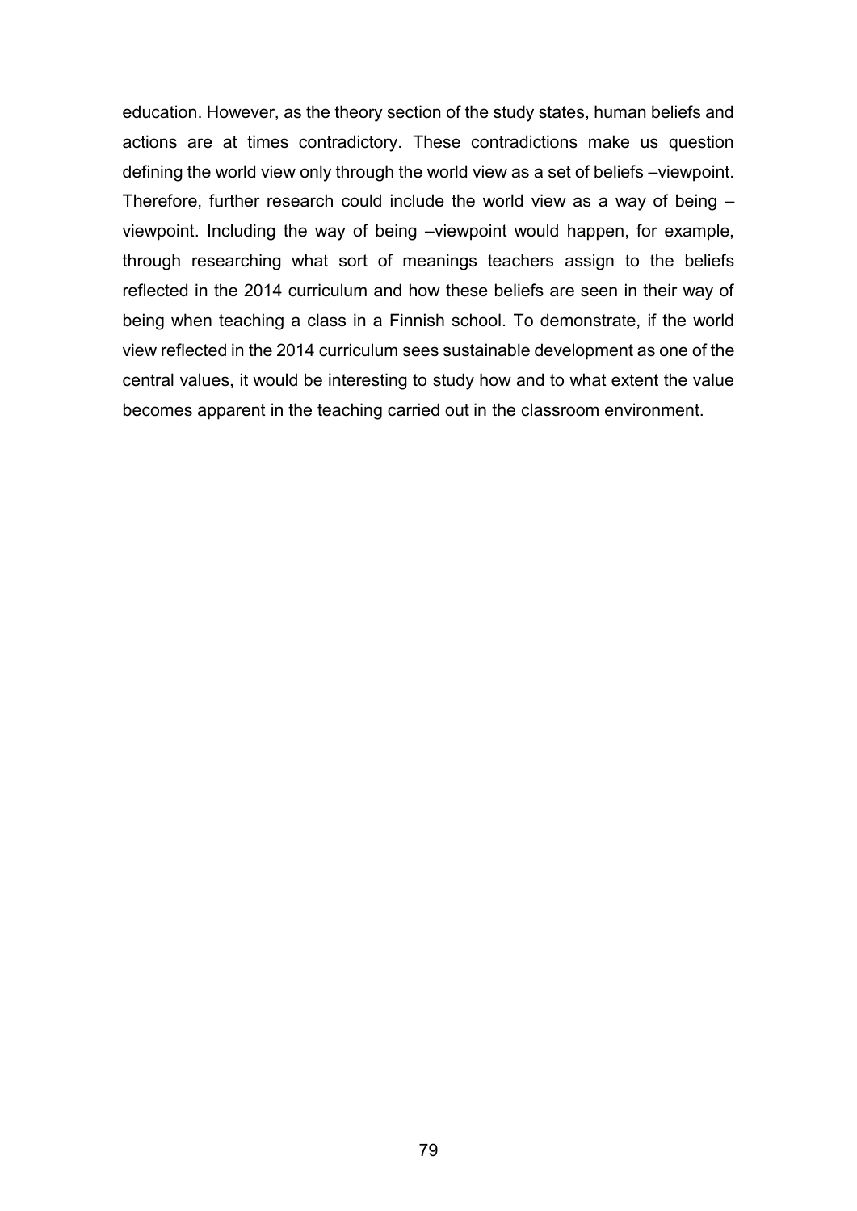education. However, as the theory section of the study states, human beliefs and actions are at times contradictory. These contradictions make us question defining the world view only through the world view as a set of beliefs –viewpoint. Therefore, further research could include the world view as a way of being –viewpoint. Including the way of being –viewpoint would happen, for example, through researching what sort of meanings teachers assign to the beliefs reflected in the 2014 curriculum and how these beliefs are seen in their way of being when teaching a class in a Finnish school. To demonstrate, if the world view reflected in the 2014 curriculum sees sustainable development as one of the central values, it would be interesting to study how and to what extent the value becomes apparent in the teaching carried out in the classroom environment.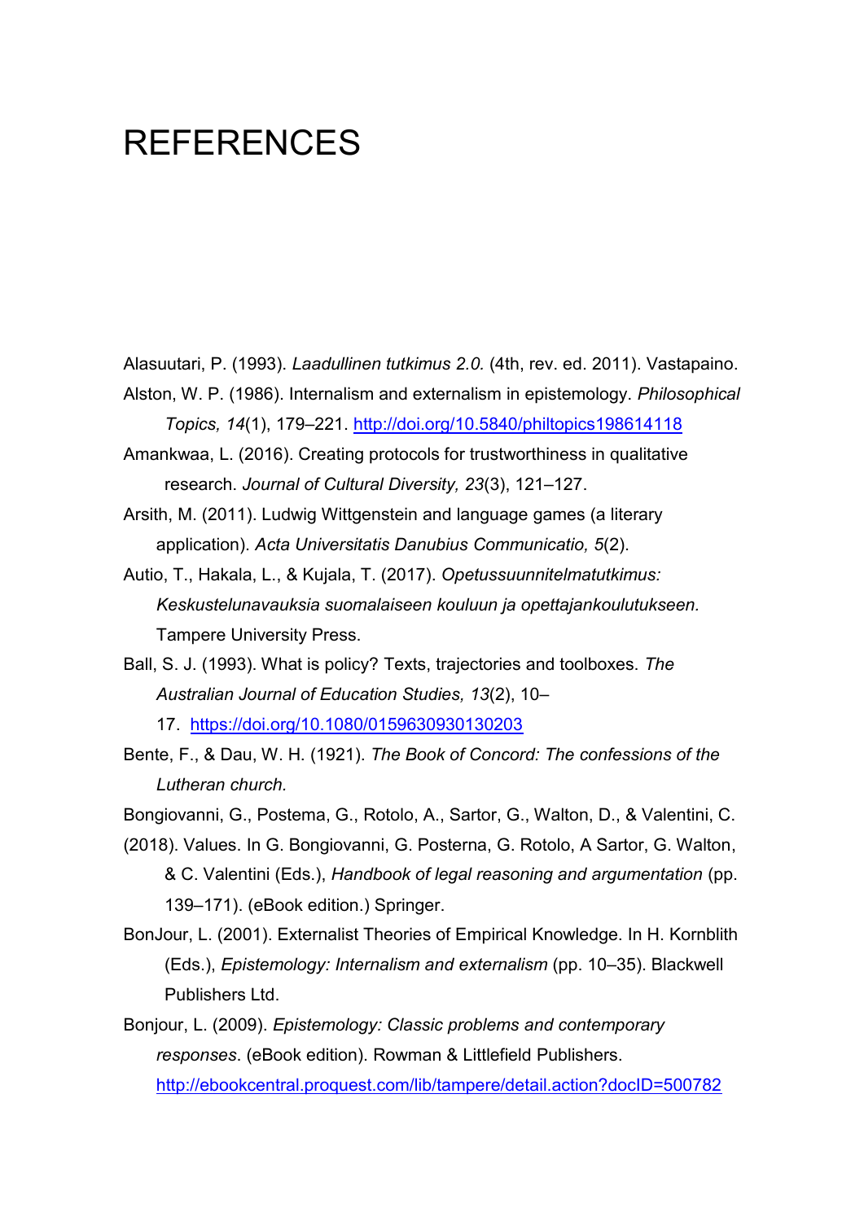# REFERENCES

Alasuutari, P. (1993). *Laadullinen tutkimus 2.0.* (4th, rev. ed. 2011). Vastapaino.

Alston, W. P. (1986). Internalism and externalism in epistemology. *Philosophical Topics, 14*(1), 179–221. http://doi.org/10.5840/philtopics198614118

Amankwaa, L. (2016). Creating protocols for trustworthiness in qualitative research. *Journal of Cultural Diversity, 23*(3), 121–127.

Arsith, M. (2011). Ludwig Wittgenstein and language games (a literary application). *Acta Universitatis Danubius Communicatio, 5*(2).

Autio, T., Hakala, L., & Kujala, T. (2017). *Opetussuunnitelmatutkimus: Keskustelunavauksia suomalaiseen kouluun ja opettajankoulutukseen.* Tampere University Press.

Ball, S. J. (1993). What is policy? Texts, trajectories and toolboxes. *The Australian Journal of Education Studies, 13*(2), 10–17. https://doi.org/10.1080/0159630930130203

Bente, F., & Dau, W. H. (1921). *The Book of Concord: The confessions of the Lutheran church.*

Bongiovanni, G., Postema, G., Rotolo, A., Sartor, G., Walton, D., & Valentini, C. (2018). Values. In G. Bongiovanni, G. Posterna, G. Rotolo, A Sartor, G. Walton, & C. Valentini (Eds.), *Handbook of legal reasoning and argumentation* (pp. 139–171). (eBook edition.) Springer.

BonJour, L. (2001). Externalist Theories of Empirical Knowledge. In H. Kornblith (Eds.), *Epistemology: Internalism and externalism* (pp. 10–35). Blackwell Publishers Ltd.

Bonjour, L. (2009). *Epistemology: Classic problems and contemporary responses*. (eBook edition). Rowman & Littlefield Publishers. http://ebookcentral.proquest.com/lib/tampere/detail.action?docID=500782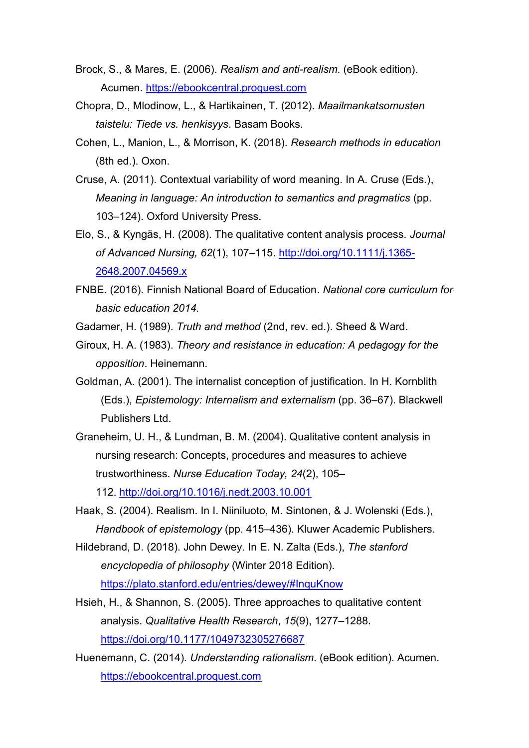Brock, S., & Mares, E. (2006). *Realism and anti-realism*. (eBook edition). Acumen. https://ebookcentral.proquest.com

Chopra, D., Mlodinow, L., & Hartikainen, T. (2012). *Maailmankatsomusten taistelu: Tiede vs. henkisyys*. Basam Books.

Cohen, L., Manion, L., & Morrison, K. (2018). *Research methods in education* (8th ed.). Oxon.

Cruse, A. (2011). Contextual variability of word meaning. In A. Cruse (Eds.), *Meaning in language: An introduction to semantics and pragmatics* (pp. 103–124). Oxford University Press.

Elo, S., & Kyngäs, H. (2008). The qualitative content analysis process. *Journal of Advanced Nursing, 62*(1), 107–115. http://doi.org/10.1111/j.1365-2648.2007.04569.x

FNBE. (2016). Finnish National Board of Education. *National core curriculum for basic education 2014.*

Gadamer, H. (1989). *Truth and method* (2nd, rev. ed.). Sheed & Ward.

Giroux, H. A. (1983). *Theory and resistance in education: A pedagogy for the opposition*. Heinemann.

Goldman, A. (2001). The internalist conception of justification. In H. Kornblith (Eds.), *Epistemology: Internalism and externalism* (pp. 36–67). Blackwell Publishers Ltd.

Graneheim, U. H., & Lundman, B. M. (2004). Qualitative content analysis in nursing research: Concepts, procedures and measures to achieve trustworthiness. *Nurse Education Today, 24*(2), 105–112. http://doi.org/10.1016/j.nedt.2003.10.001

Haak, S. (2004). Realism. In I. Niiniluoto, M. Sintonen, & J. Wolenski (Eds.), *Handbook of epistemology* (pp. 415–436). Kluwer Academic Publishers.

Hildebrand, D. (2018). John Dewey. In E. N. Zalta (Eds.), *The stanford encyclopedia of philosophy* (Winter 2018 Edition). https://plato.stanford.edu/entries/dewey/#InquKnow

Hsieh, H., & Shannon, S. (2005). Three approaches to qualitative content analysis. *Qualitative Health Research*, *15*(9), 1277–1288. https://doi.org/10.1177/1049732305276687

Huenemann, C. (2014). *Understanding rationalism*. (eBook edition). Acumen. https://ebookcentral.proquest.com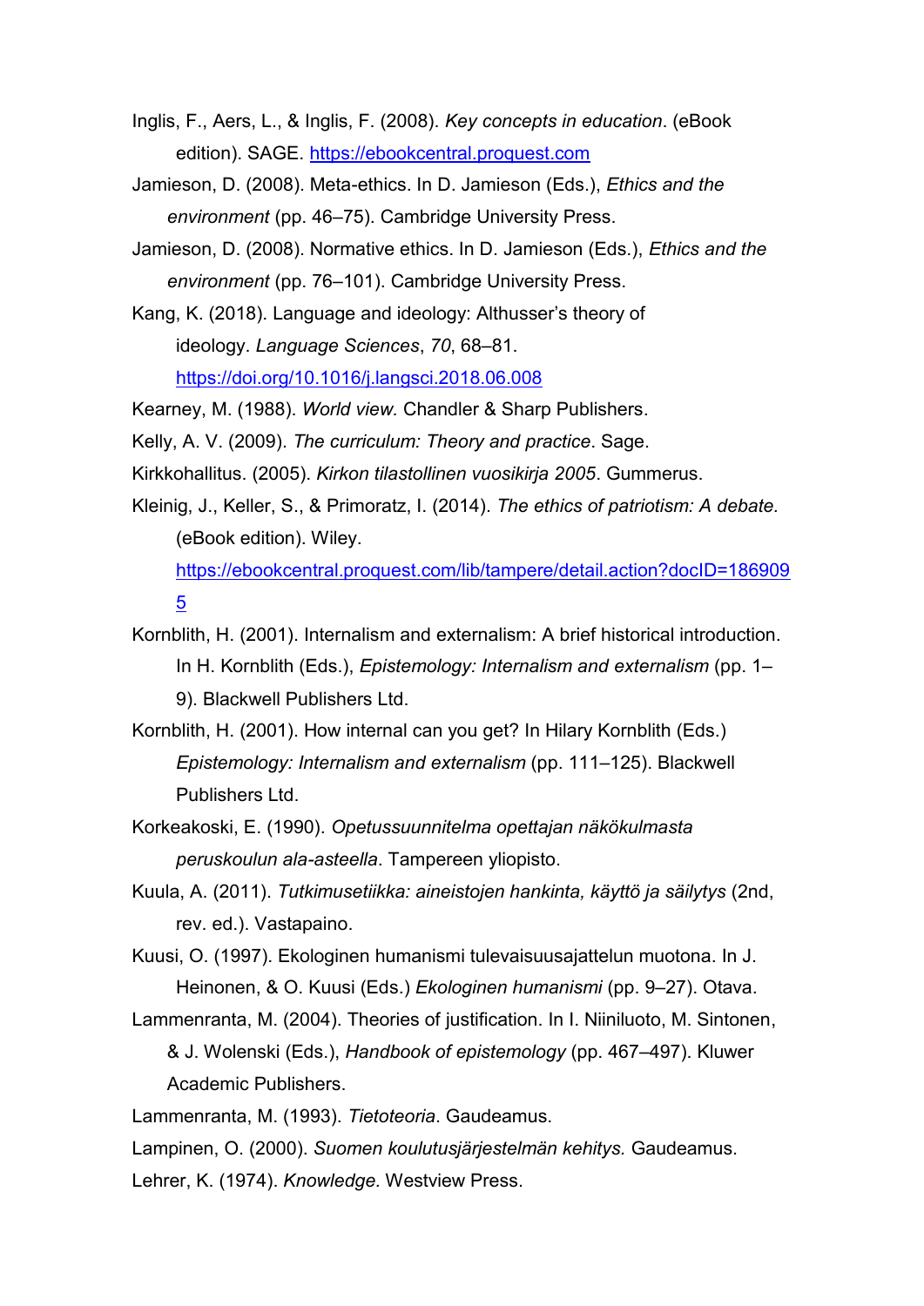Inglis, F., Aers, L., & Inglis, F. (2008). *Key concepts in education*. (eBook edition). SAGE. https://ebookcentral.proquest.com

Jamieson, D. (2008). Meta-ethics. In D. Jamieson (Eds.), *Ethics and the environment* (pp. 46–75). Cambridge University Press.

Jamieson, D. (2008). Normative ethics. In D. Jamieson (Eds.), *Ethics and the environment* (pp. 76–101). Cambridge University Press.

Kang, K. (2018). Language and ideology: Althusser's theory of ideology. *Language Sciences*, *70*, 68–81. https://doi.org/10.1016/j.langsci.2018.06.008

Kearney, M. (1988). *World view.* Chandler & Sharp Publishers.

Kelly, A. V. (2009). *The curriculum: Theory and practice*. Sage.

Kirkkohallitus. (2005). *Kirkon tilastollinen vuosikirja 2005*. Gummerus.

Kleinig, J., Keller, S., & Primoratz, I. (2014). *The ethics of patriotism: A debate.* (eBook edition). Wiley. https://ebookcentral.proquest.com/lib/tampere/detail.action?docID=1869095

Kornblith, H. (2001). Internalism and externalism: A brief historical introduction. In H. Kornblith (Eds.), *Epistemology: Internalism and externalism* (pp. 1–9). Blackwell Publishers Ltd.

Kornblith, H. (2001). How internal can you get? In Hilary Kornblith (Eds.) *Epistemology: Internalism and externalism* (pp. 111–125). Blackwell Publishers Ltd.

Korkeakoski, E. (1990). *Opetussuunnitelma opettajan näkökulmasta peruskoulun ala-asteella*. Tampereen yliopisto.

Kuula, A. (2011). *Tutkimusetiikka: aineistojen hankinta, käyttö ja säilytys* (2nd, rev. ed.). Vastapaino.

Kuusi, O. (1997). Ekologinen humanismi tulevaisuusajattelun muotona. In J. Heinonen, & O. Kuusi (Eds.) *Ekologinen humanismi* (pp. 9–27). Otava.

Lammenranta, M. (2004). Theories of justification. In I. Niiniluoto, M. Sintonen, & J. Wolenski (Eds.), *Handbook of epistemology* (pp. 467–497). Kluwer Academic Publishers.

Lammenranta, M. (1993). *Tietoteoria*. Gaudeamus.

Lampinen, O. (2000). *Suomen koulutusjärjestelmän kehitys.* Gaudeamus.

Lehrer, K. (1974). *Knowledge.* Westview Press.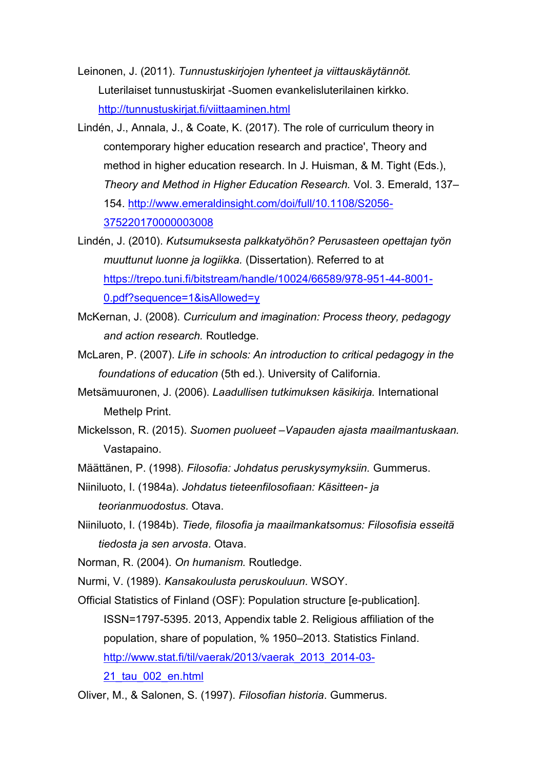Leinonen, J. (2011). *Tunnustuskirjojen lyhenteet ja viittauskäytännöt.* Luterilaiset tunnustuskirjat -Suomen evankelisluterilainen kirkko. http://tunnustuskirjat.fi/viittaaminen.html

Lindén, J., Annala, J., & Coate, K. (2017). The role of curriculum theory in contemporary higher education research and practice', Theory and method in higher education research. In J. Huisman, & M. Tight (Eds.), *Theory and Method in Higher Education Research.* Vol. 3. Emerald, 137–154. http://www.emeraldinsight.com/doi/full/10.1108/S2056-375220170000003008

Lindén, J. (2010). *Kutsumuksesta palkkatyöhön? Perusasteen opettajan työn muuttunut luonne ja logiikka.* (Dissertation). Referred to at https://trepo.tuni.fi/bitstream/handle/10024/66589/978-951-44-8001-0.pdf?sequence=1&isAllowed=y

McKernan, J. (2008). *Curriculum and imagination: Process theory, pedagogy and action research.* Routledge.

McLaren, P. (2007). *Life in schools: An introduction to critical pedagogy in the foundations of education* (5th ed.). University of California.

Metsämuuronen, J. (2006). *Laadullisen tutkimuksen käsikirja.* International Methelp Print.

Mickelsson, R. (2015). *Suomen puolueet –Vapauden ajasta maailmantuskaan.* Vastapaino.

Määttänen, P. (1998). *Filosofia: Johdatus peruskysymyksiin.* Gummerus.

Niiniluoto, I. (1984a). *Johdatus tieteenfilosofiaan: Käsitteen- ja teorianmuodostus.* Otava.

Niiniluoto, I. (1984b). *Tiede, filosofia ja maailmankatsomus: Filosofisia esseitä tiedosta ja sen arvosta*. Otava.

Norman, R. (2004). *On humanism.* Routledge.

Nurmi, V. (1989). *Kansakoulusta peruskouluun.* WSOY.

Official Statistics of Finland (OSF): Population structure [e-publication]. ISSN=1797-5395. 2013, Appendix table 2. Religious affiliation of the population, share of population, % 1950–2013. Statistics Finland. http://www.stat.fi/til/vaerak/2013/vaerak_2013_2014-03-21_tau_002_en.html

Oliver, M., & Salonen, S. (1997). *Filosofian historia*. Gummerus.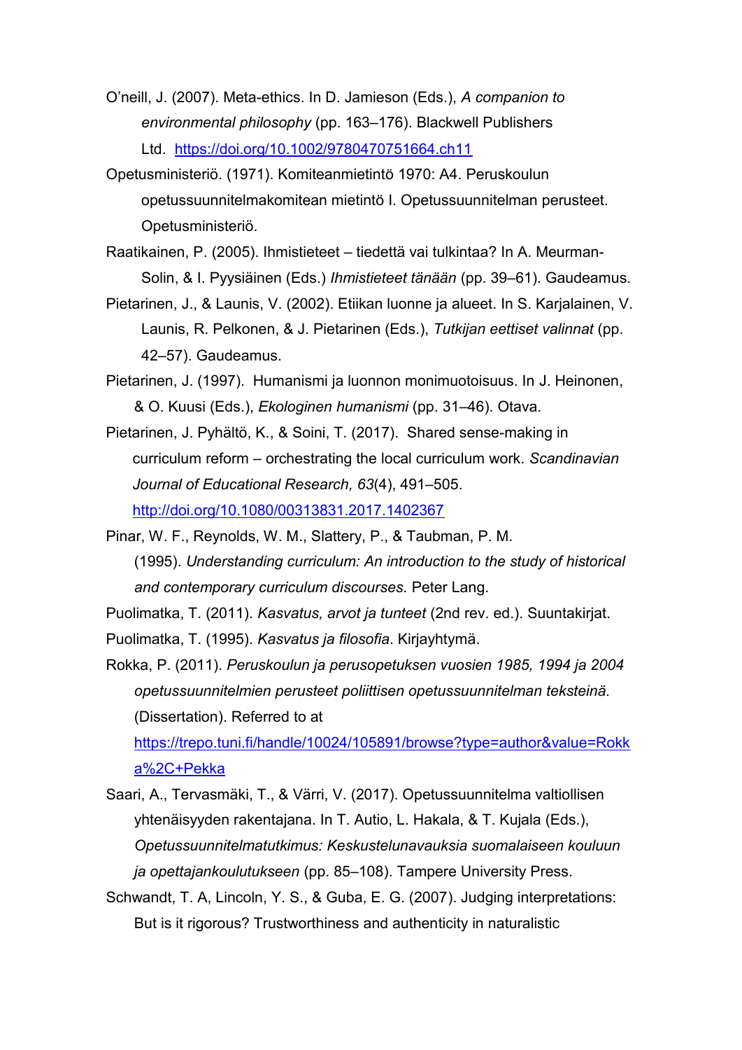O'neill, J. (2007). Meta-ethics. In D. Jamieson (Eds.), *A companion to environmental philosophy* (pp. 163–176). Blackwell Publishers Ltd. https://doi.org/10.1002/9780470751664.ch11

Opetusministeriö. (1971). Komiteanmietintö 1970: A4. Peruskoulun opetussuunnitelmakomitean mietintö I. Opetussuunnitelman perusteet. Opetusministeriö.

Raatikainen, P. (2005). Ihmistieteet – tiedettä vai tulkintaa? In A. Meurman-Solin, & I. Pyysiäinen (Eds.) *Ihmistieteet tänään* (pp. 39–61). Gaudeamus.

Pietarinen, J., & Launis, V. (2002). Etiikan luonne ja alueet. In S. Karjalainen, V. Launis, R. Pelkonen, & J. Pietarinen (Eds.), *Tutkijan eettiset valinnat* (pp. 42–57). Gaudeamus.

Pietarinen, J. (1997). Humanismi ja luonnon monimuotoisuus. In J. Heinonen, & O. Kuusi (Eds.), *Ekologinen humanismi* (pp. 31–46). Otava.

Pietarinen, J. Pyhältö, K., & Soini, T. (2017). Shared sense-making in curriculum reform – orchestrating the local curriculum work. *Scandinavian Journal of Educational Research, 63*(4), 491–505. http://doi.org/10.1080/00313831.2017.1402367

Pinar, W. F., Reynolds, W. M., Slattery, P., & Taubman, P. M. (1995). *Understanding curriculum: An introduction to the study of historical and contemporary curriculum discourses.* Peter Lang.

Puolimatka, T. (2011). *Kasvatus, arvot ja tunteet* (2nd rev. ed.). Suuntakirjat.

Puolimatka, T. (1995). *Kasvatus ja filosofia*. Kirjayhtymä.

Rokka, P. (2011). *Peruskoulun ja perusopetuksen vuosien 1985, 1994 ja 2004 opetussuunnitelmien perusteet poliittisen opetussuunnitelman teksteinä.* (Dissertation). Referred to at https://trepo.tuni.fi/handle/10024/105891/browse?type=author&value=Rokka%2C+Pekka

Saari, A., Tervasmäki, T., & Värri, V. (2017). Opetussuunnitelma valtiollisen yhtenäisyyden rakentajana. In T. Autio, L. Hakala, & T. Kujala (Eds.), *Opetussuunnitelmatutkimus: Keskustelunavauksia suomalaiseen kouluun ja opettajankoulutukseen* (pp. 85–108). Tampere University Press.

Schwandt, T. A, Lincoln, Y. S., & Guba, E. G. (2007). Judging interpretations: But is it rigorous? Trustworthiness and authenticity in naturalistic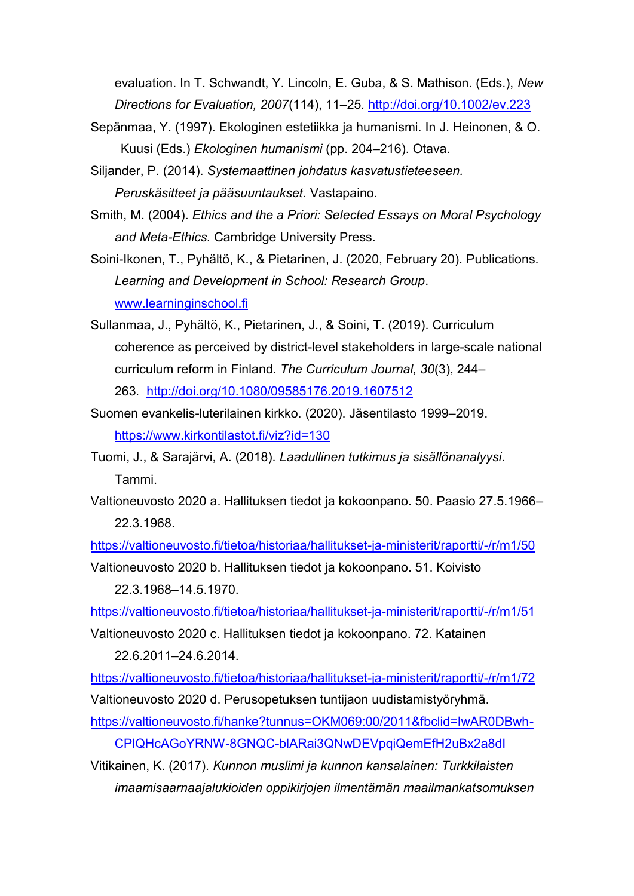evaluation. In T. Schwandt, Y. Lincoln, E. Guba, & S. Mathison. (Eds.), *New Directions for Evaluation, 2007*(114), 11–25. http://doi.org/10.1002/ev.223

Sepänmaa, Y. (1997). Ekologinen estetiikka ja humanismi. In J. Heinonen, & O. Kuusi (Eds.) *Ekologinen humanismi* (pp. 204–216). Otava.

Siljander, P. (2014). *Systemaattinen johdatus kasvatustieteeseen. Peruskäsitteet ja pääsuuntaukset.* Vastapaino.

Smith, M. (2004). *Ethics and the a Priori: Selected Essays on Moral Psychology and Meta-Ethics.* Cambridge University Press.

Soini-Ikonen, T., Pyhältö, K., & Pietarinen, J. (2020, February 20). Publications. *Learning and Development in School: Research Group*. www.learninginschool.fi

Sullanmaa, J., Pyhältö, K., Pietarinen, J., & Soini, T. (2019). Curriculum coherence as perceived by district-level stakeholders in large-scale national curriculum reform in Finland. *The Curriculum Journal, 30*(3), 244–263. http://doi.org/10.1080/09585176.2019.1607512

Suomen evankelis-luterilainen kirkko. (2020). Jäsentilasto 1999–2019. https://www.kirkontilastot.fi/viz?id=130

Tuomi, J., & Sarajärvi, A. (2018). *Laadullinen tutkimus ja sisällönanalyysi*. Tammi.

Valtioneuvosto 2020 a. Hallituksen tiedot ja kokoonpano. 50. Paasio 27.5.1966–22.3.1968.
https://valtioneuvosto.fi/tietoa/historiaa/hallitukset-ja-ministerit/raportti/-/r/m1/50

Valtioneuvosto 2020 b. Hallituksen tiedot ja kokoonpano. 51. Koivisto 22.3.1968–14.5.1970.
https://valtioneuvosto.fi/tietoa/historiaa/hallitukset-ja-ministerit/raportti/-/r/m1/51

Valtioneuvosto 2020 c. Hallituksen tiedot ja kokoonpano. 72. Katainen 22.6.2011–24.6.2014.
https://valtioneuvosto.fi/tietoa/historiaa/hallitukset-ja-ministerit/raportti/-/r/m1/72

Valtioneuvosto 2020 d. Perusopetuksen tuntijaon uudistamistyöryhmä.
https://valtioneuvosto.fi/hanke?tunnus=OKM069:00/2011&fbclid=IwAR0DBwh-CPlQHcAGoYRNW-8GNQC-bIARai3QNwDEVpqiQemEfH2uBx2a8dI

Vitikainen, K. (2017). *Kunnon muslimi ja kunnon kansalainen: Turkkilaisten imaamisaarnaajalukioiden oppikirjojen ilmentämän maailmankatsomuksen*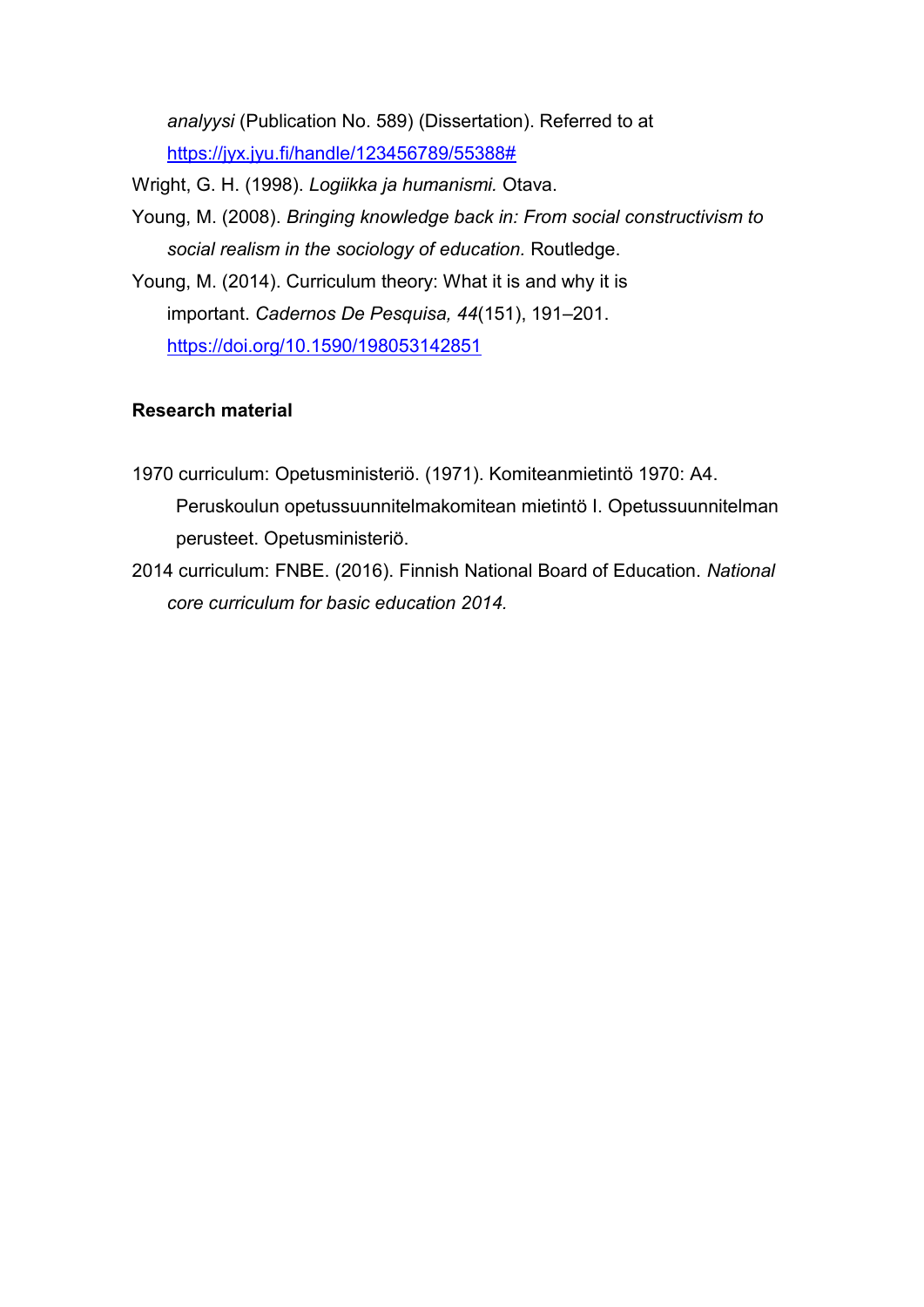*analyysi* (Publication No. 589) (Dissertation). Referred to at https://jyx.jyu.fi/handle/123456789/55388#

Wright, G. H. (1998). *Logiikka ja humanismi.* Otava.

Young, M. (2008). *Bringing knowledge back in: From social constructivism to social realism in the sociology of education.* Routledge.

Young, M. (2014). Curriculum theory: What it is and why it is important. *Cadernos De Pesquisa, 44*(151), 191–201. https://doi.org/10.1590/198053142851

**Research material**

1970 curriculum: Opetusministeriö. (1971). Komiteanmietintö 1970: A4. Peruskoulun opetussuunnitelmakomitean mietintö I. Opetussuunnitelman perusteet. Opetusministeriö.

2014 curriculum: FNBE. (2016). Finnish National Board of Education. *National core curriculum for basic education 2014.*